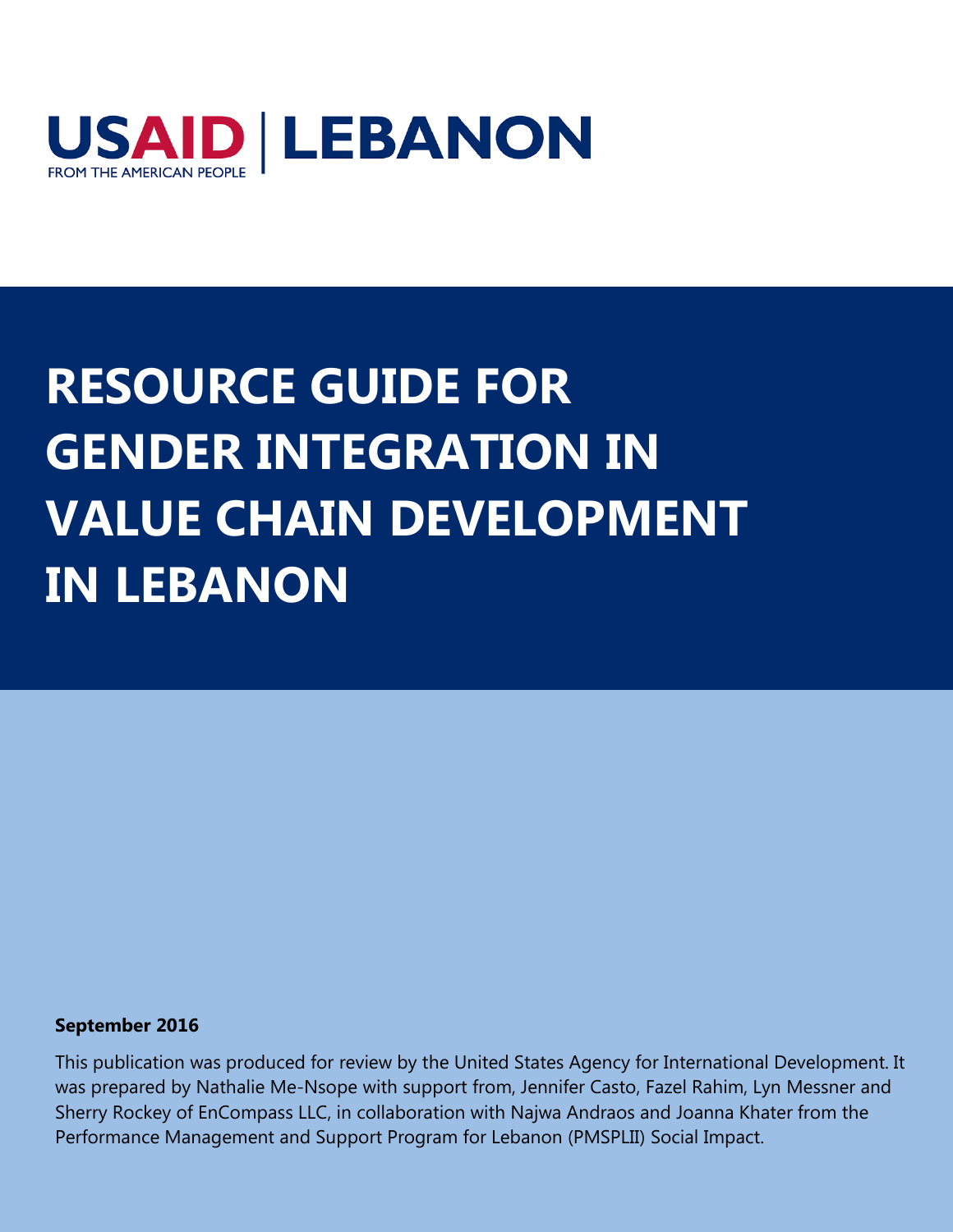USAID | LEBANON

FROM THE AMERICAN PEOPLE

# RESOURCE GUIDE FOR GENDER INTEGRATION IN VALUE CHAIN DEVELOPMENT IN LEBANON

**September 2016**

This publication was produced for review by the United States Agency for International Development. It was prepared by Nathalie Me-Nsope with support from, Jennifer Casto, Fazel Rahim, Lyn Messner and Sherry Rockey of EnCompass LLC, in collaboration with Najwa Andraos and Joanna Khater from the Performance Management and Support Program for Lebanon (PMSPLII) Social Impact.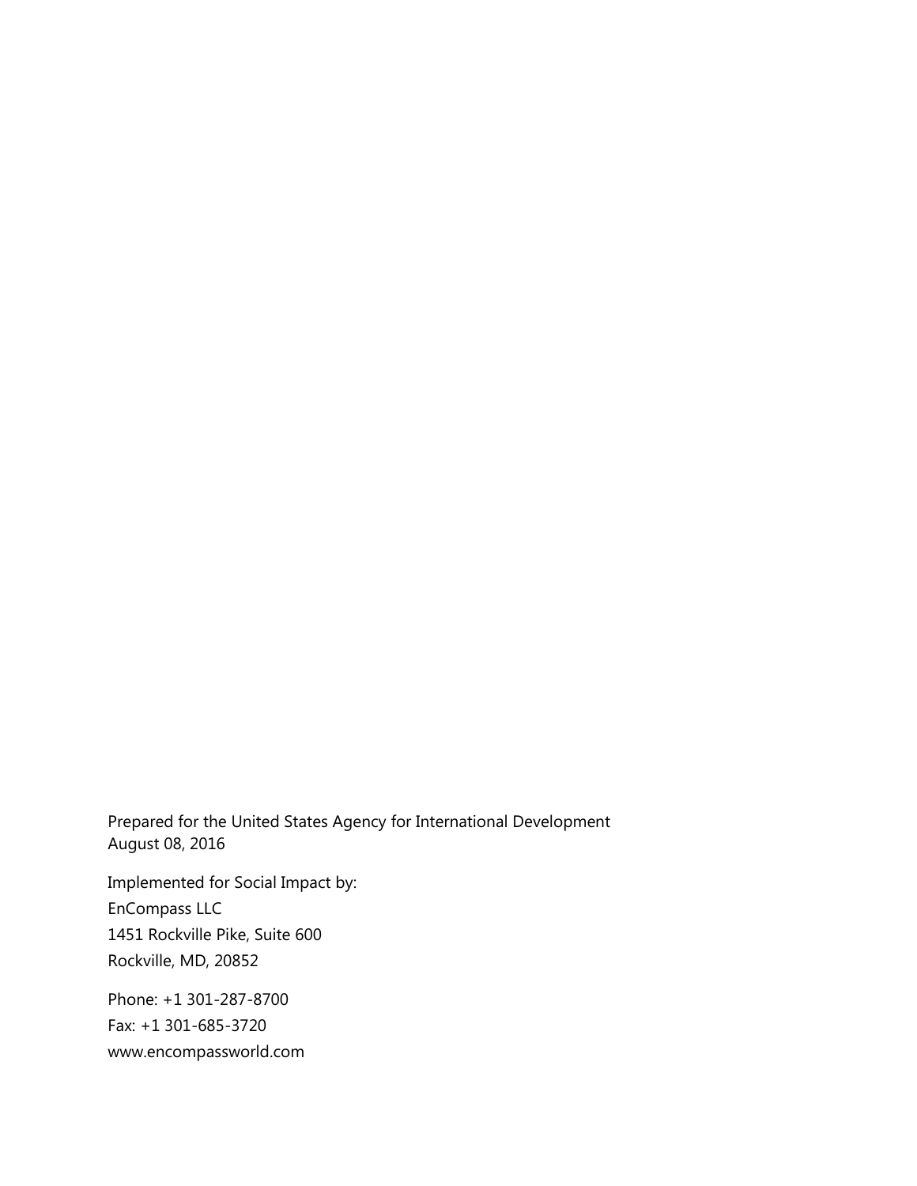Prepared for the United States Agency for International Development
August 08, 2016

Implemented for Social Impact by:
EnCompass LLC
1451 Rockville Pike, Suite 600
Rockville, MD, 20852

Phone: +1 301-287-8700
Fax: +1 301-685-3720
www.encompassworld.com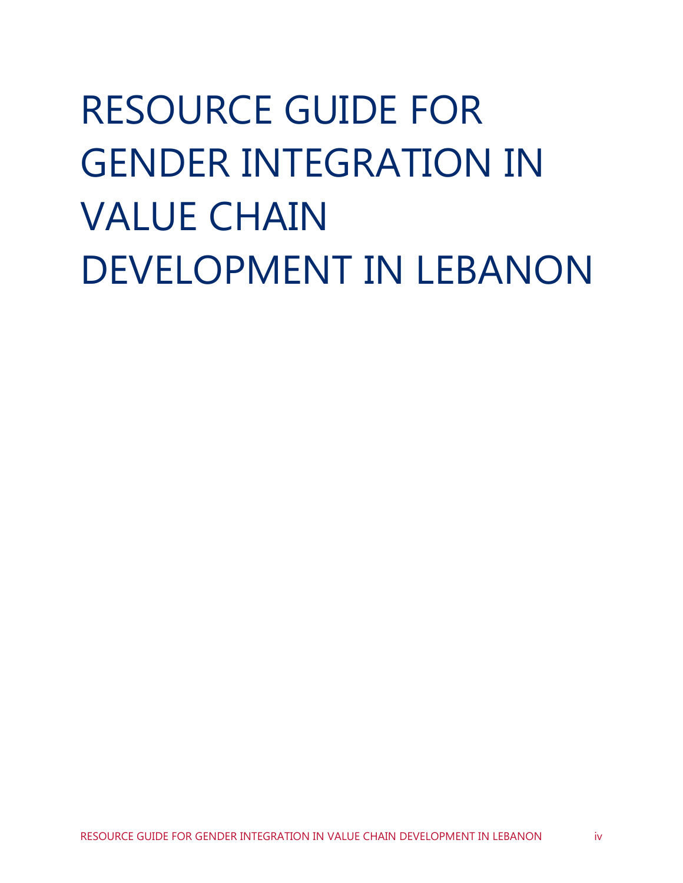# RESOURCE GUIDE FOR GENDER INTEGRATION IN VALUE CHAIN DEVELOPMENT IN LEBANON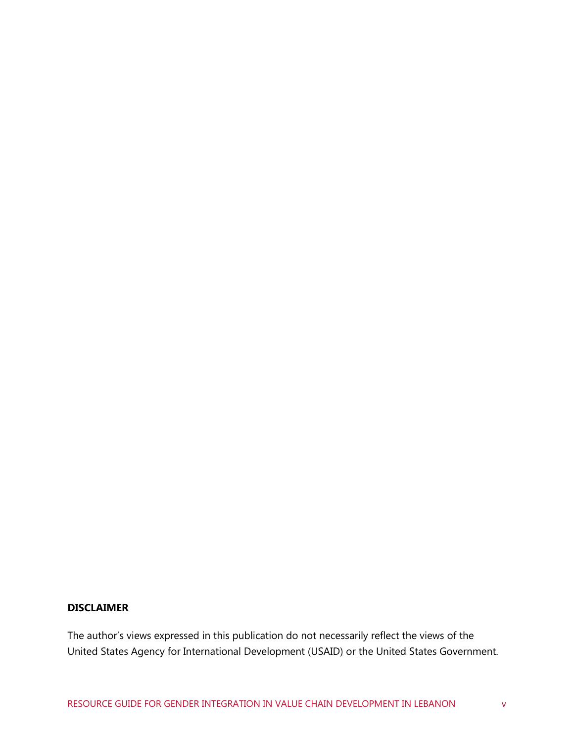**DISCLAIMER**

The author's views expressed in this publication do not necessarily reflect the views of the United States Agency for International Development (USAID) or the United States Government.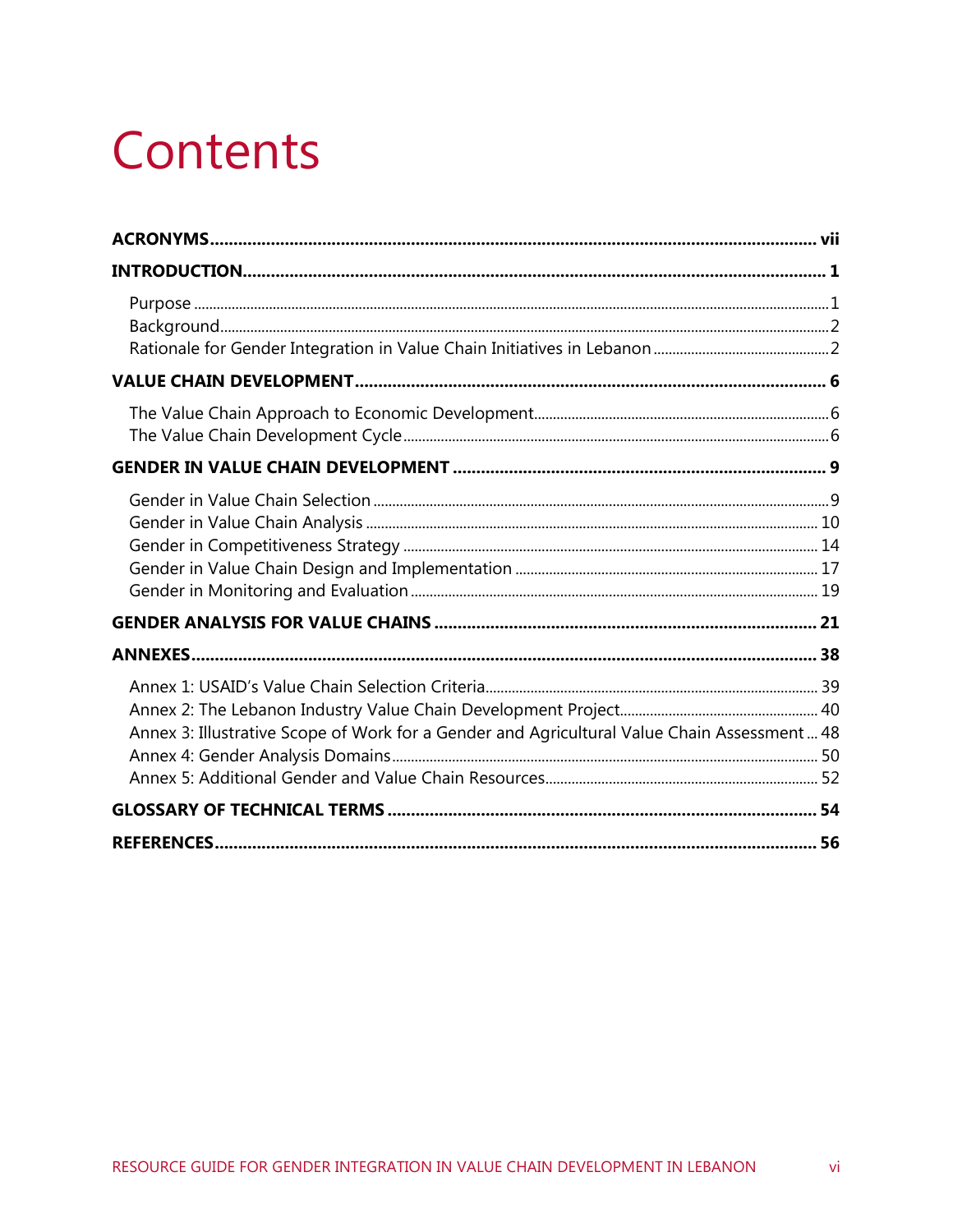# Contents

**ACRONYMS** ..... **vii**

**INTRODUCTION** ..... **1**

- Purpose ..... 1
- Background ..... 2
- Rationale for Gender Integration in Value Chain Initiatives in Lebanon ..... 2

**VALUE CHAIN DEVELOPMENT** ..... **6**

- The Value Chain Approach to Economic Development ..... 6
- The Value Chain Development Cycle ..... 6

**GENDER IN VALUE CHAIN DEVELOPMENT** ..... **9**

- Gender in Value Chain Selection ..... 9
- Gender in Value Chain Analysis ..... 10
- Gender in Competitiveness Strategy ..... 14
- Gender in Value Chain Design and Implementation ..... 17
- Gender in Monitoring and Evaluation ..... 19

**GENDER ANALYSIS FOR VALUE CHAINS** ..... **21**

**ANNEXES** ..... **38**

- Annex 1: USAID's Value Chain Selection Criteria ..... 39
- Annex 2: The Lebanon Industry Value Chain Development Project ..... 40
- Annex 3: Illustrative Scope of Work for a Gender and Agricultural Value Chain Assessment ..... 48
- Annex 4: Gender Analysis Domains ..... 50
- Annex 5: Additional Gender and Value Chain Resources ..... 52

**GLOSSARY OF TECHNICAL TERMS** ..... **54**

**REFERENCES** ..... **56**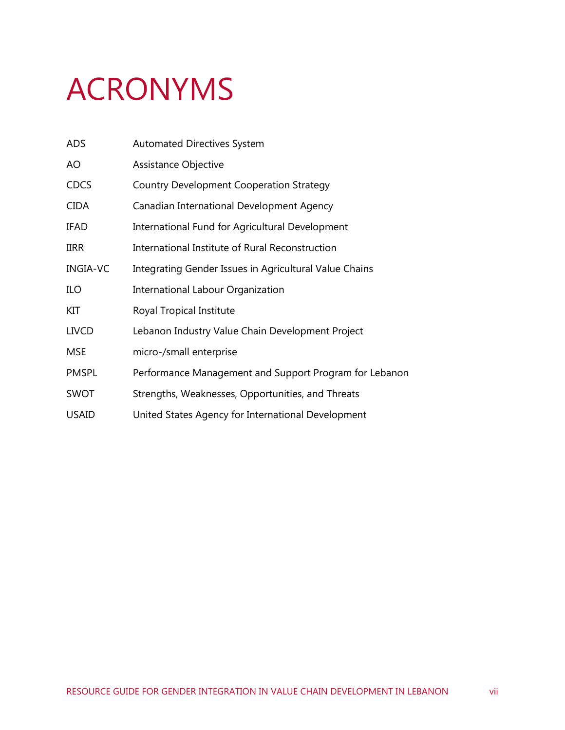# ACRONYMS

| | |
|---|---|
| ADS | Automated Directives System |
| AO | Assistance Objective |
| CDCS | Country Development Cooperation Strategy |
| CIDA | Canadian International Development Agency |
| IFAD | International Fund for Agricultural Development |
| IIRR | International Institute of Rural Reconstruction |
| INGIA-VC | Integrating Gender Issues in Agricultural Value Chains |
| ILO | International Labour Organization |
| KIT | Royal Tropical Institute |
| LIVCD | Lebanon Industry Value Chain Development Project |
| MSE | micro-/small enterprise |
| PMSPL | Performance Management and Support Program for Lebanon |
| SWOT | Strengths, Weaknesses, Opportunities, and Threats |
| USAID | United States Agency for International Development |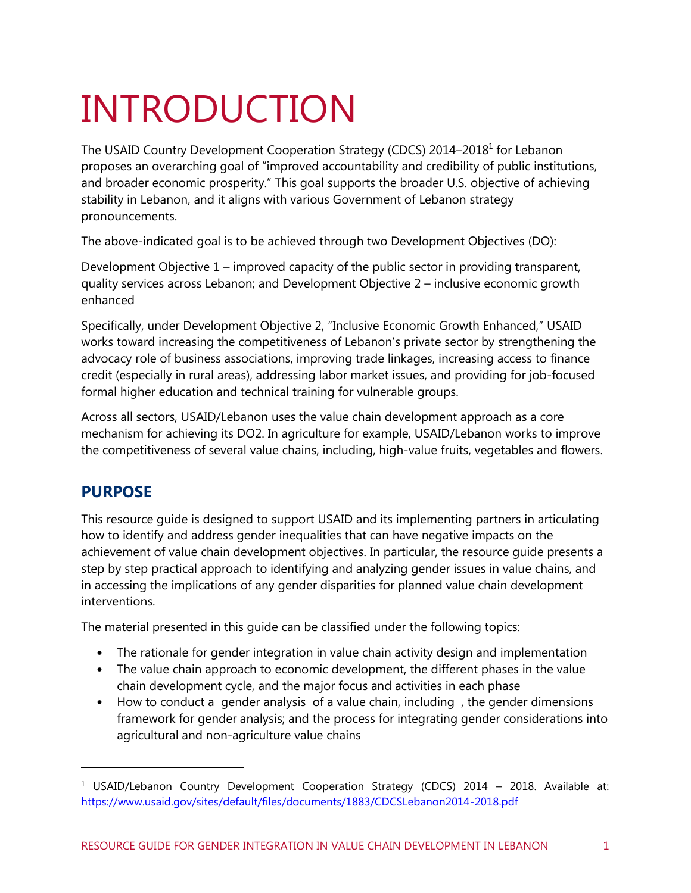# INTRODUCTION

The USAID Country Development Cooperation Strategy (CDCS) 2014–2018[1] for Lebanon proposes an overarching goal of "improved accountability and credibility of public institutions, and broader economic prosperity." This goal supports the broader U.S. objective of achieving stability in Lebanon, and it aligns with various Government of Lebanon strategy pronouncements.

The above-indicated goal is to be achieved through two Development Objectives (DO):

Development Objective 1 – improved capacity of the public sector in providing transparent, quality services across Lebanon; and Development Objective 2 – inclusive economic growth enhanced

Specifically, under Development Objective 2, "Inclusive Economic Growth Enhanced," USAID works toward increasing the competitiveness of Lebanon's private sector by strengthening the advocacy role of business associations, improving trade linkages, increasing access to finance credit (especially in rural areas), addressing labor market issues, and providing for job-focused formal higher education and technical training for vulnerable groups.

Across all sectors, USAID/Lebanon uses the value chain development approach as a core mechanism for achieving its DO2. In agriculture for example, USAID/Lebanon works to improve the competitiveness of several value chains, including, high-value fruits, vegetables and flowers.

## PURPOSE

This resource guide is designed to support USAID and its implementing partners in articulating how to identify and address gender inequalities that can have negative impacts on the achievement of value chain development objectives. In particular, the resource guide presents a step by step practical approach to identifying and analyzing gender issues in value chains, and in accessing the implications of any gender disparities for planned value chain development interventions.

The material presented in this guide can be classified under the following topics:

- The rationale for gender integration in value chain activity design and implementation
- The value chain approach to economic development, the different phases in the value chain development cycle, and the major focus and activities in each phase
- How to conduct a gender analysis of a value chain, including , the gender dimensions framework for gender analysis; and the process for integrating gender considerations into agricultural and non-agriculture value chains

[1] USAID/Lebanon Country Development Cooperation Strategy (CDCS) 2014 – 2018. Available at: https://www.usaid.gov/sites/default/files/documents/1883/CDCSLebanon2014-2018.pdf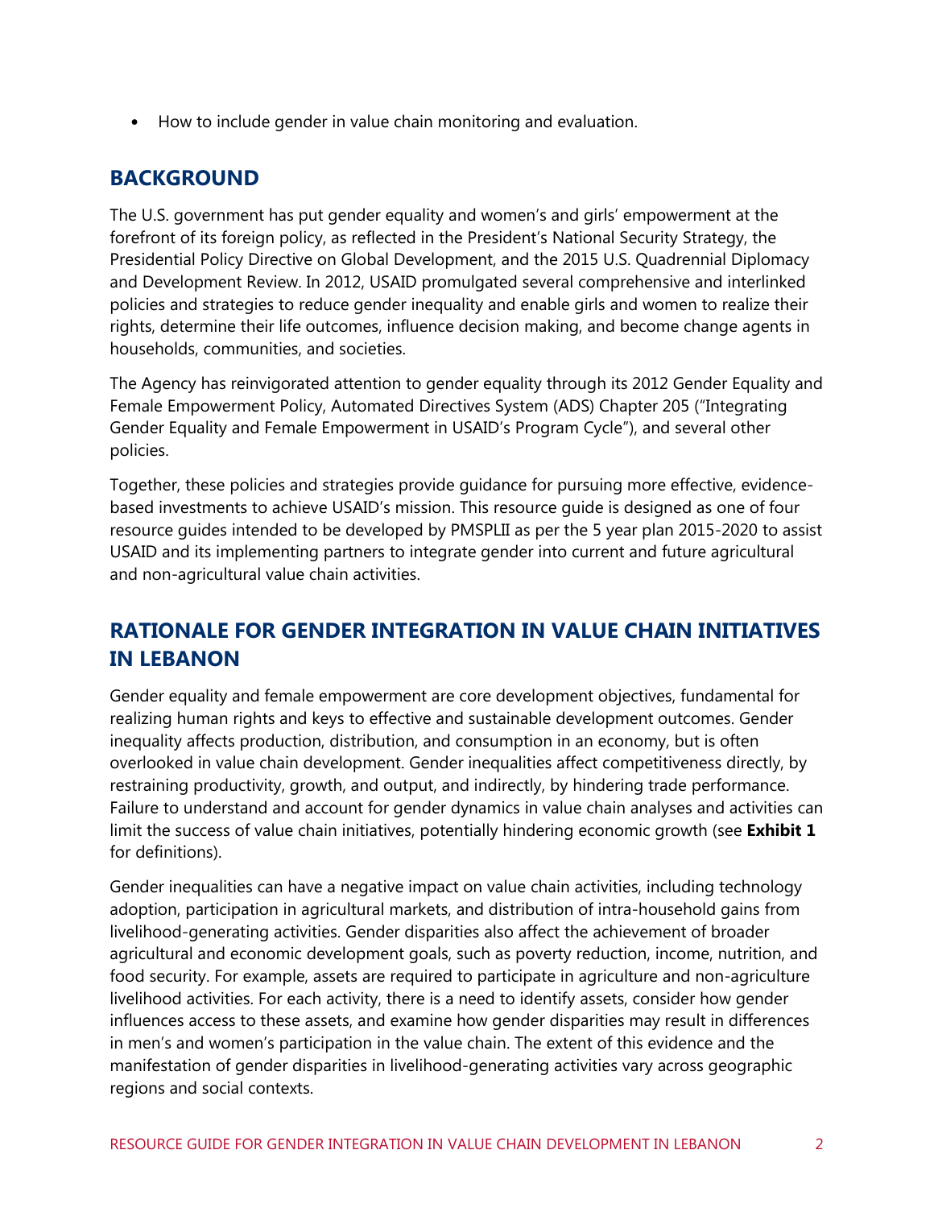- How to include gender in value chain monitoring and evaluation.

## BACKGROUND

The U.S. government has put gender equality and women's and girls' empowerment at the forefront of its foreign policy, as reflected in the President's National Security Strategy, the Presidential Policy Directive on Global Development, and the 2015 U.S. Quadrennial Diplomacy and Development Review. In 2012, USAID promulgated several comprehensive and interlinked policies and strategies to reduce gender inequality and enable girls and women to realize their rights, determine their life outcomes, influence decision making, and become change agents in households, communities, and societies.

The Agency has reinvigorated attention to gender equality through its 2012 Gender Equality and Female Empowerment Policy, Automated Directives System (ADS) Chapter 205 ("Integrating Gender Equality and Female Empowerment in USAID's Program Cycle"), and several other policies.

Together, these policies and strategies provide guidance for pursuing more effective, evidence-based investments to achieve USAID's mission. This resource guide is designed as one of four resource guides intended to be developed by PMSPLII as per the 5 year plan 2015-2020 to assist USAID and its implementing partners to integrate gender into current and future agricultural and non-agricultural value chain activities.

## RATIONALE FOR GENDER INTEGRATION IN VALUE CHAIN INITIATIVES IN LEBANON

Gender equality and female empowerment are core development objectives, fundamental for realizing human rights and keys to effective and sustainable development outcomes. Gender inequality affects production, distribution, and consumption in an economy, but is often overlooked in value chain development. Gender inequalities affect competitiveness directly, by restraining productivity, growth, and output, and indirectly, by hindering trade performance. Failure to understand and account for gender dynamics in value chain analyses and activities can limit the success of value chain initiatives, potentially hindering economic growth (see **Exhibit 1** for definitions).

Gender inequalities can have a negative impact on value chain activities, including technology adoption, participation in agricultural markets, and distribution of intra-household gains from livelihood-generating activities. Gender disparities also affect the achievement of broader agricultural and economic development goals, such as poverty reduction, income, nutrition, and food security. For example, assets are required to participate in agriculture and non-agriculture livelihood activities. For each activity, there is a need to identify assets, consider how gender influences access to these assets, and examine how gender disparities may result in differences in men's and women's participation in the value chain. The extent of this evidence and the manifestation of gender disparities in livelihood-generating activities vary across geographic regions and social contexts.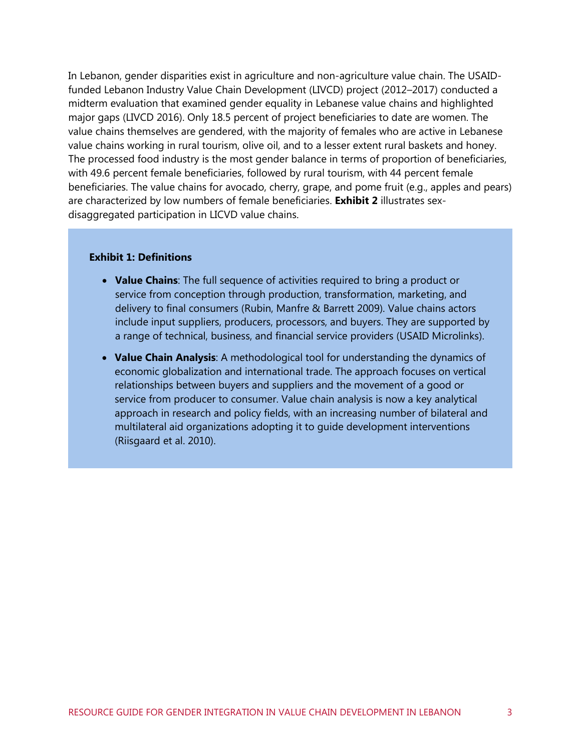In Lebanon, gender disparities exist in agriculture and non-agriculture value chain. The USAID-funded Lebanon Industry Value Chain Development (LIVCD) project (2012–2017) conducted a midterm evaluation that examined gender equality in Lebanese value chains and highlighted major gaps (LIVCD 2016). Only 18.5 percent of project beneficiaries to date are women. The value chains themselves are gendered, with the majority of females who are active in Lebanese value chains working in rural tourism, olive oil, and to a lesser extent rural baskets and honey. The processed food industry is the most gender balance in terms of proportion of beneficiaries, with 49.6 percent female beneficiaries, followed by rural tourism, with 44 percent female beneficiaries. The value chains for avocado, cherry, grape, and pome fruit (e.g., apples and pears) are characterized by low numbers of female beneficiaries. **Exhibit 2** illustrates sex-disaggregated participation in LICVD value chains.

**Exhibit 1: Definitions**

- **Value Chains**: The full sequence of activities required to bring a product or service from conception through production, transformation, marketing, and delivery to final consumers (Rubin, Manfre & Barrett 2009). Value chains actors include input suppliers, producers, processors, and buyers. They are supported by a range of technical, business, and financial service providers (USAID Microlinks).
- **Value Chain Analysis**: A methodological tool for understanding the dynamics of economic globalization and international trade. The approach focuses on vertical relationships between buyers and suppliers and the movement of a good or service from producer to consumer. Value chain analysis is now a key analytical approach in research and policy fields, with an increasing number of bilateral and multilateral aid organizations adopting it to guide development interventions (Riisgaard et al. 2010).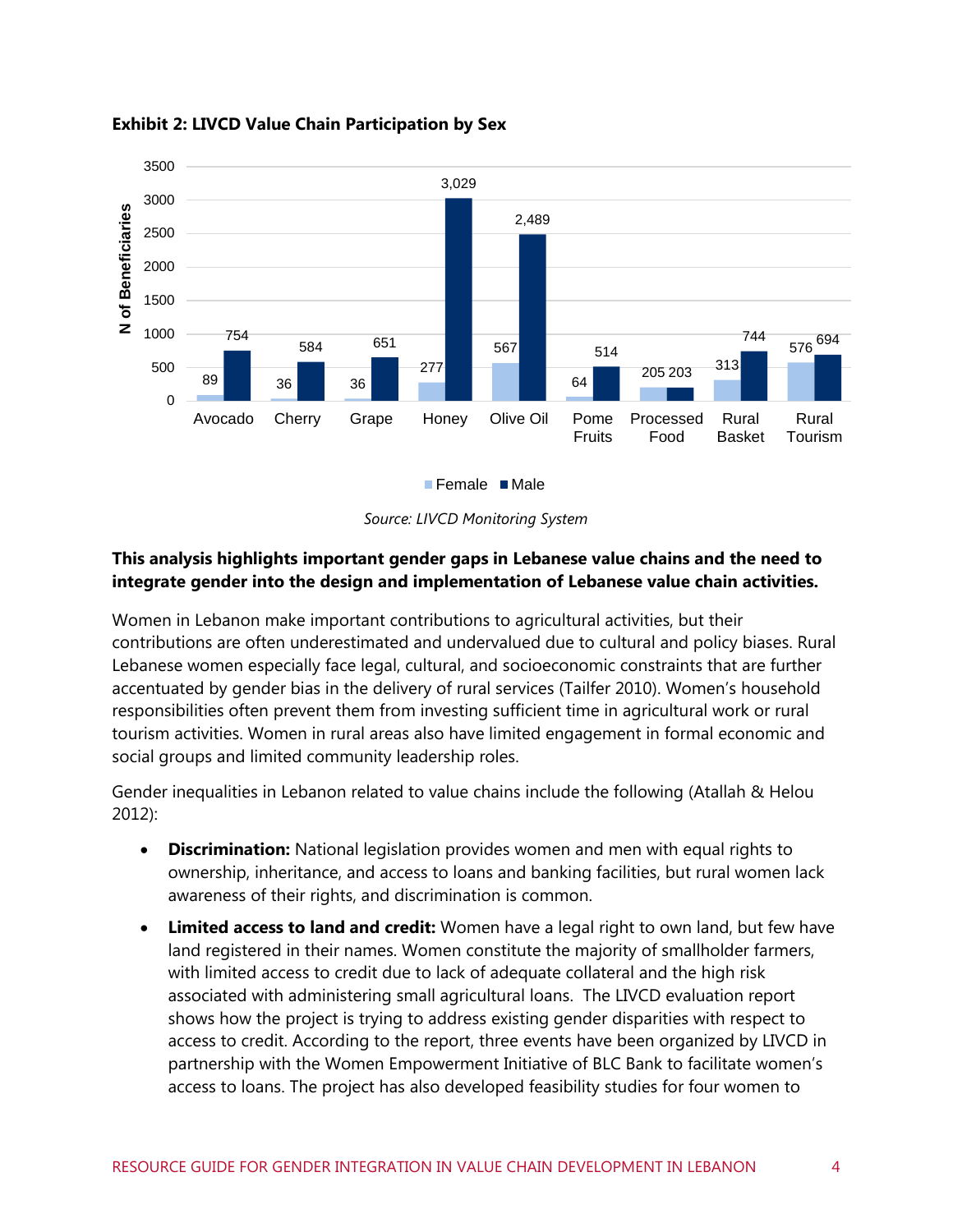**Exhibit 2: LIVCD Value Chain Participation by Sex**

| Value Chain | Female | Male |
|---|---|---|
| Avocado | 89 | 754 |
| Cherry | 36 | 584 |
| Grape | 36 | 651 |
| Honey | 277 | 3,029 |
| Olive Oil | 567 | 2,489 |
| Pome Fruits | 64 | 514 |
| Processed Food | 205 | 203 |
| Rural Basket | 313 | 744 |
| Rural Tourism | 576 | 694 |

*Source: LIVCD Monitoring System*

**This analysis highlights important gender gaps in Lebanese value chains and the need to integrate gender into the design and implementation of Lebanese value chain activities.**

Women in Lebanon make important contributions to agricultural activities, but their contributions are often underestimated and undervalued due to cultural and policy biases. Rural Lebanese women especially face legal, cultural, and socioeconomic constraints that are further accentuated by gender bias in the delivery of rural services (Tailfer 2010). Women's household responsibilities often prevent them from investing sufficient time in agricultural work or rural tourism activities. Women in rural areas also have limited engagement in formal economic and social groups and limited community leadership roles.

Gender inequalities in Lebanon related to value chains include the following (Atallah & Helou 2012):

- **Discrimination:** National legislation provides women and men with equal rights to ownership, inheritance, and access to loans and banking facilities, but rural women lack awareness of their rights, and discrimination is common.
- **Limited access to land and credit:** Women have a legal right to own land, but few have land registered in their names. Women constitute the majority of smallholder farmers, with limited access to credit due to lack of adequate collateral and the high risk associated with administering small agricultural loans. The LIVCD evaluation report shows how the project is trying to address existing gender disparities with respect to access to credit. According to the report, three events have been organized by LIVCD in partnership with the Women Empowerment Initiative of BLC Bank to facilitate women's access to loans. The project has also developed feasibility studies for four women to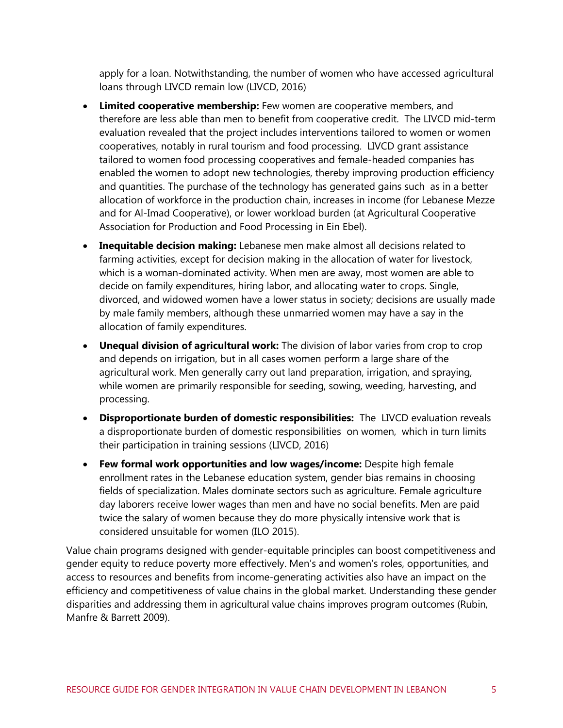apply for a loan. Notwithstanding, the number of women who have accessed agricultural loans through LIVCD remain low (LIVCD, 2016)

- **Limited cooperative membership:** Few women are cooperative members, and therefore are less able than men to benefit from cooperative credit. The LIVCD mid-term evaluation revealed that the project includes interventions tailored to women or women cooperatives, notably in rural tourism and food processing. LIVCD grant assistance tailored to women food processing cooperatives and female-headed companies has enabled the women to adopt new technologies, thereby improving production efficiency and quantities. The purchase of the technology has generated gains such as in a better allocation of workforce in the production chain, increases in income (for Lebanese Mezze and for Al-Imad Cooperative), or lower workload burden (at Agricultural Cooperative Association for Production and Food Processing in Ein Ebel).
- **Inequitable decision making:** Lebanese men make almost all decisions related to farming activities, except for decision making in the allocation of water for livestock, which is a woman-dominated activity. When men are away, most women are able to decide on family expenditures, hiring labor, and allocating water to crops. Single, divorced, and widowed women have a lower status in society; decisions are usually made by male family members, although these unmarried women may have a say in the allocation of family expenditures.
- **Unequal division of agricultural work:** The division of labor varies from crop to crop and depends on irrigation, but in all cases women perform a large share of the agricultural work. Men generally carry out land preparation, irrigation, and spraying, while women are primarily responsible for seeding, sowing, weeding, harvesting, and processing.
- **Disproportionate burden of domestic responsibilities:** The LIVCD evaluation reveals a disproportionate burden of domestic responsibilities on women, which in turn limits their participation in training sessions (LIVCD, 2016)
- **Few formal work opportunities and low wages/income:** Despite high female enrollment rates in the Lebanese education system, gender bias remains in choosing fields of specialization. Males dominate sectors such as agriculture. Female agriculture day laborers receive lower wages than men and have no social benefits. Men are paid twice the salary of women because they do more physically intensive work that is considered unsuitable for women (ILO 2015).

Value chain programs designed with gender-equitable principles can boost competitiveness and gender equity to reduce poverty more effectively. Men's and women's roles, opportunities, and access to resources and benefits from income-generating activities also have an impact on the efficiency and competitiveness of value chains in the global market. Understanding these gender disparities and addressing them in agricultural value chains improves program outcomes (Rubin, Manfre & Barrett 2009).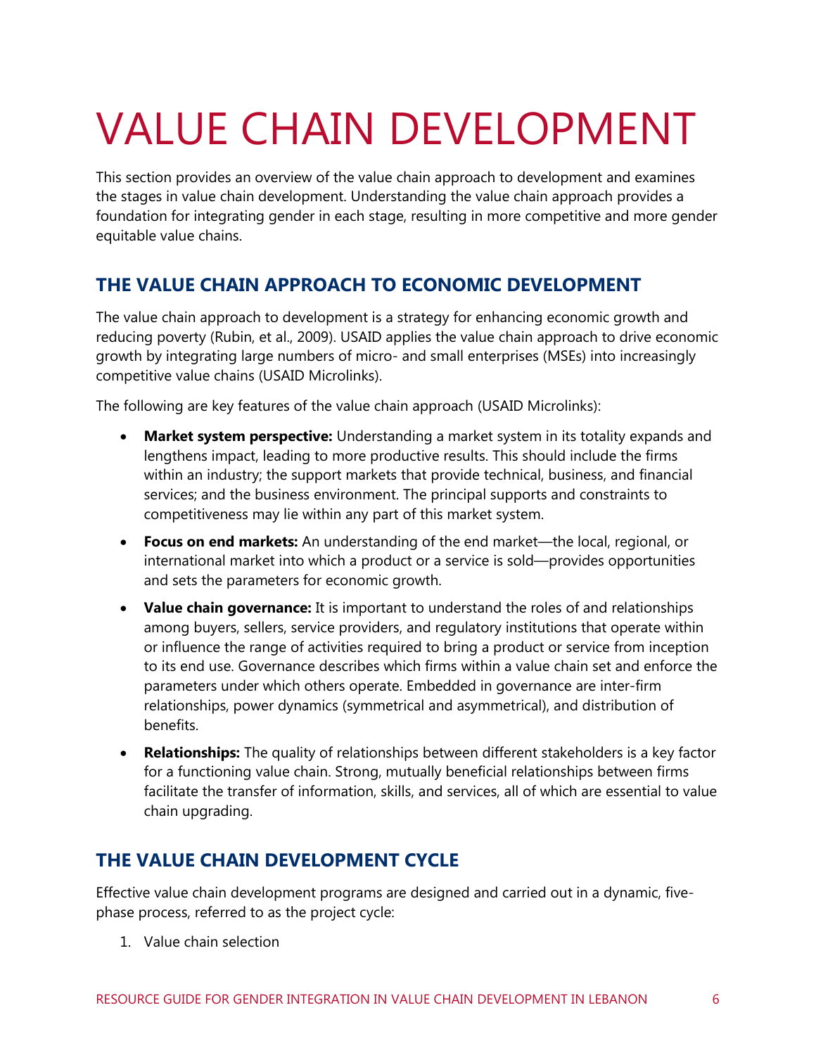# VALUE CHAIN DEVELOPMENT

This section provides an overview of the value chain approach to development and examines the stages in value chain development. Understanding the value chain approach provides a foundation for integrating gender in each stage, resulting in more competitive and more gender equitable value chains.

## THE VALUE CHAIN APPROACH TO ECONOMIC DEVELOPMENT

The value chain approach to development is a strategy for enhancing economic growth and reducing poverty (Rubin, et al., 2009). USAID applies the value chain approach to drive economic growth by integrating large numbers of micro- and small enterprises (MSEs) into increasingly competitive value chains (USAID Microlinks).

The following are key features of the value chain approach (USAID Microlinks):

- **Market system perspective:** Understanding a market system in its totality expands and lengthens impact, leading to more productive results. This should include the firms within an industry; the support markets that provide technical, business, and financial services; and the business environment. The principal supports and constraints to competitiveness may lie within any part of this market system.
- **Focus on end markets:** An understanding of the end market—the local, regional, or international market into which a product or a service is sold—provides opportunities and sets the parameters for economic growth.
- **Value chain governance:** It is important to understand the roles of and relationships among buyers, sellers, service providers, and regulatory institutions that operate within or influence the range of activities required to bring a product or service from inception to its end use. Governance describes which firms within a value chain set and enforce the parameters under which others operate. Embedded in governance are inter-firm relationships, power dynamics (symmetrical and asymmetrical), and distribution of benefits.
- **Relationships:** The quality of relationships between different stakeholders is a key factor for a functioning value chain. Strong, mutually beneficial relationships between firms facilitate the transfer of information, skills, and services, all of which are essential to value chain upgrading.

## THE VALUE CHAIN DEVELOPMENT CYCLE

Effective value chain development programs are designed and carried out in a dynamic, five-phase process, referred to as the project cycle:

1. Value chain selection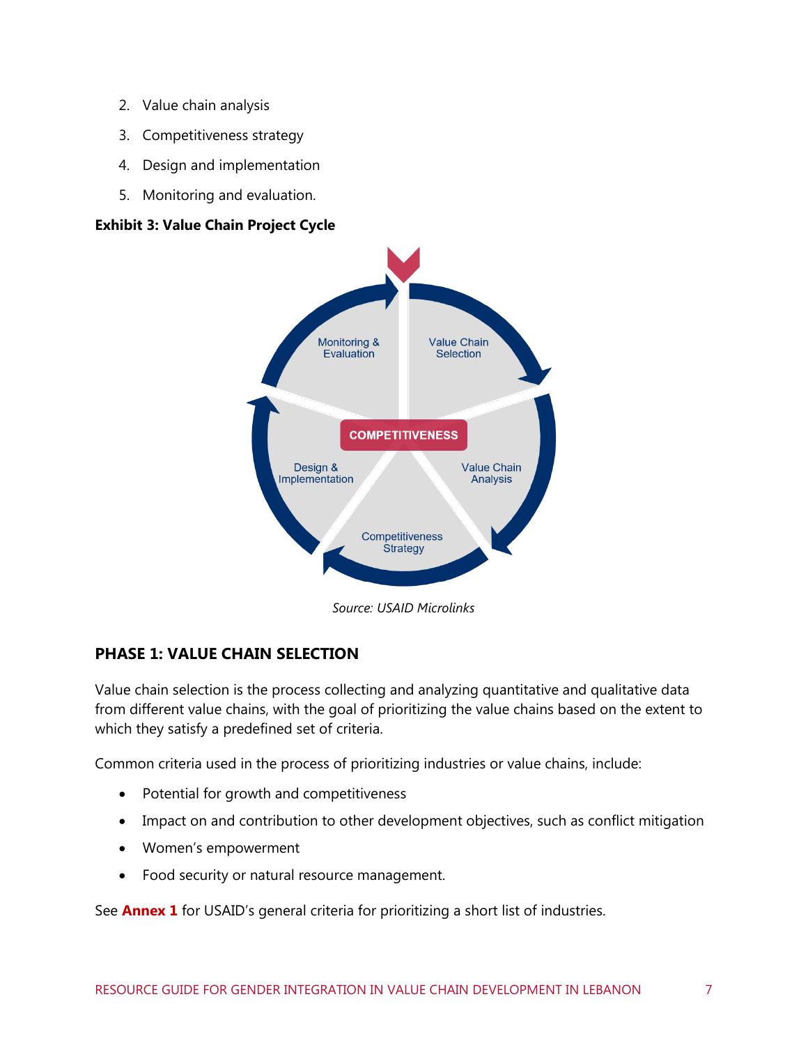2. Value chain analysis
3. Competitiveness strategy
4. Design and implementation
5. Monitoring and evaluation.

**Exhibit 3: Value Chain Project Cycle**

Monitoring & Evaluation | Value Chain Selection | Value Chain Analysis | Competitiveness Strategy | Design & Implementation | COMPETITIVENESS

*Source: USAID Microlinks*

## PHASE 1: VALUE CHAIN SELECTION

Value chain selection is the process collecting and analyzing quantitative and qualitative data from different value chains, with the goal of prioritizing the value chains based on the extent to which they satisfy a predefined set of criteria.

Common criteria used in the process of prioritizing industries or value chains, include:

- Potential for growth and competitiveness
- Impact on and contribution to other development objectives, such as conflict mitigation
- Women's empowerment
- Food security or natural resource management.

See **Annex 1** for USAID's general criteria for prioritizing a short list of industries.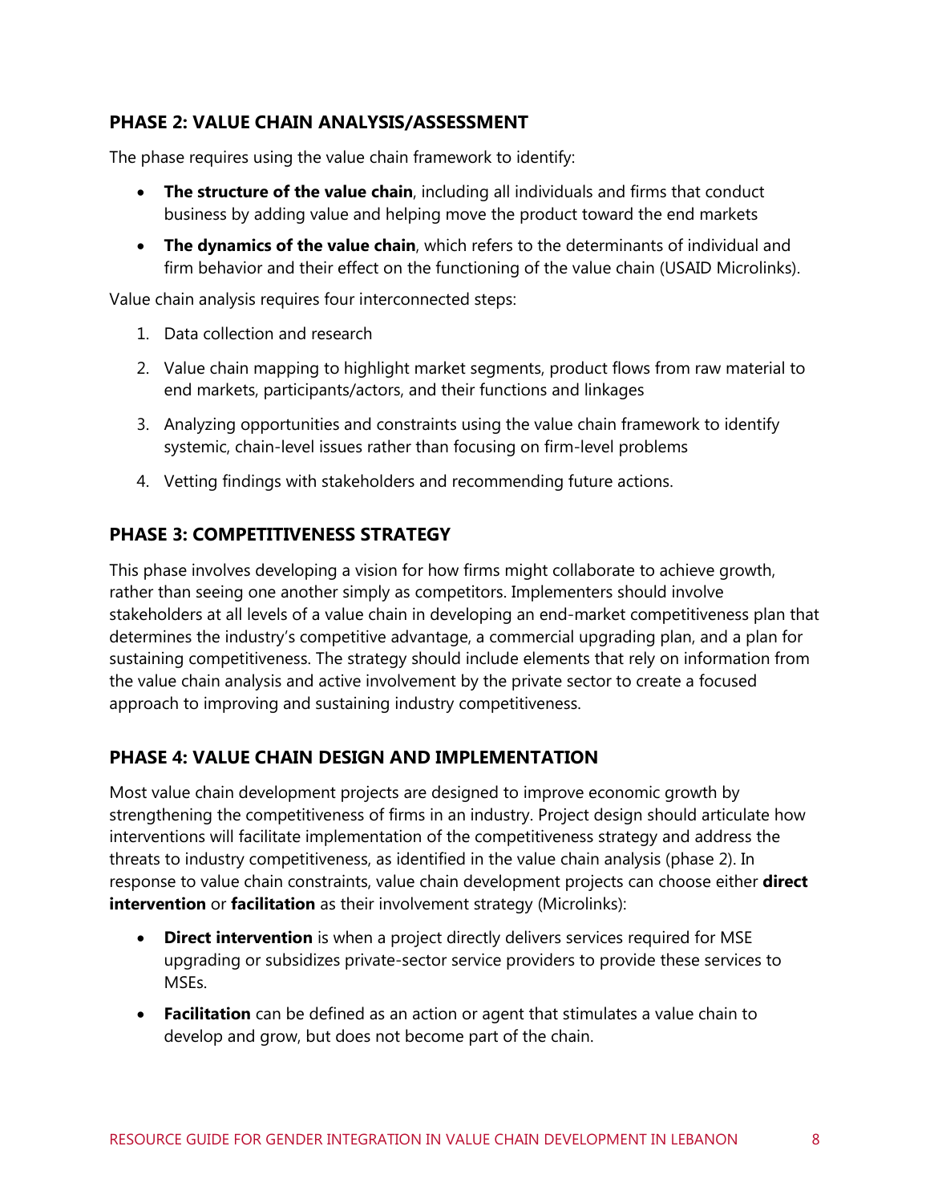## PHASE 2: VALUE CHAIN ANALYSIS/ASSESSMENT

The phase requires using the value chain framework to identify:

- **The structure of the value chain**, including all individuals and firms that conduct business by adding value and helping move the product toward the end markets
- **The dynamics of the value chain**, which refers to the determinants of individual and firm behavior and their effect on the functioning of the value chain (USAID Microlinks).

Value chain analysis requires four interconnected steps:

1. Data collection and research
2. Value chain mapping to highlight market segments, product flows from raw material to end markets, participants/actors, and their functions and linkages
3. Analyzing opportunities and constraints using the value chain framework to identify systemic, chain-level issues rather than focusing on firm-level problems
4. Vetting findings with stakeholders and recommending future actions.

## PHASE 3: COMPETITIVENESS STRATEGY

This phase involves developing a vision for how firms might collaborate to achieve growth, rather than seeing one another simply as competitors. Implementers should involve stakeholders at all levels of a value chain in developing an end-market competitiveness plan that determines the industry's competitive advantage, a commercial upgrading plan, and a plan for sustaining competitiveness. The strategy should include elements that rely on information from the value chain analysis and active involvement by the private sector to create a focused approach to improving and sustaining industry competitiveness.

## PHASE 4: VALUE CHAIN DESIGN AND IMPLEMENTATION

Most value chain development projects are designed to improve economic growth by strengthening the competitiveness of firms in an industry. Project design should articulate how interventions will facilitate implementation of the competitiveness strategy and address the threats to industry competitiveness, as identified in the value chain analysis (phase 2). In response to value chain constraints, value chain development projects can choose either **direct intervention** or **facilitation** as their involvement strategy (Microlinks):

- **Direct intervention** is when a project directly delivers services required for MSE upgrading or subsidizes private-sector service providers to provide these services to MSEs.
- **Facilitation** can be defined as an action or agent that stimulates a value chain to develop and grow, but does not become part of the chain.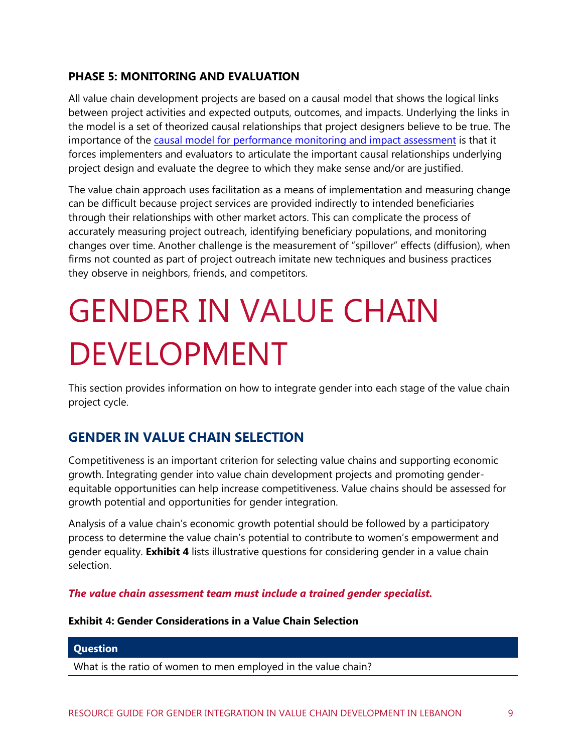### PHASE 5: MONITORING AND EVALUATION

All value chain development projects are based on a causal model that shows the logical links between project activities and expected outputs, outcomes, and impacts. Underlying the links in the model is a set of theorized causal relationships that project designers believe to be true. The importance of the [causal model for performance monitoring and impact assessment]() is that it forces implementers and evaluators to articulate the important causal relationships underlying project design and evaluate the degree to which they make sense and/or are justified.

The value chain approach uses facilitation as a means of implementation and measuring change can be difficult because project services are provided indirectly to intended beneficiaries through their relationships with other market actors. This can complicate the process of accurately measuring project outreach, identifying beneficiary populations, and monitoring changes over time. Another challenge is the measurement of "spillover" effects (diffusion), when firms not counted as part of project outreach imitate new techniques and business practices they observe in neighbors, friends, and competitors.

# GENDER IN VALUE CHAIN DEVELOPMENT

This section provides information on how to integrate gender into each stage of the value chain project cycle.

## GENDER IN VALUE CHAIN SELECTION

Competitiveness is an important criterion for selecting value chains and supporting economic growth. Integrating gender into value chain development projects and promoting gender-equitable opportunities can help increase competitiveness. Value chains should be assessed for growth potential and opportunities for gender integration.

Analysis of a value chain's economic growth potential should be followed by a participatory process to determine the value chain's potential to contribute to women's empowerment and gender equality. **Exhibit 4** lists illustrative questions for considering gender in a value chain selection.

***The value chain assessment team must include a trained gender specialist.***

**Exhibit 4: Gender Considerations in a Value Chain Selection**

| Question |
| --- |
| What is the ratio of women to men employed in the value chain? |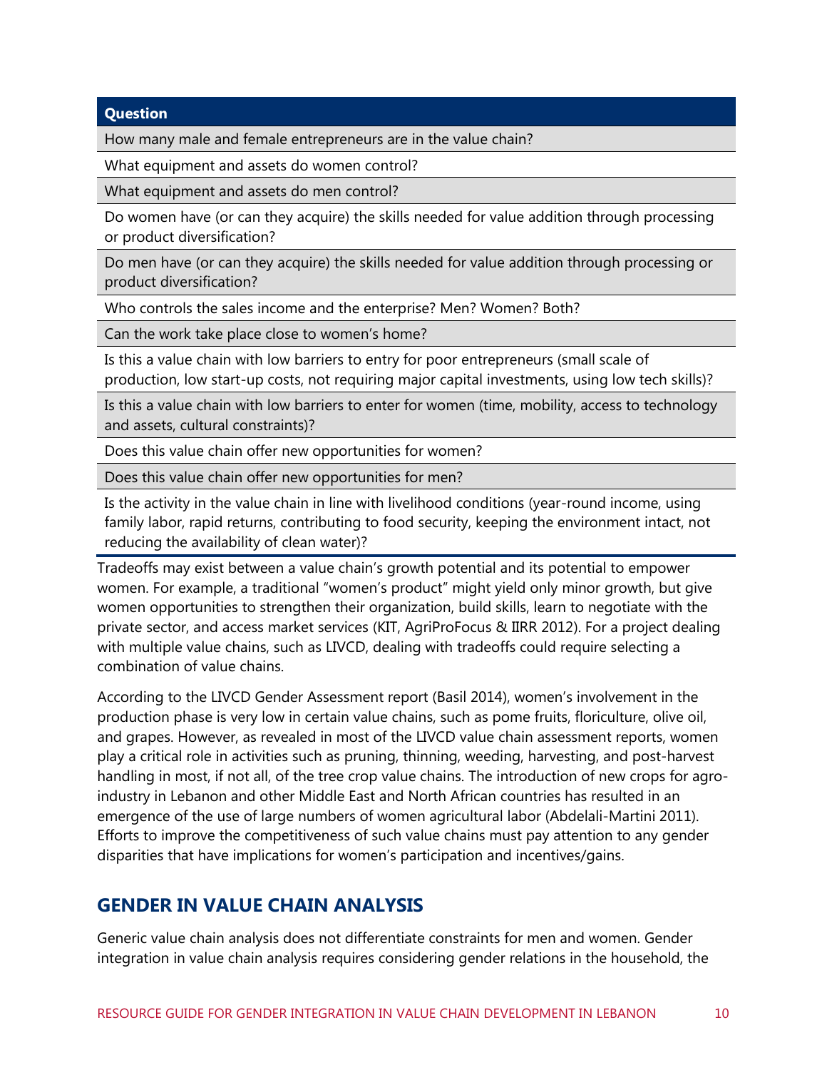| Question |
| --- |
| How many male and female entrepreneurs are in the value chain? |
| What equipment and assets do women control? |
| What equipment and assets do men control? |
| Do women have (or can they acquire) the skills needed for value addition through processing or product diversification? |
| Do men have (or can they acquire) the skills needed for value addition through processing or product diversification? |
| Who controls the sales income and the enterprise? Men? Women? Both? |
| Can the work take place close to women's home? |
| Is this a value chain with low barriers to entry for poor entrepreneurs (small scale of production, low start-up costs, not requiring major capital investments, using low tech skills)? |
| Is this a value chain with low barriers to enter for women (time, mobility, access to technology and assets, cultural constraints)? |
| Does this value chain offer new opportunities for women? |
| Does this value chain offer new opportunities for men? |
| Is the activity in the value chain in line with livelihood conditions (year-round income, using family labor, rapid returns, contributing to food security, keeping the environment intact, not reducing the availability of clean water)? |

Tradeoffs may exist between a value chain's growth potential and its potential to empower women. For example, a traditional "women's product" might yield only minor growth, but give women opportunities to strengthen their organization, build skills, learn to negotiate with the private sector, and access market services (KIT, AgriProFocus & IIRR 2012). For a project dealing with multiple value chains, such as LIVCD, dealing with tradeoffs could require selecting a combination of value chains.

According to the LIVCD Gender Assessment report (Basil 2014), women's involvement in the production phase is very low in certain value chains, such as pome fruits, floriculture, olive oil, and grapes. However, as revealed in most of the LIVCD value chain assessment reports, women play a critical role in activities such as pruning, thinning, weeding, harvesting, and post-harvest handling in most, if not all, of the tree crop value chains. The introduction of new crops for agro-industry in Lebanon and other Middle East and North African countries has resulted in an emergence of the use of large numbers of women agricultural labor (Abdelali-Martini 2011). Efforts to improve the competitiveness of such value chains must pay attention to any gender disparities that have implications for women's participation and incentives/gains.

## GENDER IN VALUE CHAIN ANALYSIS

Generic value chain analysis does not differentiate constraints for men and women. Gender integration in value chain analysis requires considering gender relations in the household, the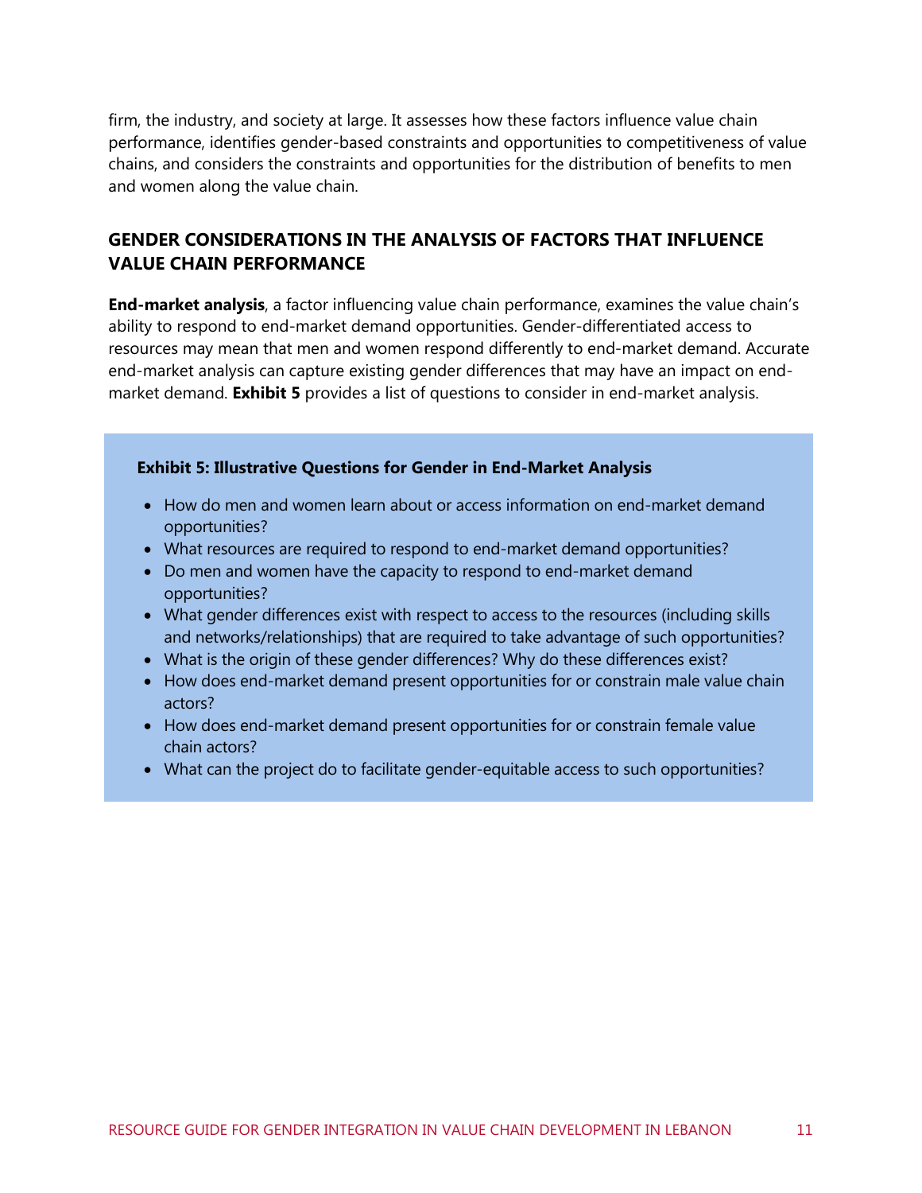firm, the industry, and society at large. It assesses how these factors influence value chain performance, identifies gender-based constraints and opportunities to competitiveness of value chains, and considers the constraints and opportunities for the distribution of benefits to men and women along the value chain.

## GENDER CONSIDERATIONS IN THE ANALYSIS OF FACTORS THAT INFLUENCE VALUE CHAIN PERFORMANCE

**End-market analysis**, a factor influencing value chain performance, examines the value chain's ability to respond to end-market demand opportunities. Gender-differentiated access to resources may mean that men and women respond differently to end-market demand. Accurate end-market analysis can capture existing gender differences that may have an impact on end-market demand. **Exhibit 5** provides a list of questions to consider in end-market analysis.

**Exhibit 5: Illustrative Questions for Gender in End-Market Analysis**

- How do men and women learn about or access information on end-market demand opportunities?
- What resources are required to respond to end-market demand opportunities?
- Do men and women have the capacity to respond to end-market demand opportunities?
- What gender differences exist with respect to access to the resources (including skills and networks/relationships) that are required to take advantage of such opportunities?
- What is the origin of these gender differences? Why do these differences exist?
- How does end-market demand present opportunities for or constrain male value chain actors?
- How does end-market demand present opportunities for or constrain female value chain actors?
- What can the project do to facilitate gender-equitable access to such opportunities?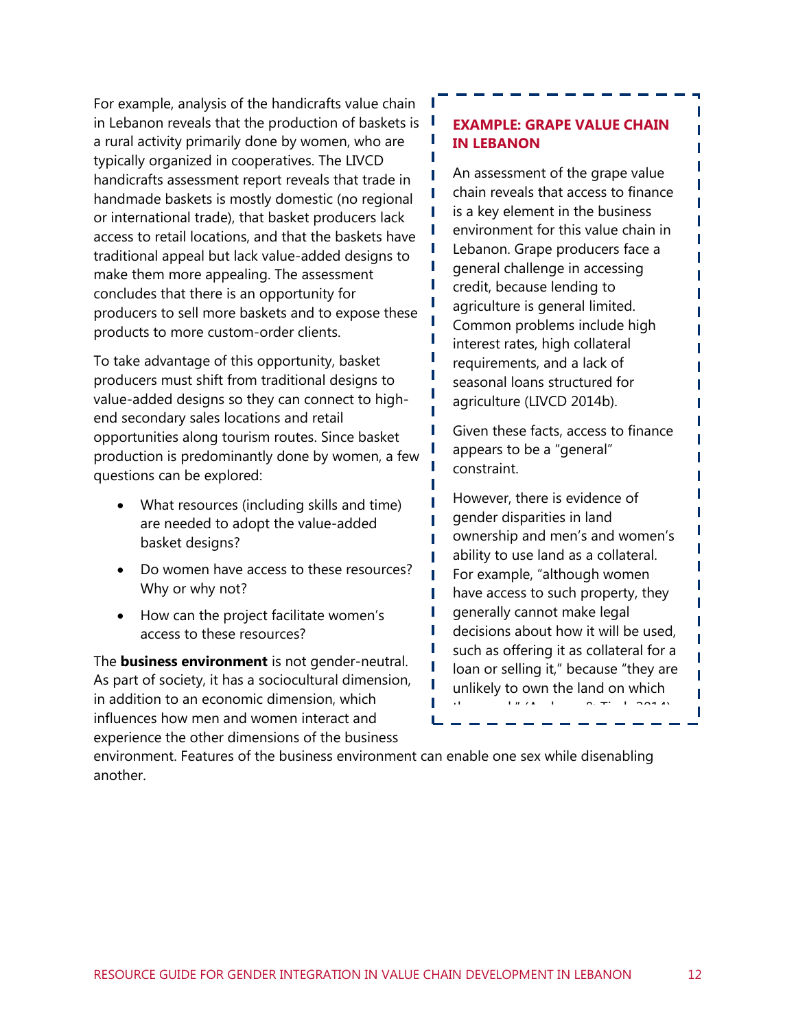For example, analysis of the handicrafts value chain in Lebanon reveals that the production of baskets is a rural activity primarily done by women, who are typically organized in cooperatives. The LIVCD handicrafts assessment report reveals that trade in handmade baskets is mostly domestic (no regional or international trade), that basket producers lack access to retail locations, and that the baskets have traditional appeal but lack value-added designs to make them more appealing. The assessment concludes that there is an opportunity for producers to sell more baskets and to expose these products to more custom-order clients.

To take advantage of this opportunity, basket producers must shift from traditional designs to value-added designs so they can connect to high-end secondary sales locations and retail opportunities along tourism routes. Since basket production is predominantly done by women, a few questions can be explored:

- What resources (including skills and time) are needed to adopt the value-added basket designs?
- Do women have access to these resources? Why or why not?
- How can the project facilitate women's access to these resources?

The **business environment** is not gender-neutral. As part of society, it has a sociocultural dimension, in addition to an economic dimension, which influences how men and women interact and experience the other dimensions of the business environment. Features of the business environment can enable one sex while disenabling another.

> **EXAMPLE: GRAPE VALUE CHAIN IN LEBANON**
>
> An assessment of the grape value chain reveals that access to finance is a key element in the business environment for this value chain in Lebanon. Grape producers face a general challenge in accessing credit, because lending to agriculture is general limited. Common problems include high interest rates, high collateral requirements, and a lack of seasonal loans structured for agriculture (LIVCD 2014b).
>
> Given these facts, access to finance appears to be a "general" constraint.
>
> However, there is evidence of gender disparities in land ownership and men's and women's ability to use land as a collateral. For example, "although women have access to such property, they generally cannot make legal decisions about how it will be used, such as offering it as collateral for a loan or selling it," because "they are unlikely to own the land on which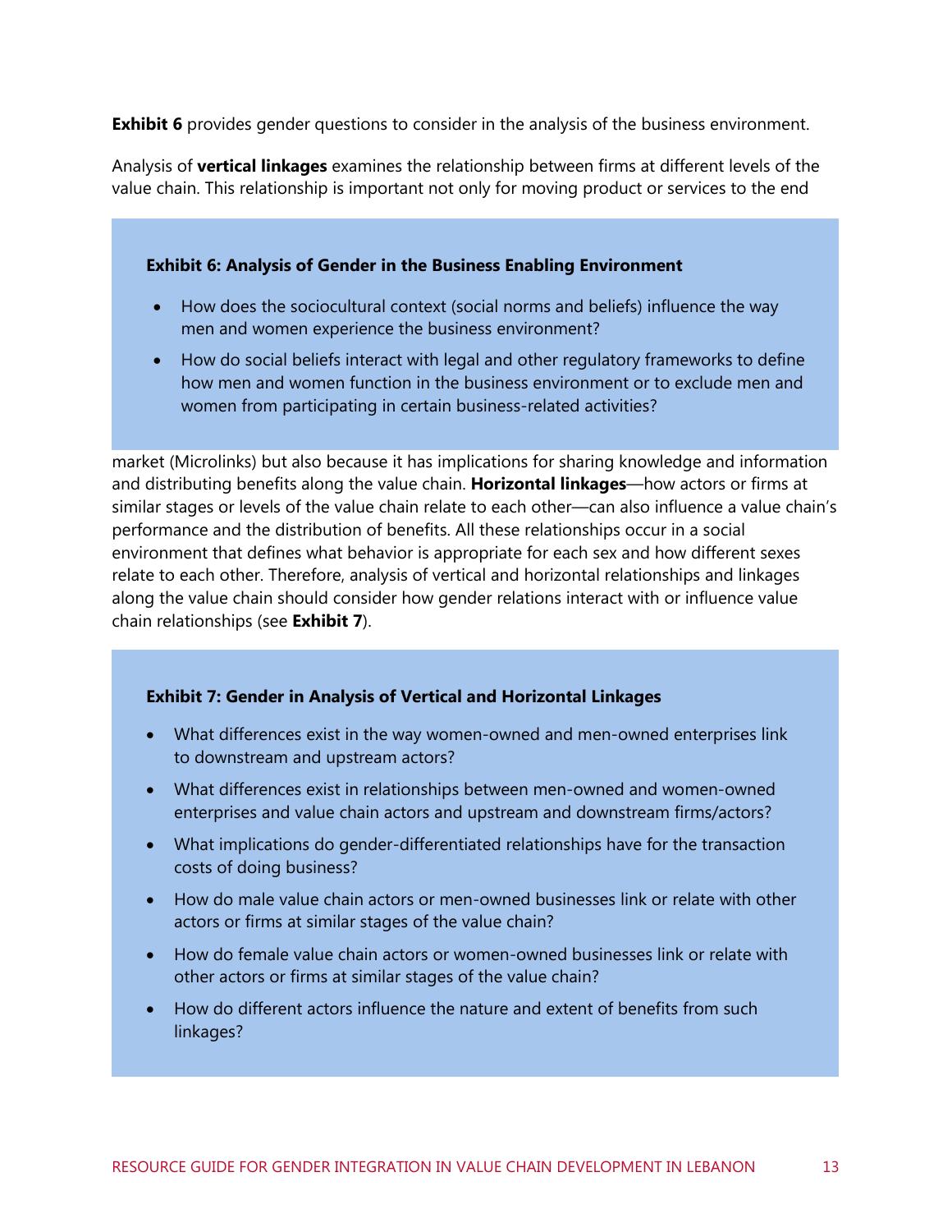**Exhibit 6** provides gender questions to consider in the analysis of the business environment.

Analysis of **vertical linkages** examines the relationship between firms at different levels of the value chain. This relationship is important not only for moving product or services to the end market (Microlinks) but also because it has implications for sharing knowledge and information and distributing benefits along the value chain. **Horizontal linkages**—how actors or firms at similar stages or levels of the value chain relate to each other—can also influence a value chain's performance and the distribution of benefits. All these relationships occur in a social environment that defines what behavior is appropriate for each sex and how different sexes relate to each other. Therefore, analysis of vertical and horizontal relationships and linkages along the value chain should consider how gender relations interact with or influence value chain relationships (see **Exhibit 7**).

**Exhibit 6: Analysis of Gender in the Business Enabling Environment**

- How does the sociocultural context (social norms and beliefs) influence the way men and women experience the business environment?
- How do social beliefs interact with legal and other regulatory frameworks to define how men and women function in the business environment or to exclude men and women from participating in certain business-related activities?

**Exhibit 7: Gender in Analysis of Vertical and Horizontal Linkages**

- What differences exist in the way women-owned and men-owned enterprises link to downstream and upstream actors?
- What differences exist in relationships between men-owned and women-owned enterprises and value chain actors and upstream and downstream firms/actors?
- What implications do gender-differentiated relationships have for the transaction costs of doing business?
- How do male value chain actors or men-owned businesses link or relate with other actors or firms at similar stages of the value chain?
- How do female value chain actors or women-owned businesses link or relate with other actors or firms at similar stages of the value chain?
- How do different actors influence the nature and extent of benefits from such linkages?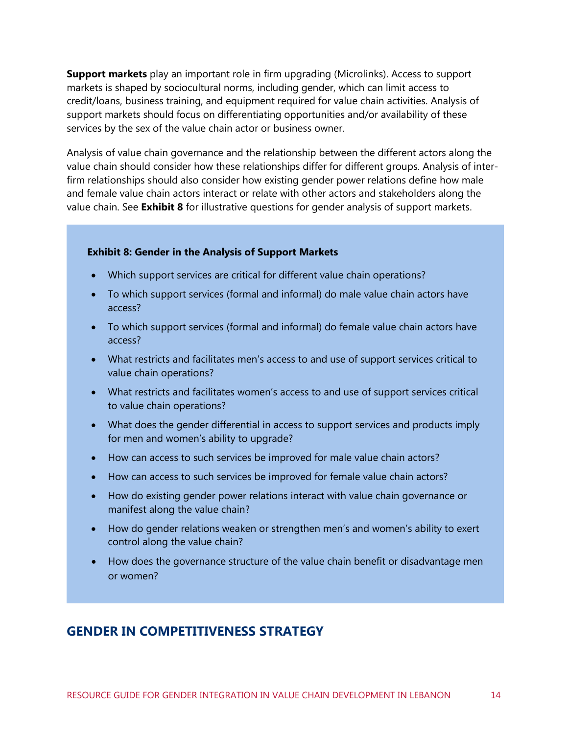**Support markets** play an important role in firm upgrading (Microlinks). Access to support markets is shaped by sociocultural norms, including gender, which can limit access to credit/loans, business training, and equipment required for value chain activities. Analysis of support markets should focus on differentiating opportunities and/or availability of these services by the sex of the value chain actor or business owner.

Analysis of value chain governance and the relationship between the different actors along the value chain should consider how these relationships differ for different groups. Analysis of inter-firm relationships should also consider how existing gender power relations define how male and female value chain actors interact or relate with other actors and stakeholders along the value chain. See **Exhibit 8** for illustrative questions for gender analysis of support markets.

**Exhibit 8: Gender in the Analysis of Support Markets**

- Which support services are critical for different value chain operations?
- To which support services (formal and informal) do male value chain actors have access?
- To which support services (formal and informal) do female value chain actors have access?
- What restricts and facilitates men's access to and use of support services critical to value chain operations?
- What restricts and facilitates women's access to and use of support services critical to value chain operations?
- What does the gender differential in access to support services and products imply for men and women's ability to upgrade?
- How can access to such services be improved for male value chain actors?
- How can access to such services be improved for female value chain actors?
- How do existing gender power relations interact with value chain governance or manifest along the value chain?
- How do gender relations weaken or strengthen men's and women's ability to exert control along the value chain?
- How does the governance structure of the value chain benefit or disadvantage men or women?

## GENDER IN COMPETITIVENESS STRATEGY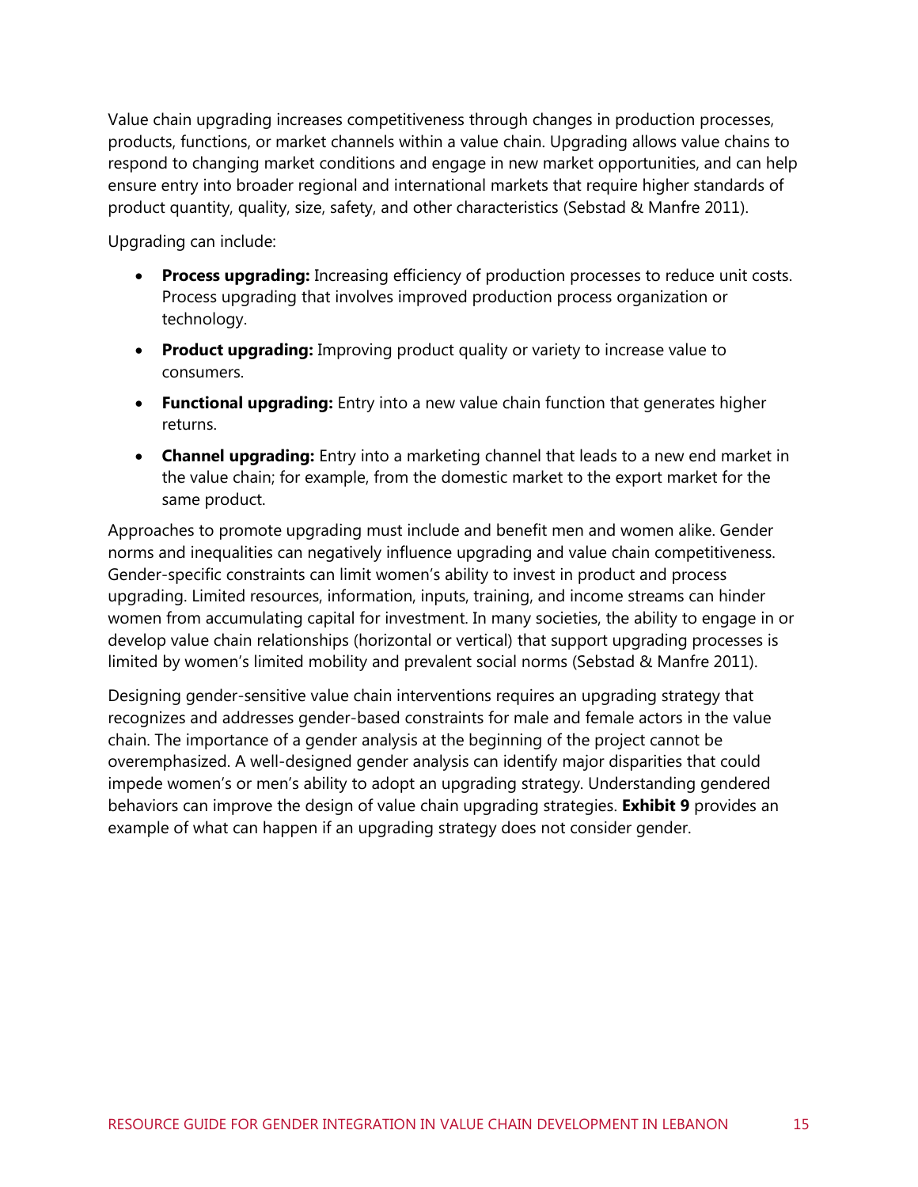Value chain upgrading increases competitiveness through changes in production processes, products, functions, or market channels within a value chain. Upgrading allows value chains to respond to changing market conditions and engage in new market opportunities, and can help ensure entry into broader regional and international markets that require higher standards of product quantity, quality, size, safety, and other characteristics (Sebstad & Manfre 2011).

Upgrading can include:

- **Process upgrading:** Increasing efficiency of production processes to reduce unit costs. Process upgrading that involves improved production process organization or technology.
- **Product upgrading:** Improving product quality or variety to increase value to consumers.
- **Functional upgrading:** Entry into a new value chain function that generates higher returns.
- **Channel upgrading:** Entry into a marketing channel that leads to a new end market in the value chain; for example, from the domestic market to the export market for the same product.

Approaches to promote upgrading must include and benefit men and women alike. Gender norms and inequalities can negatively influence upgrading and value chain competitiveness. Gender-specific constraints can limit women's ability to invest in product and process upgrading. Limited resources, information, inputs, training, and income streams can hinder women from accumulating capital for investment. In many societies, the ability to engage in or develop value chain relationships (horizontal or vertical) that support upgrading processes is limited by women's limited mobility and prevalent social norms (Sebstad & Manfre 2011).

Designing gender-sensitive value chain interventions requires an upgrading strategy that recognizes and addresses gender-based constraints for male and female actors in the value chain. The importance of a gender analysis at the beginning of the project cannot be overemphasized. A well-designed gender analysis can identify major disparities that could impede women's or men's ability to adopt an upgrading strategy. Understanding gendered behaviors can improve the design of value chain upgrading strategies. **Exhibit 9** provides an example of what can happen if an upgrading strategy does not consider gender.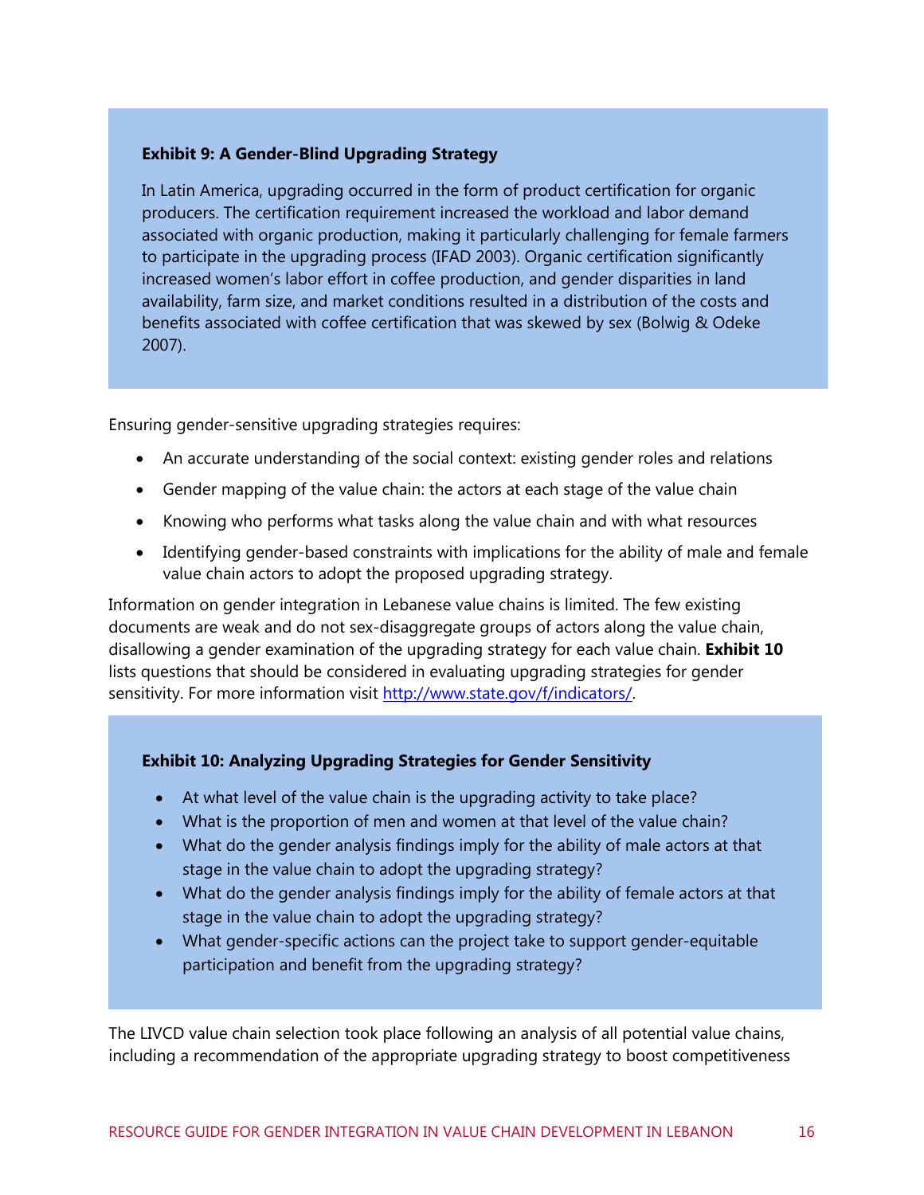**Exhibit 9: A Gender-Blind Upgrading Strategy**

In Latin America, upgrading occurred in the form of product certification for organic producers. The certification requirement increased the workload and labor demand associated with organic production, making it particularly challenging for female farmers to participate in the upgrading process (IFAD 2003). Organic certification significantly increased women's labor effort in coffee production, and gender disparities in land availability, farm size, and market conditions resulted in a distribution of the costs and benefits associated with coffee certification that was skewed by sex (Bolwig & Odeke 2007).

Ensuring gender-sensitive upgrading strategies requires:

- An accurate understanding of the social context: existing gender roles and relations
- Gender mapping of the value chain: the actors at each stage of the value chain
- Knowing who performs what tasks along the value chain and with what resources
- Identifying gender-based constraints with implications for the ability of male and female value chain actors to adopt the proposed upgrading strategy.

Information on gender integration in Lebanese value chains is limited. The few existing documents are weak and do not sex-disaggregate groups of actors along the value chain, disallowing a gender examination of the upgrading strategy for each value chain. **Exhibit 10** lists questions that should be considered in evaluating upgrading strategies for gender sensitivity. For more information visit http://www.state.gov/f/indicators/.

**Exhibit 10: Analyzing Upgrading Strategies for Gender Sensitivity**

- At what level of the value chain is the upgrading activity to take place?
- What is the proportion of men and women at that level of the value chain?
- What do the gender analysis findings imply for the ability of male actors at that stage in the value chain to adopt the upgrading strategy?
- What do the gender analysis findings imply for the ability of female actors at that stage in the value chain to adopt the upgrading strategy?
- What gender-specific actions can the project take to support gender-equitable participation and benefit from the upgrading strategy?

The LIVCD value chain selection took place following an analysis of all potential value chains, including a recommendation of the appropriate upgrading strategy to boost competitiveness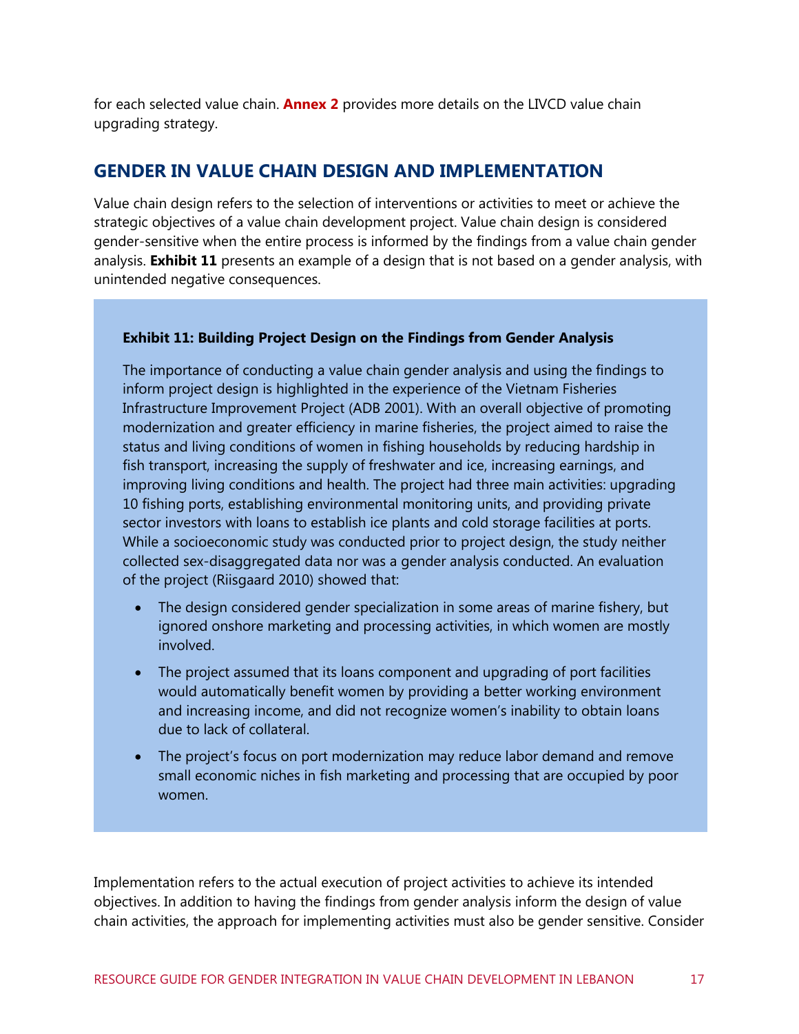for each selected value chain. **Annex 2** provides more details on the LIVCD value chain upgrading strategy.

## GENDER IN VALUE CHAIN DESIGN AND IMPLEMENTATION

Value chain design refers to the selection of interventions or activities to meet or achieve the strategic objectives of a value chain development project. Value chain design is considered gender-sensitive when the entire process is informed by the findings from a value chain gender analysis. **Exhibit 11** presents an example of a design that is not based on a gender analysis, with unintended negative consequences.

> **Exhibit 11: Building Project Design on the Findings from Gender Analysis**
>
> The importance of conducting a value chain gender analysis and using the findings to inform project design is highlighted in the experience of the Vietnam Fisheries Infrastructure Improvement Project (ADB 2001). With an overall objective of promoting modernization and greater efficiency in marine fisheries, the project aimed to raise the status and living conditions of women in fishing households by reducing hardship in fish transport, increasing the supply of freshwater and ice, increasing earnings, and improving living conditions and health. The project had three main activities: upgrading 10 fishing ports, establishing environmental monitoring units, and providing private sector investors with loans to establish ice plants and cold storage facilities at ports. While a socioeconomic study was conducted prior to project design, the study neither collected sex-disaggregated data nor was a gender analysis conducted. An evaluation of the project (Riisgaard 2010) showed that:
>
> - The design considered gender specialization in some areas of marine fishery, but ignored onshore marketing and processing activities, in which women are mostly involved.
> - The project assumed that its loans component and upgrading of port facilities would automatically benefit women by providing a better working environment and increasing income, and did not recognize women's inability to obtain loans due to lack of collateral.
> - The project's focus on port modernization may reduce labor demand and remove small economic niches in fish marketing and processing that are occupied by poor women.

Implementation refers to the actual execution of project activities to achieve its intended objectives. In addition to having the findings from gender analysis inform the design of value chain activities, the approach for implementing activities must also be gender sensitive. Consider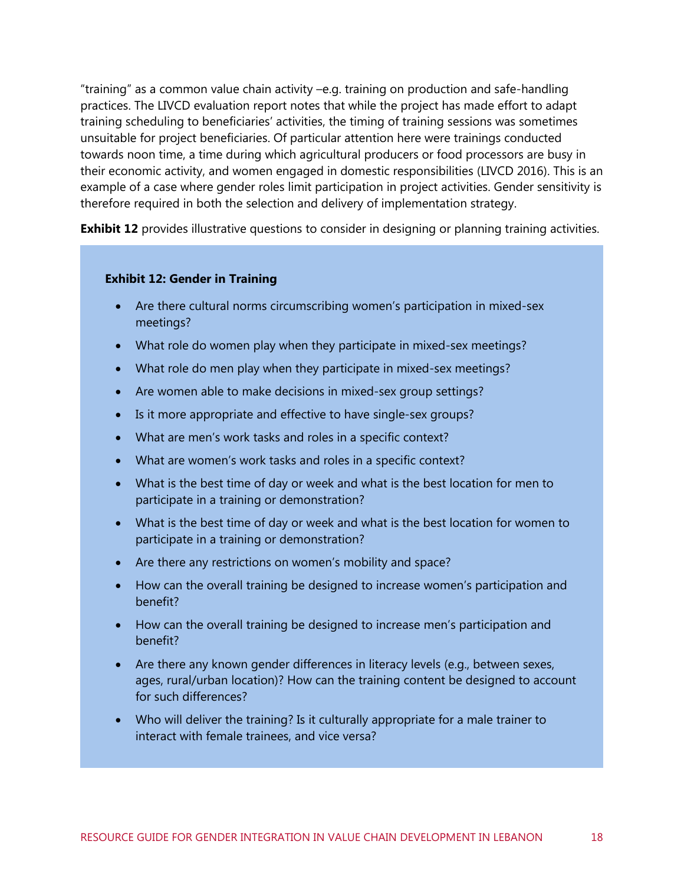"training" as a common value chain activity –e.g. training on production and safe-handling practices. The LIVCD evaluation report notes that while the project has made effort to adapt training scheduling to beneficiaries' activities, the timing of training sessions was sometimes unsuitable for project beneficiaries. Of particular attention here were trainings conducted towards noon time, a time during which agricultural producers or food processors are busy in their economic activity, and women engaged in domestic responsibilities (LIVCD 2016). This is an example of a case where gender roles limit participation in project activities. Gender sensitivity is therefore required in both the selection and delivery of implementation strategy.

**Exhibit 12** provides illustrative questions to consider in designing or planning training activities.

**Exhibit 12: Gender in Training**

- Are there cultural norms circumscribing women's participation in mixed-sex meetings?
- What role do women play when they participate in mixed-sex meetings?
- What role do men play when they participate in mixed-sex meetings?
- Are women able to make decisions in mixed-sex group settings?
- Is it more appropriate and effective to have single-sex groups?
- What are men's work tasks and roles in a specific context?
- What are women's work tasks and roles in a specific context?
- What is the best time of day or week and what is the best location for men to participate in a training or demonstration?
- What is the best time of day or week and what is the best location for women to participate in a training or demonstration?
- Are there any restrictions on women's mobility and space?
- How can the overall training be designed to increase women's participation and benefit?
- How can the overall training be designed to increase men's participation and benefit?
- Are there any known gender differences in literacy levels (e.g., between sexes, ages, rural/urban location)? How can the training content be designed to account for such differences?
- Who will deliver the training? Is it culturally appropriate for a male trainer to interact with female trainees, and vice versa?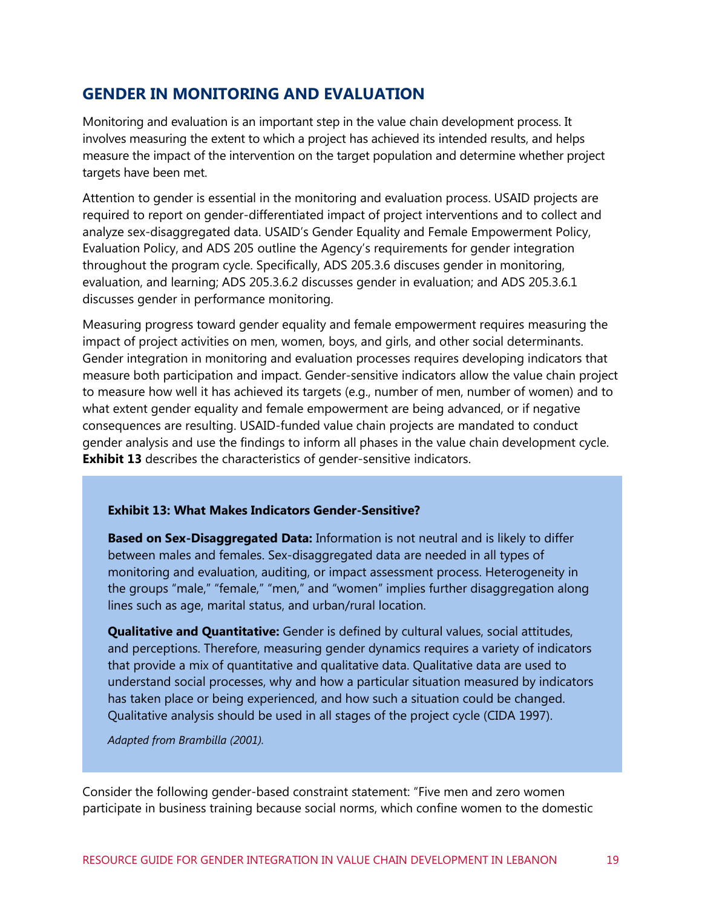## GENDER IN MONITORING AND EVALUATION

Monitoring and evaluation is an important step in the value chain development process. It involves measuring the extent to which a project has achieved its intended results, and helps measure the impact of the intervention on the target population and determine whether project targets have been met.

Attention to gender is essential in the monitoring and evaluation process. USAID projects are required to report on gender-differentiated impact of project interventions and to collect and analyze sex-disaggregated data. USAID's Gender Equality and Female Empowerment Policy, Evaluation Policy, and ADS 205 outline the Agency's requirements for gender integration throughout the program cycle. Specifically, ADS 205.3.6 discuses gender in monitoring, evaluation, and learning; ADS 205.3.6.2 discusses gender in evaluation; and ADS 205.3.6.1 discusses gender in performance monitoring.

Measuring progress toward gender equality and female empowerment requires measuring the impact of project activities on men, women, boys, and girls, and other social determinants. Gender integration in monitoring and evaluation processes requires developing indicators that measure both participation and impact. Gender-sensitive indicators allow the value chain project to measure how well it has achieved its targets (e.g., number of men, number of women) and to what extent gender equality and female empowerment are being advanced, or if negative consequences are resulting. USAID-funded value chain projects are mandated to conduct gender analysis and use the findings to inform all phases in the value chain development cycle. **Exhibit 13** describes the characteristics of gender-sensitive indicators.

> **Exhibit 13: What Makes Indicators Gender-Sensitive?**
>
> **Based on Sex-Disaggregated Data:** Information is not neutral and is likely to differ between males and females. Sex-disaggregated data are needed in all types of monitoring and evaluation, auditing, or impact assessment process. Heterogeneity in the groups "male," "female," "men," and "women" implies further disaggregation along lines such as age, marital status, and urban/rural location.
>
> **Qualitative and Quantitative:** Gender is defined by cultural values, social attitudes, and perceptions. Therefore, measuring gender dynamics requires a variety of indicators that provide a mix of quantitative and qualitative data. Qualitative data are used to understand social processes, why and how a particular situation measured by indicators has taken place or being experienced, and how such a situation could be changed. Qualitative analysis should be used in all stages of the project cycle (CIDA 1997).
>
> *Adapted from Brambilla (2001).*

Consider the following gender-based constraint statement: "Five men and zero women participate in business training because social norms, which confine women to the domestic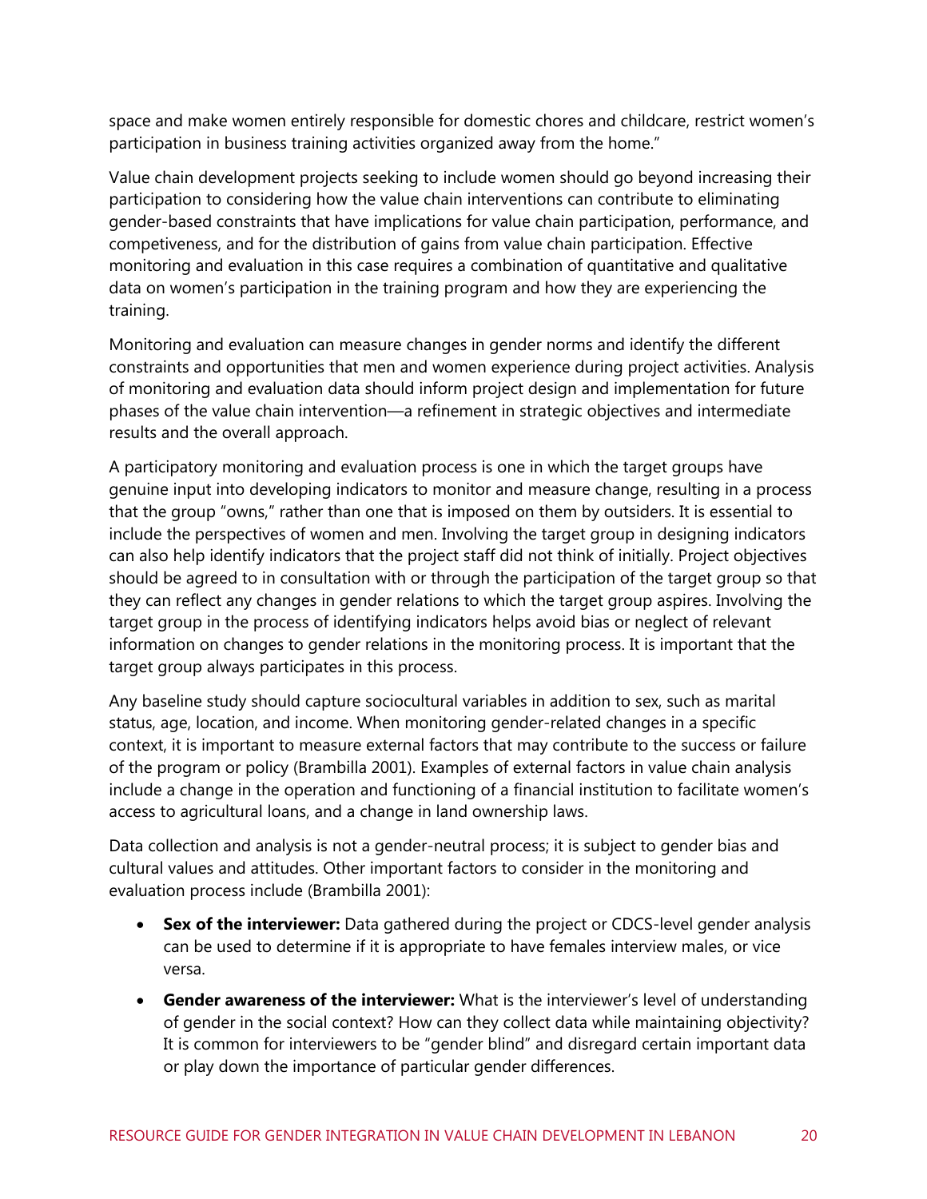space and make women entirely responsible for domestic chores and childcare, restrict women's participation in business training activities organized away from the home."

Value chain development projects seeking to include women should go beyond increasing their participation to considering how the value chain interventions can contribute to eliminating gender-based constraints that have implications for value chain participation, performance, and competiveness, and for the distribution of gains from value chain participation. Effective monitoring and evaluation in this case requires a combination of quantitative and qualitative data on women's participation in the training program and how they are experiencing the training.

Monitoring and evaluation can measure changes in gender norms and identify the different constraints and opportunities that men and women experience during project activities. Analysis of monitoring and evaluation data should inform project design and implementation for future phases of the value chain intervention—a refinement in strategic objectives and intermediate results and the overall approach.

A participatory monitoring and evaluation process is one in which the target groups have genuine input into developing indicators to monitor and measure change, resulting in a process that the group "owns," rather than one that is imposed on them by outsiders. It is essential to include the perspectives of women and men. Involving the target group in designing indicators can also help identify indicators that the project staff did not think of initially. Project objectives should be agreed to in consultation with or through the participation of the target group so that they can reflect any changes in gender relations to which the target group aspires. Involving the target group in the process of identifying indicators helps avoid bias or neglect of relevant information on changes to gender relations in the monitoring process. It is important that the target group always participates in this process.

Any baseline study should capture sociocultural variables in addition to sex, such as marital status, age, location, and income. When monitoring gender-related changes in a specific context, it is important to measure external factors that may contribute to the success or failure of the program or policy (Brambilla 2001). Examples of external factors in value chain analysis include a change in the operation and functioning of a financial institution to facilitate women's access to agricultural loans, and a change in land ownership laws.

Data collection and analysis is not a gender-neutral process; it is subject to gender bias and cultural values and attitudes. Other important factors to consider in the monitoring and evaluation process include (Brambilla 2001):

- **Sex of the interviewer:** Data gathered during the project or CDCS-level gender analysis can be used to determine if it is appropriate to have females interview males, or vice versa.
- **Gender awareness of the interviewer:** What is the interviewer's level of understanding of gender in the social context? How can they collect data while maintaining objectivity? It is common for interviewers to be "gender blind" and disregard certain important data or play down the importance of particular gender differences.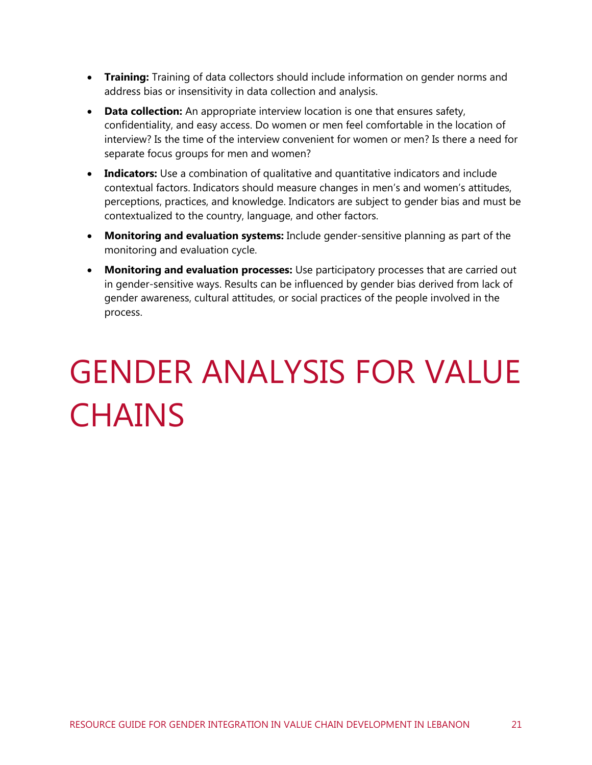- **Training:** Training of data collectors should include information on gender norms and address bias or insensitivity in data collection and analysis.
- **Data collection:** An appropriate interview location is one that ensures safety, confidentiality, and easy access. Do women or men feel comfortable in the location of interview? Is the time of the interview convenient for women or men? Is there a need for separate focus groups for men and women?
- **Indicators:** Use a combination of qualitative and quantitative indicators and include contextual factors. Indicators should measure changes in men's and women's attitudes, perceptions, practices, and knowledge. Indicators are subject to gender bias and must be contextualized to the country, language, and other factors.
- **Monitoring and evaluation systems:** Include gender-sensitive planning as part of the monitoring and evaluation cycle.
- **Monitoring and evaluation processes:** Use participatory processes that are carried out in gender-sensitive ways. Results can be influenced by gender bias derived from lack of gender awareness, cultural attitudes, or social practices of the people involved in the process.

# GENDER ANALYSIS FOR VALUE CHAINS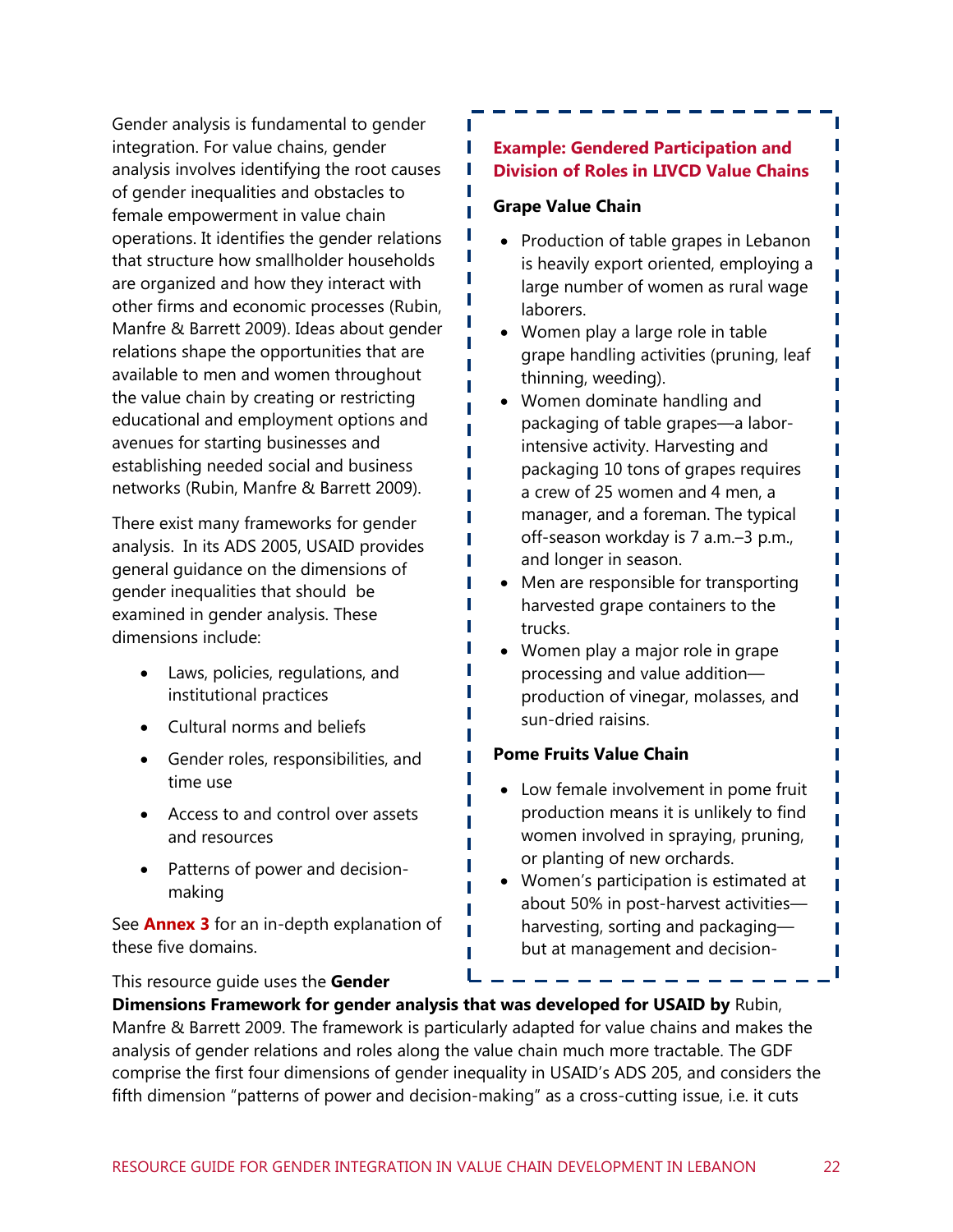Gender analysis is fundamental to gender integration. For value chains, gender analysis involves identifying the root causes of gender inequalities and obstacles to female empowerment in value chain operations. It identifies the gender relations that structure how smallholder households are organized and how they interact with other firms and economic processes (Rubin, Manfre & Barrett 2009). Ideas about gender relations shape the opportunities that are available to men and women throughout the value chain by creating or restricting educational and employment options and avenues for starting businesses and establishing needed social and business networks (Rubin, Manfre & Barrett 2009).

There exist many frameworks for gender analysis. In its ADS 2005, USAID provides general guidance on the dimensions of gender inequalities that should be examined in gender analysis. These dimensions include:

- Laws, policies, regulations, and institutional practices
- Cultural norms and beliefs
- Gender roles, responsibilities, and time use
- Access to and control over assets and resources
- Patterns of power and decision-making

See **Annex 3** for an in-depth explanation of these five domains.

This resource guide uses the **Gender Dimensions Framework for gender analysis that was developed for USAID by** Rubin, Manfre & Barrett 2009. The framework is particularly adapted for value chains and makes the analysis of gender relations and roles along the value chain much more tractable. The GDF comprise the first four dimensions of gender inequality in USAID's ADS 205, and considers the fifth dimension "patterns of power and decision-making" as a cross-cutting issue, i.e. it cuts

**Example: Gendered Participation and Division of Roles in LIVCD Value Chains**

**Grape Value Chain**

- Production of table grapes in Lebanon is heavily export oriented, employing a large number of women as rural wage laborers.
- Women play a large role in table grape handling activities (pruning, leaf thinning, weeding).
- Women dominate handling and packaging of table grapes—a labor-intensive activity. Harvesting and packaging 10 tons of grapes requires a crew of 25 women and 4 men, a manager, and a foreman. The typical off-season workday is 7 a.m.–3 p.m., and longer in season.
- Men are responsible for transporting harvested grape containers to the trucks.
- Women play a major role in grape processing and value addition—production of vinegar, molasses, and sun-dried raisins.

**Pome Fruits Value Chain**

- Low female involvement in pome fruit production means it is unlikely to find women involved in spraying, pruning, or planting of new orchards.
- Women's participation is estimated at about 50% in post-harvest activities—harvesting, sorting and packaging—but at management and decision-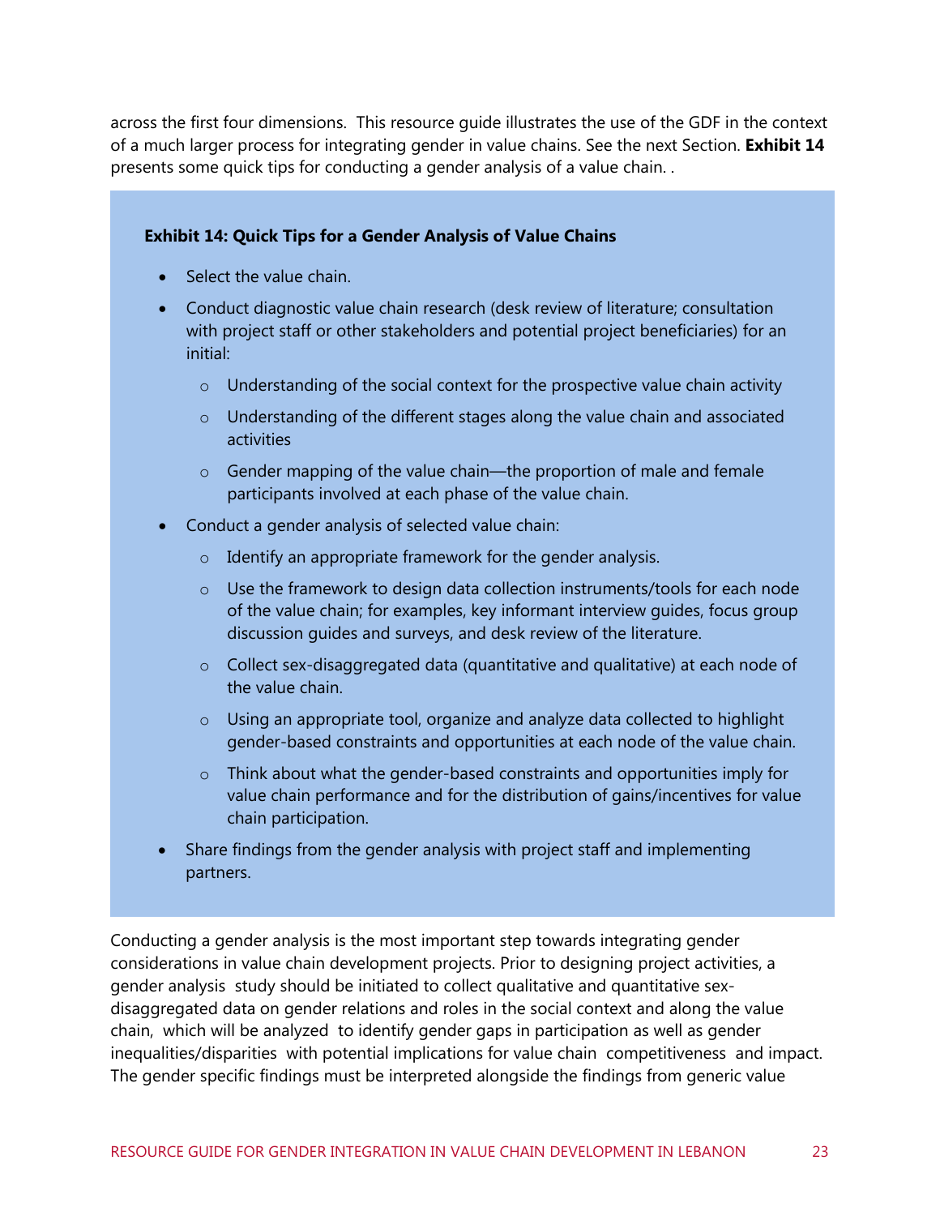across the first four dimensions.  This resource guide illustrates the use of the GDF in the context of a much larger process for integrating gender in value chains. See the next Section. **Exhibit 14** presents some quick tips for conducting a gender analysis of a value chain. .

**Exhibit 14: Quick Tips for a Gender Analysis of Value Chains**

- Select the value chain.
- Conduct diagnostic value chain research (desk review of literature; consultation with project staff or other stakeholders and potential project beneficiaries) for an initial:
  - Understanding of the social context for the prospective value chain activity
  - Understanding of the different stages along the value chain and associated activities
  - Gender mapping of the value chain—the proportion of male and female participants involved at each phase of the value chain.
- Conduct a gender analysis of selected value chain:
  - Identify an appropriate framework for the gender analysis.
  - Use the framework to design data collection instruments/tools for each node of the value chain; for examples, key informant interview guides, focus group discussion guides and surveys, and desk review of the literature.
  - Collect sex-disaggregated data (quantitative and qualitative) at each node of the value chain.
  - Using an appropriate tool, organize and analyze data collected to highlight gender-based constraints and opportunities at each node of the value chain.
  - Think about what the gender-based constraints and opportunities imply for value chain performance and for the distribution of gains/incentives for value chain participation.
- Share findings from the gender analysis with project staff and implementing partners.

Conducting a gender analysis is the most important step towards integrating gender considerations in value chain development projects. Prior to designing project activities, a gender analysis study should be initiated to collect qualitative and quantitative sex-disaggregated data on gender relations and roles in the social context and along the value chain, which will be analyzed to identify gender gaps in participation as well as gender inequalities/disparities with potential implications for value chain competitiveness and impact. The gender specific findings must be interpreted alongside the findings from generic value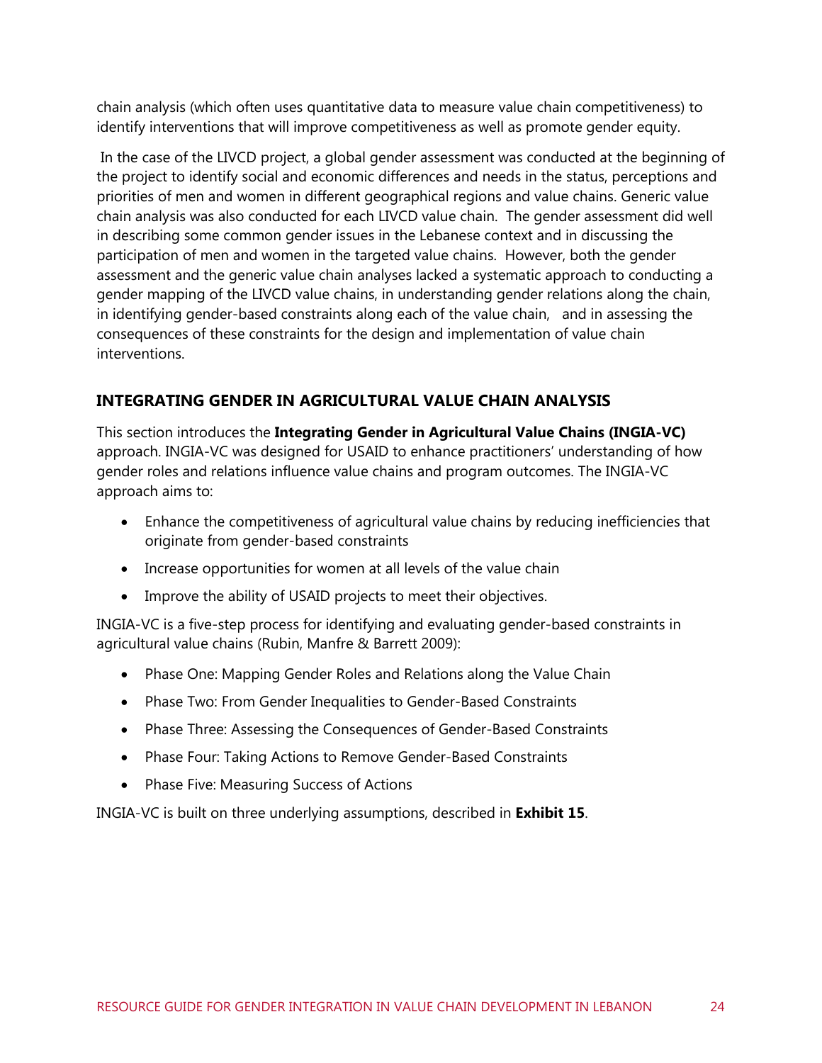chain analysis (which often uses quantitative data to measure value chain competitiveness) to identify interventions that will improve competitiveness as well as promote gender equity.

In the case of the LIVCD project, a global gender assessment was conducted at the beginning of the project to identify social and economic differences and needs in the status, perceptions and priorities of men and women in different geographical regions and value chains. Generic value chain analysis was also conducted for each LIVCD value chain. The gender assessment did well in describing some common gender issues in the Lebanese context and in discussing the participation of men and women in the targeted value chains. However, both the gender assessment and the generic value chain analyses lacked a systematic approach to conducting a gender mapping of the LIVCD value chains, in understanding gender relations along the chain, in identifying gender-based constraints along each of the value chain, and in assessing the consequences of these constraints for the design and implementation of value chain interventions.

## INTEGRATING GENDER IN AGRICULTURAL VALUE CHAIN ANALYSIS

This section introduces the **Integrating Gender in Agricultural Value Chains (INGIA-VC)** approach. INGIA-VC was designed for USAID to enhance practitioners' understanding of how gender roles and relations influence value chains and program outcomes. The INGIA-VC approach aims to:

- Enhance the competitiveness of agricultural value chains by reducing inefficiencies that originate from gender-based constraints
- Increase opportunities for women at all levels of the value chain
- Improve the ability of USAID projects to meet their objectives.

INGIA-VC is a five-step process for identifying and evaluating gender-based constraints in agricultural value chains (Rubin, Manfre & Barrett 2009):

- Phase One: Mapping Gender Roles and Relations along the Value Chain
- Phase Two: From Gender Inequalities to Gender-Based Constraints
- Phase Three: Assessing the Consequences of Gender-Based Constraints
- Phase Four: Taking Actions to Remove Gender-Based Constraints
- Phase Five: Measuring Success of Actions

INGIA-VC is built on three underlying assumptions, described in **Exhibit 15**.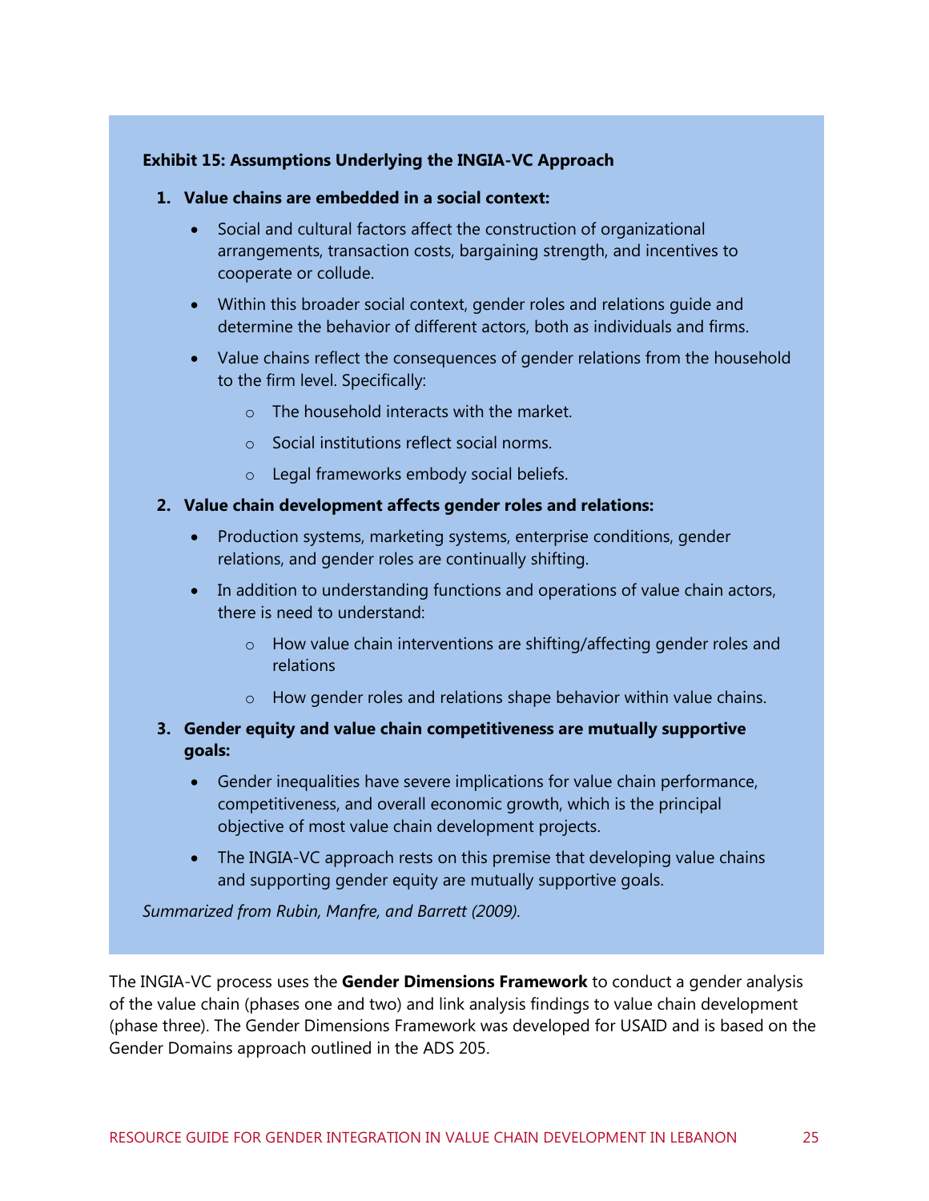**Exhibit 15: Assumptions Underlying the INGIA-VC Approach**

1. **Value chains are embedded in a social context:**
   - Social and cultural factors affect the construction of organizational arrangements, transaction costs, bargaining strength, and incentives to cooperate or collude.
   - Within this broader social context, gender roles and relations guide and determine the behavior of different actors, both as individuals and firms.
   - Value chains reflect the consequences of gender relations from the household to the firm level. Specifically:
     - The household interacts with the market.
     - Social institutions reflect social norms.
     - Legal frameworks embody social beliefs.
2. **Value chain development affects gender roles and relations:**
   - Production systems, marketing systems, enterprise conditions, gender relations, and gender roles are continually shifting.
   - In addition to understanding functions and operations of value chain actors, there is need to understand:
     - How value chain interventions are shifting/affecting gender roles and relations
     - How gender roles and relations shape behavior within value chains.
3. **Gender equity and value chain competitiveness are mutually supportive goals:**
   - Gender inequalities have severe implications for value chain performance, competitiveness, and overall economic growth, which is the principal objective of most value chain development projects.
   - The INGIA-VC approach rests on this premise that developing value chains and supporting gender equity are mutually supportive goals.

*Summarized from Rubin, Manfre, and Barrett (2009).*

The INGIA-VC process uses the **Gender Dimensions Framework** to conduct a gender analysis of the value chain (phases one and two) and link analysis findings to value chain development (phase three). The Gender Dimensions Framework was developed for USAID and is based on the Gender Domains approach outlined in the ADS 205.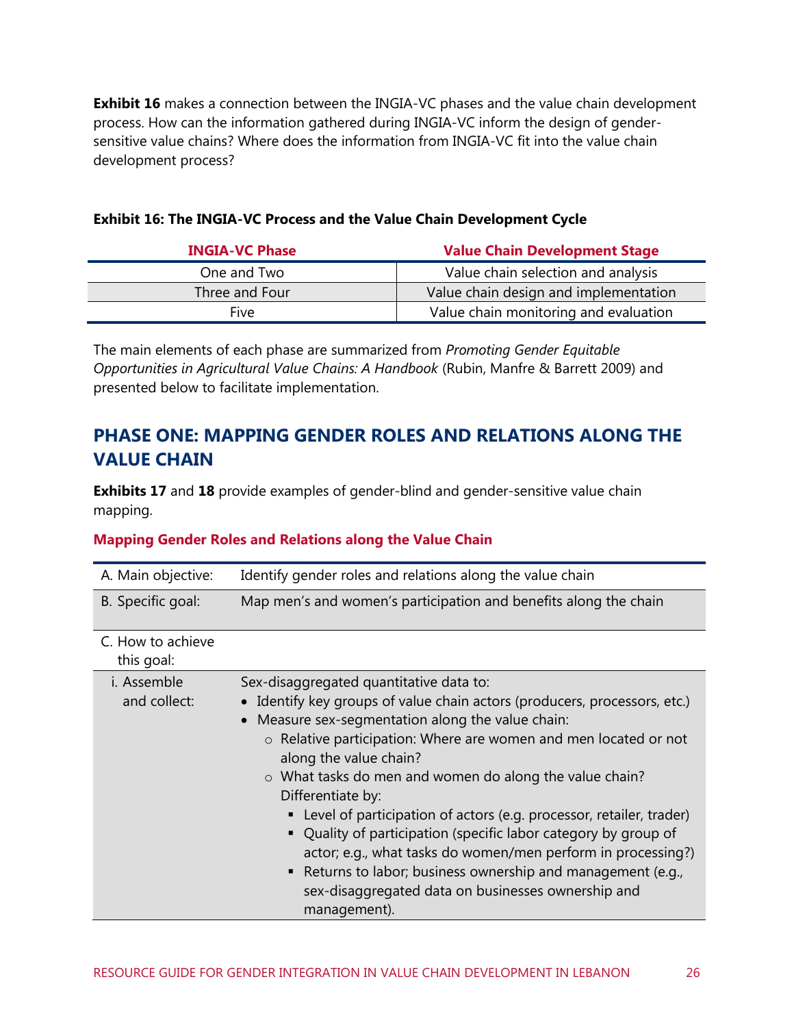**Exhibit 16** makes a connection between the INGIA-VC phases and the value chain development process. How can the information gathered during INGIA-VC inform the design of gender-sensitive value chains? Where does the information from INGIA-VC fit into the value chain development process?

**Exhibit 16: The INGIA-VC Process and the Value Chain Development Cycle**

| INGIA-VC Phase | Value Chain Development Stage |
|---|---|
| One and Two | Value chain selection and analysis |
| Three and Four | Value chain design and implementation |
| Five | Value chain monitoring and evaluation |

The main elements of each phase are summarized from *Promoting Gender Equitable Opportunities in Agricultural Value Chains: A Handbook* (Rubin, Manfre & Barrett 2009) and presented below to facilitate implementation.

## PHASE ONE: MAPPING GENDER ROLES AND RELATIONS ALONG THE VALUE CHAIN

**Exhibits 17** and **18** provide examples of gender-blind and gender-sensitive value chain mapping.

### Mapping Gender Roles and Relations along the Value Chain

| | |
|---|---|
| A. Main objective: | Identify gender roles and relations along the value chain |
| B. Specific goal: | Map men's and women's participation and benefits along the chain |
| C. How to achieve this goal: | |
| i. Assemble and collect: | Sex-disaggregated quantitative data to:<br>• Identify key groups of value chain actors (producers, processors, etc.)<br>• Measure sex-segmentation along the value chain:<br>&nbsp;&nbsp;○ Relative participation: Where are women and men located or not along the value chain?<br>&nbsp;&nbsp;○ What tasks do men and women do along the value chain? Differentiate by:<br>&nbsp;&nbsp;&nbsp;&nbsp;▪ Level of participation of actors (e.g. processor, retailer, trader)<br>&nbsp;&nbsp;&nbsp;&nbsp;▪ Quality of participation (specific labor category by group of actor; e.g., what tasks do women/men perform in processing?)<br>&nbsp;&nbsp;&nbsp;&nbsp;▪ Returns to labor; business ownership and management (e.g., sex-disaggregated data on businesses ownership and management). |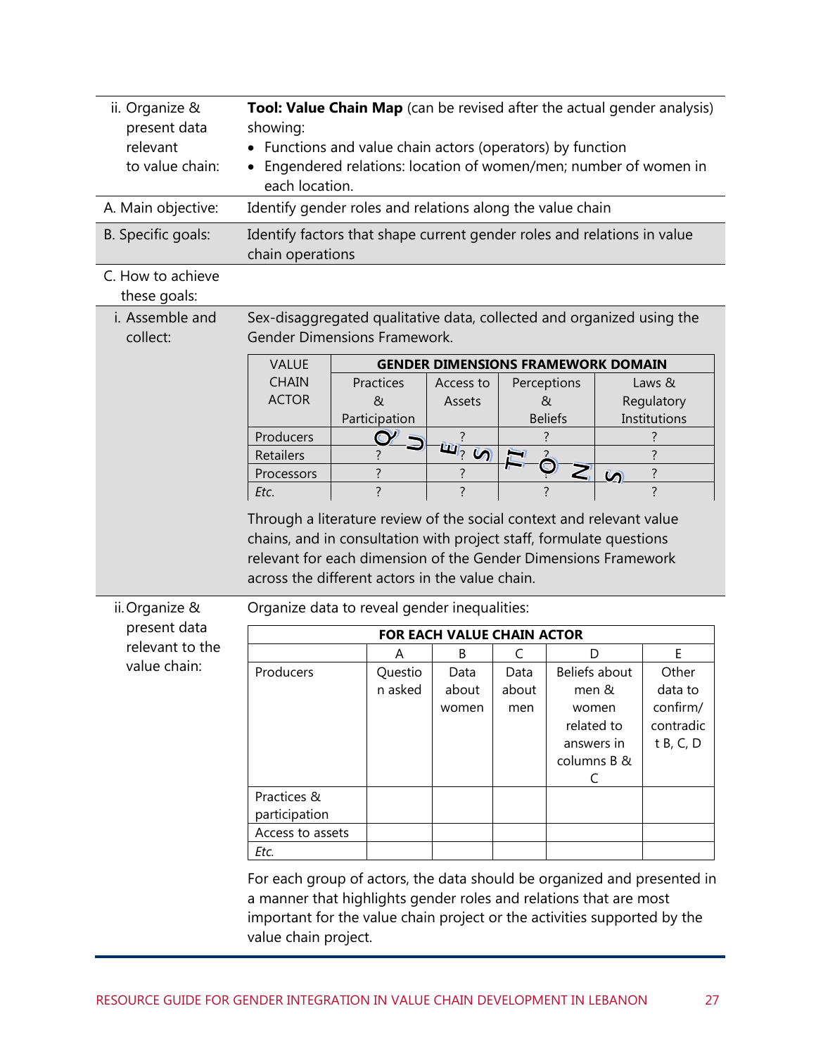| | |
|---|---|
| ii. Organize & present data relevant to value chain: | **Tool: Value Chain Map** (can be revised after the actual gender analysis) showing:<br>• Functions and value chain actors (operators) by function<br>• Engendered relations: location of women/men; number of women in each location. |
| A. Main objective: | Identify gender roles and relations along the value chain |
| B. Specific goals: | Identify factors that shape current gender roles and relations in value chain operations |
| C. How to achieve these goals: | |
| i. Assemble and collect: | Sex-disaggregated qualitative data, collected and organized using the Gender Dimensions Framework. |

| VALUE CHAIN ACTOR | GENDER DIMENSIONS FRAMEWORK DOMAIN | | | |
|---|---|---|---|---|
| | Practices & Participation | Access to Assets | Perceptions & Beliefs | Laws & Regulatory Institutions |
| Producers | ? | ? | ? | ? |
| Retailers | ? | ? | ? | ? |
| Processors | ? | ? | ? | ? |
| *Etc.* | ? | ? | ? | ? |

Through a literature review of the social context and relevant value chains, and in consultation with project staff, formulate questions relevant for each dimension of the Gender Dimensions Framework across the different actors in the value chain.

ii. Organize & present data relevant to the value chain:

Organize data to reveal gender inequalities:

| FOR EACH VALUE CHAIN ACTOR | | | | | |
|---|---|---|---|---|---|
| | A | B | C | D | E |
| Producers | Question asked | Data about women | Data about men | Beliefs about men & women related to answers in columns B & C | Other data to confirm/ contradict B, C, D |
| Practices & participation | | | | | |
| Access to assets | | | | | |
| *Etc.* | | | | | |

For each group of actors, the data should be organized and presented in a manner that highlights gender roles and relations that are most important for the value chain project or the activities supported by the value chain project.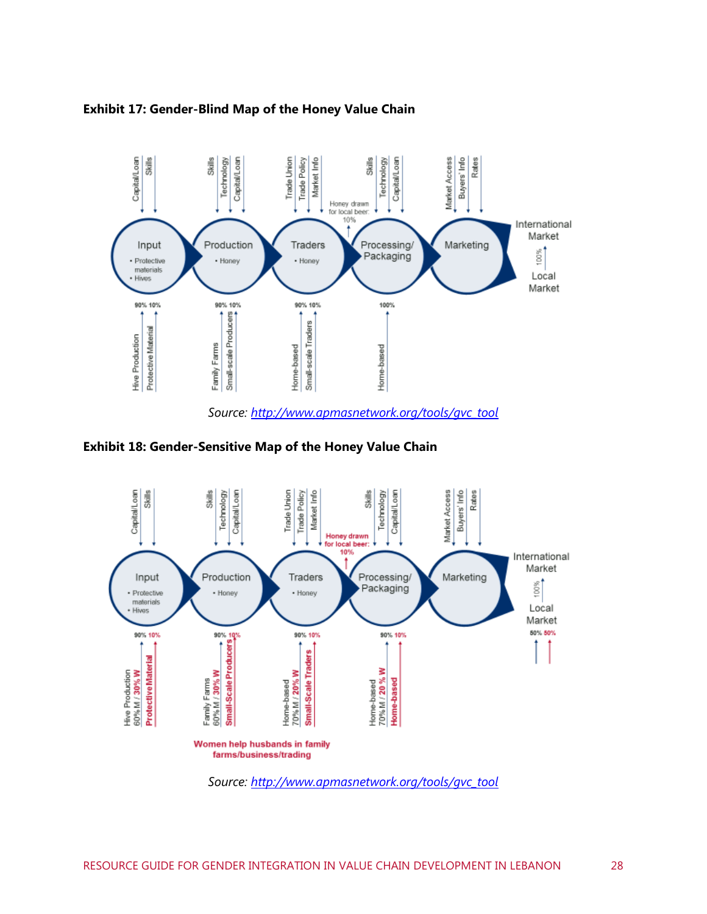**Exhibit 17: Gender-Blind Map of the Honey Value Chain**

*Source: [http://www.apmasnetwork.org/tools/gvc_tool](http://www.apmasnetwork.org/tools/gvc_tool)*

**Exhibit 18: Gender-Sensitive Map of the Honey Value Chain**

*Source: [http://www.apmasnetwork.org/tools/gvc_tool](http://www.apmasnetwork.org/tools/gvc_tool)*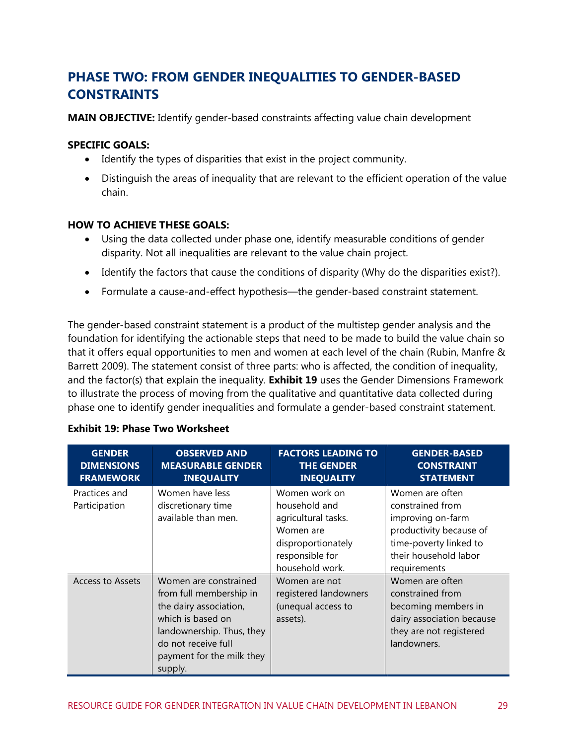## PHASE TWO: FROM GENDER INEQUALITIES TO GENDER-BASED CONSTRAINTS

**MAIN OBJECTIVE:** Identify gender-based constraints affecting value chain development

**SPECIFIC GOALS:**

- Identify the types of disparities that exist in the project community.
- Distinguish the areas of inequality that are relevant to the efficient operation of the value chain.

**HOW TO ACHIEVE THESE GOALS:**

- Using the data collected under phase one, identify measurable conditions of gender disparity. Not all inequalities are relevant to the value chain project.
- Identify the factors that cause the conditions of disparity (Why do the disparities exist?).
- Formulate a cause-and-effect hypothesis—the gender-based constraint statement.

The gender-based constraint statement is a product of the multistep gender analysis and the foundation for identifying the actionable steps that need to be made to build the value chain so that it offers equal opportunities to men and women at each level of the chain (Rubin, Manfre & Barrett 2009). The statement consist of three parts: who is affected, the condition of inequality, and the factor(s) that explain the inequality. **Exhibit 19** uses the Gender Dimensions Framework to illustrate the process of moving from the qualitative and quantitative data collected during phase one to identify gender inequalities and formulate a gender-based constraint statement.

**Exhibit 19: Phase Two Worksheet**

| GENDER DIMENSIONS FRAMEWORK | OBSERVED AND MEASURABLE GENDER INEQUALITY | FACTORS LEADING TO THE GENDER INEQUALITY | GENDER-BASED CONSTRAINT STATEMENT |
|---|---|---|---|
| Practices and Participation | Women have less discretionary time available than men. | Women work on household and agricultural tasks. Women are disproportionately responsible for household work. | Women are often constrained from improving on-farm productivity because of time-poverty linked to their household labor requirements |
| Access to Assets | Women are constrained from full membership in the dairy association, which is based on landownership. Thus, they do not receive full payment for the milk they supply. | Women are not registered landowners (unequal access to assets). | Women are often constrained from becoming members in dairy association because they are not registered landowners. |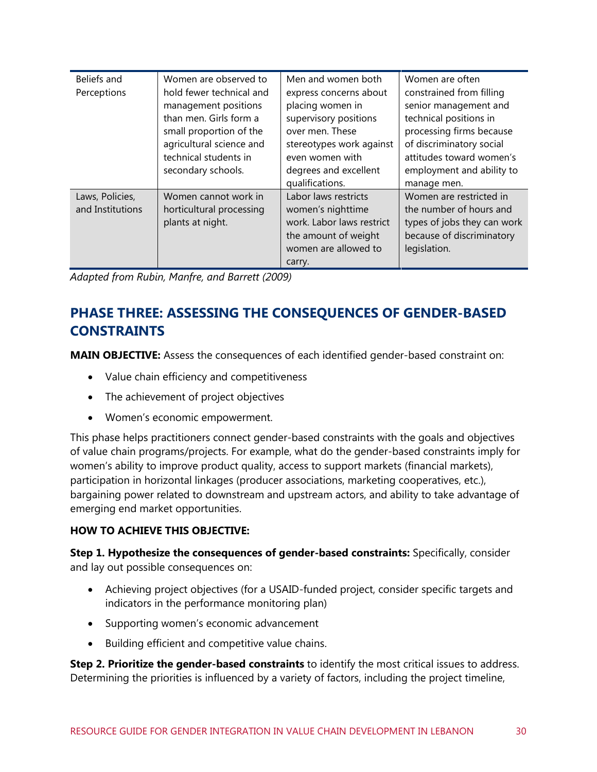| | | | |
|---|---|---|---|
| Beliefs and Perceptions | Women are observed to hold fewer technical and management positions than men. Girls form a small proportion of the agricultural science and technical students in secondary schools. | Men and women both express concerns about placing women in supervisory positions over men. These stereotypes work against even women with degrees and excellent qualifications. | Women are often constrained from filling senior management and technical positions in processing firms because of discriminatory social attitudes toward women's employment and ability to manage men. |
| Laws, Policies, and Institutions | Women cannot work in horticultural processing plants at night. | Labor laws restricts women's nighttime work. Labor laws restrict the amount of weight women are allowed to carry. | Women are restricted in the number of hours and types of jobs they can work because of discriminatory legislation. |

*Adapted from Rubin, Manfre, and Barrett (2009)*

## PHASE THREE: ASSESSING THE CONSEQUENCES OF GENDER-BASED CONSTRAINTS

**MAIN OBJECTIVE:** Assess the consequences of each identified gender-based constraint on:

- Value chain efficiency and competitiveness
- The achievement of project objectives
- Women's economic empowerment.

This phase helps practitioners connect gender-based constraints with the goals and objectives of value chain programs/projects. For example, what do the gender-based constraints imply for women's ability to improve product quality, access to support markets (financial markets), participation in horizontal linkages (producer associations, marketing cooperatives, etc.), bargaining power related to downstream and upstream actors, and ability to take advantage of emerging end market opportunities.

**HOW TO ACHIEVE THIS OBJECTIVE:**

**Step 1. Hypothesize the consequences of gender-based constraints:** Specifically, consider and lay out possible consequences on:

- Achieving project objectives (for a USAID-funded project, consider specific targets and indicators in the performance monitoring plan)
- Supporting women's economic advancement
- Building efficient and competitive value chains.

**Step 2. Prioritize the gender-based constraints** to identify the most critical issues to address. Determining the priorities is influenced by a variety of factors, including the project timeline,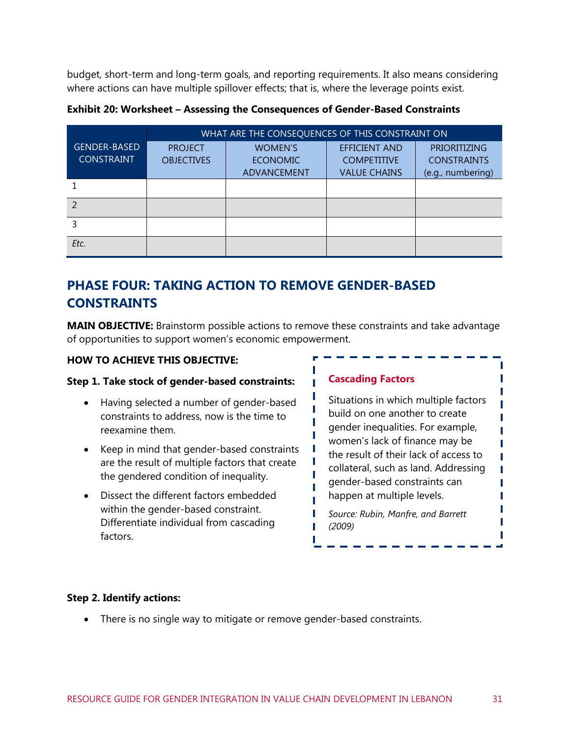budget, short-term and long-term goals, and reporting requirements. It also means considering where actions can have multiple spillover effects; that is, where the leverage points exist.

**Exhibit 20: Worksheet – Assessing the Consequences of Gender-Based Constraints**

| GENDER-BASED CONSTRAINT | WHAT ARE THE CONSEQUENCES OF THIS CONSTRAINT ON | | | |
|---|---|---|---|---|
| | PROJECT OBJECTIVES | WOMEN'S ECONOMIC ADVANCEMENT | EFFICIENT AND COMPETITIVE VALUE CHAINS | PRIORITIZING CONSTRAINTS (e.g., numbering) |
| 1 | | | | |
| 2 | | | | |
| 3 | | | | |
| *Etc.* | | | | |

## PHASE FOUR: TAKING ACTION TO REMOVE GENDER-BASED CONSTRAINTS

**MAIN OBJECTIVE:** Brainstorm possible actions to remove these constraints and take advantage of opportunities to support women's economic empowerment.

**HOW TO ACHIEVE THIS OBJECTIVE:**

**Step 1. Take stock of gender-based constraints:**

- Having selected a number of gender-based constraints to address, now is the time to reexamine them.
- Keep in mind that gender-based constraints are the result of multiple factors that create the gendered condition of inequality.
- Dissect the different factors embedded within the gender-based constraint. Differentiate individual from cascading factors.

> **Cascading Factors**
>
> Situations in which multiple factors build on one another to create gender inequalities. For example, women's lack of finance may be the result of their lack of access to collateral, such as land. Addressing gender-based constraints can happen at multiple levels.
>
> *Source: Rubin, Manfre, and Barrett (2009)*

**Step 2. Identify actions:**

- There is no single way to mitigate or remove gender-based constraints.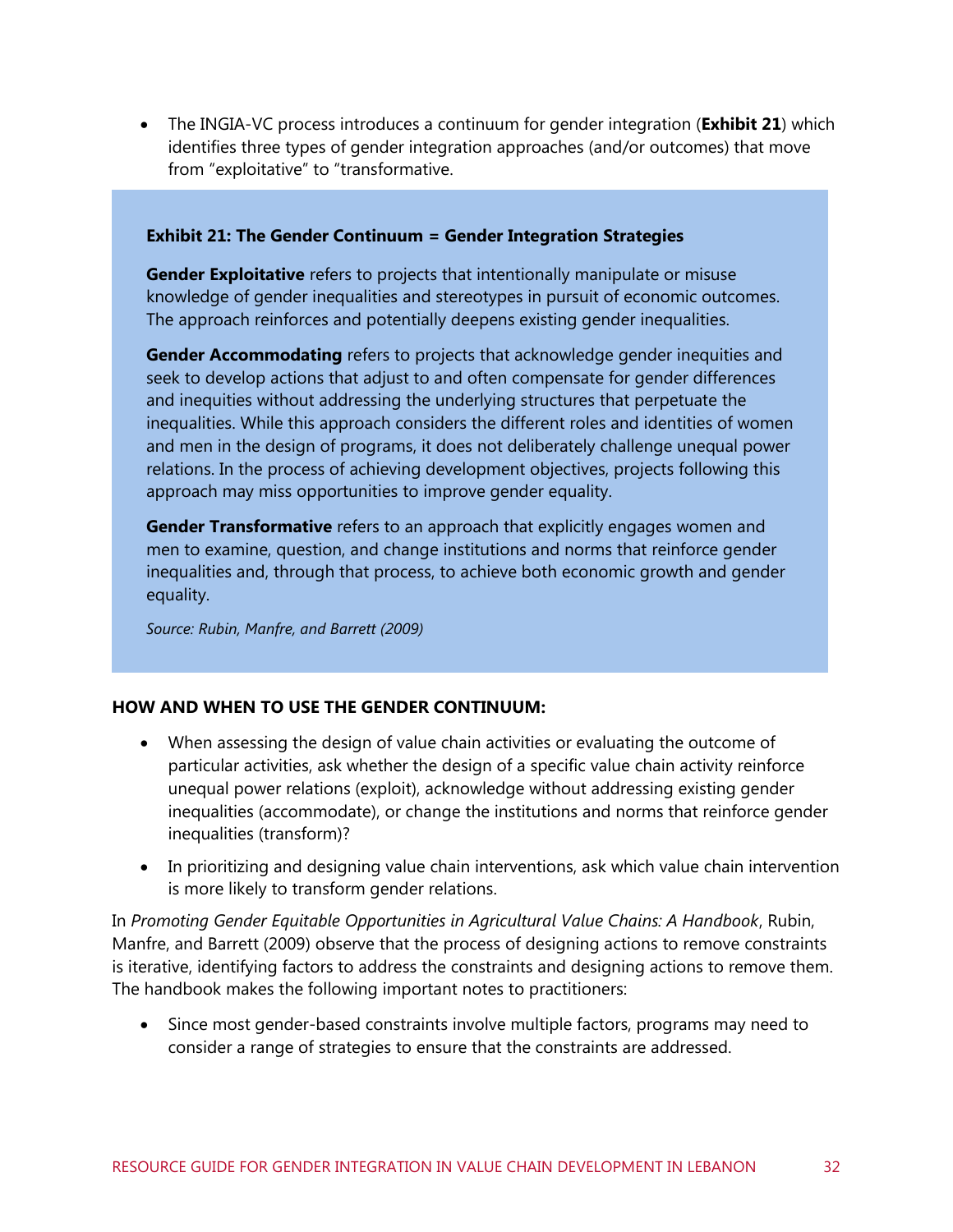- The INGIA-VC process introduces a continuum for gender integration (**Exhibit 21**) which identifies three types of gender integration approaches (and/or outcomes) that move from "exploitative" to "transformative.

**Exhibit 21: The Gender Continuum = Gender Integration Strategies**

**Gender Exploitative** refers to projects that intentionally manipulate or misuse knowledge of gender inequalities and stereotypes in pursuit of economic outcomes. The approach reinforces and potentially deepens existing gender inequalities.

**Gender Accommodating** refers to projects that acknowledge gender inequities and seek to develop actions that adjust to and often compensate for gender differences and inequities without addressing the underlying structures that perpetuate the inequalities. While this approach considers the different roles and identities of women and men in the design of programs, it does not deliberately challenge unequal power relations. In the process of achieving development objectives, projects following this approach may miss opportunities to improve gender equality.

**Gender Transformative** refers to an approach that explicitly engages women and men to examine, question, and change institutions and norms that reinforce gender inequalities and, through that process, to achieve both economic growth and gender equality.

*Source: Rubin, Manfre, and Barrett (2009)*

**HOW AND WHEN TO USE THE GENDER CONTINUUM:**

- When assessing the design of value chain activities or evaluating the outcome of particular activities, ask whether the design of a specific value chain activity reinforce unequal power relations (exploit), acknowledge without addressing existing gender inequalities (accommodate), or change the institutions and norms that reinforce gender inequalities (transform)?
- In prioritizing and designing value chain interventions, ask which value chain intervention is more likely to transform gender relations.

In *Promoting Gender Equitable Opportunities in Agricultural Value Chains: A Handbook*, Rubin, Manfre, and Barrett (2009) observe that the process of designing actions to remove constraints is iterative, identifying factors to address the constraints and designing actions to remove them. The handbook makes the following important notes to practitioners:

- Since most gender-based constraints involve multiple factors, programs may need to consider a range of strategies to ensure that the constraints are addressed.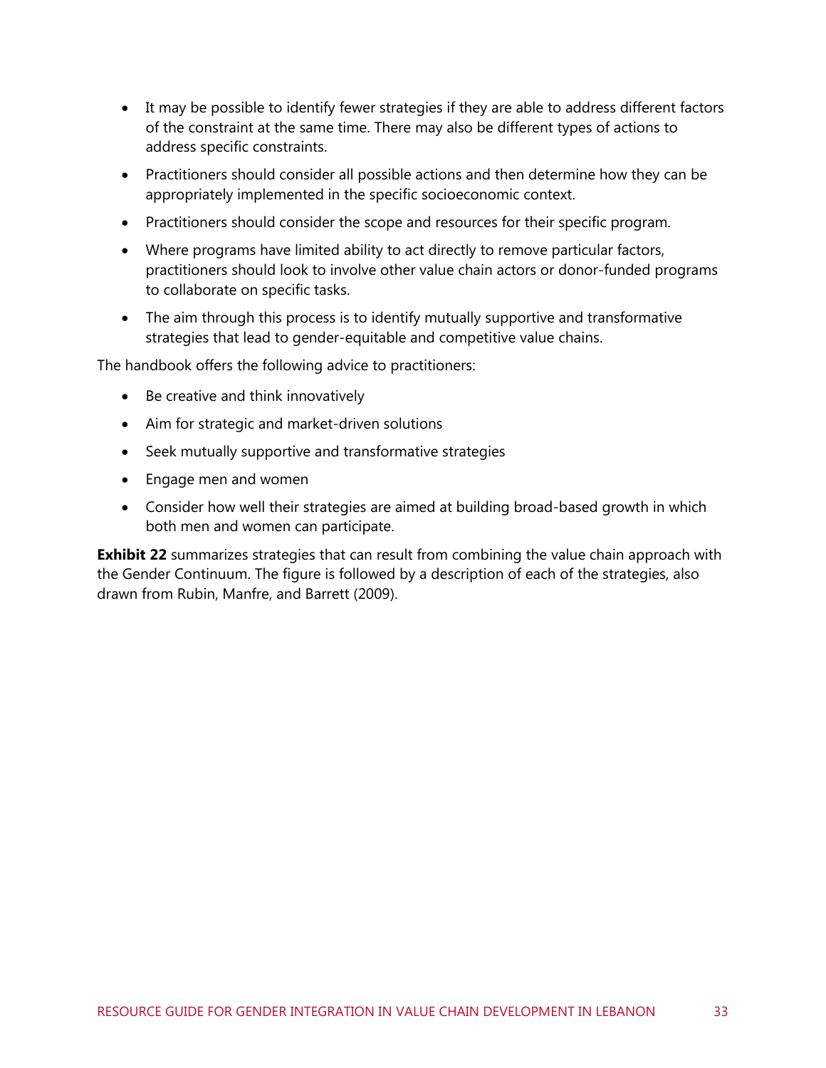- It may be possible to identify fewer strategies if they are able to address different factors of the constraint at the same time. There may also be different types of actions to address specific constraints.
- Practitioners should consider all possible actions and then determine how they can be appropriately implemented in the specific socioeconomic context.
- Practitioners should consider the scope and resources for their specific program.
- Where programs have limited ability to act directly to remove particular factors, practitioners should look to involve other value chain actors or donor-funded programs to collaborate on specific tasks.
- The aim through this process is to identify mutually supportive and transformative strategies that lead to gender-equitable and competitive value chains.

The handbook offers the following advice to practitioners:

- Be creative and think innovatively
- Aim for strategic and market-driven solutions
- Seek mutually supportive and transformative strategies
- Engage men and women
- Consider how well their strategies are aimed at building broad-based growth in which both men and women can participate.

**Exhibit 22** summarizes strategies that can result from combining the value chain approach with the Gender Continuum. The figure is followed by a description of each of the strategies, also drawn from Rubin, Manfre, and Barrett (2009).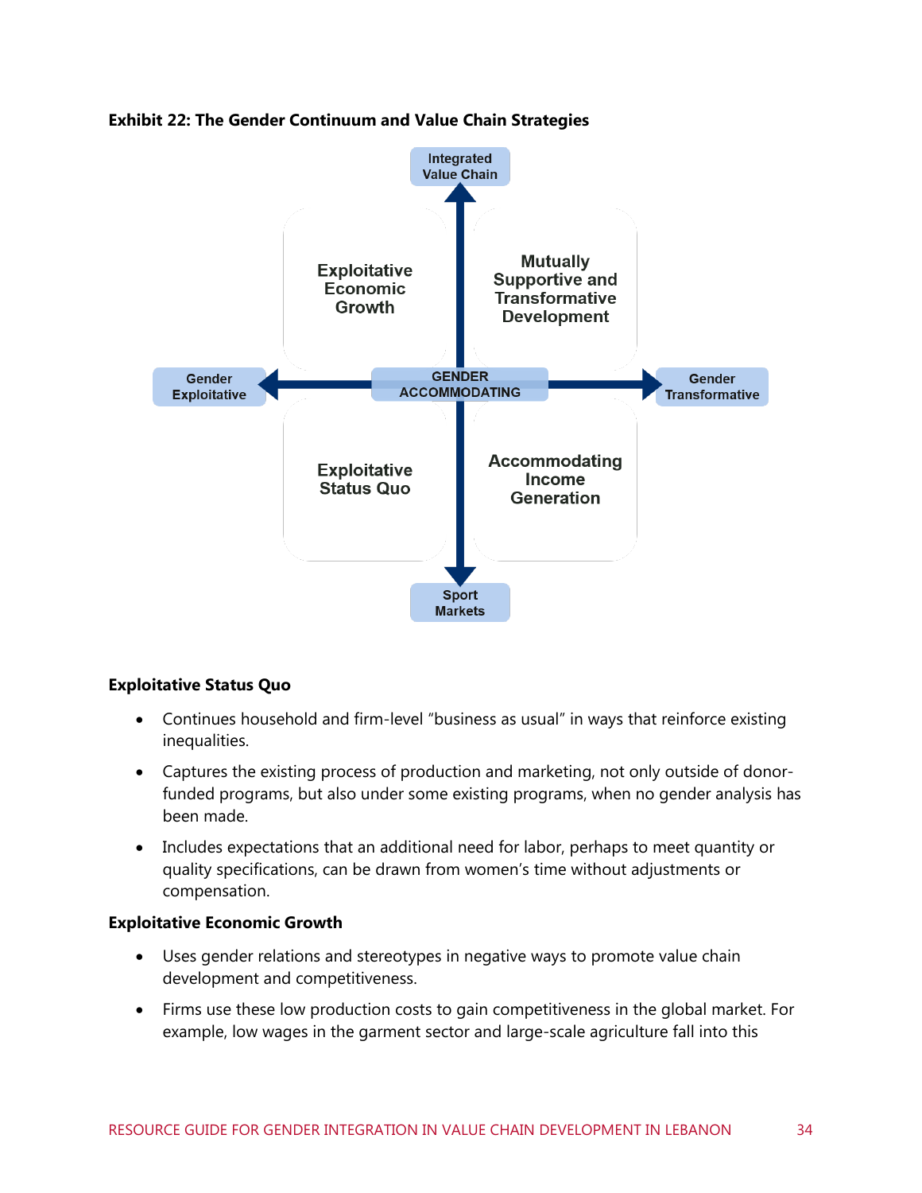**Exhibit 22: The Gender Continuum and Value Chain Strategies**

Integrated Value Chain

Exploitative Economic Growth

Mutually Supportive and Transformative Development

Gender Exploitative

GENDER ACCOMMODATING

Gender Transformative

Exploitative Status Quo

Accommodating Income Generation

Sport Markets

### Exploitative Status Quo

- Continues household and firm-level "business as usual" in ways that reinforce existing inequalities.
- Captures the existing process of production and marketing, not only outside of donor-funded programs, but also under some existing programs, when no gender analysis has been made.
- Includes expectations that an additional need for labor, perhaps to meet quantity or quality specifications, can be drawn from women's time without adjustments or compensation.

### Exploitative Economic Growth

- Uses gender relations and stereotypes in negative ways to promote value chain development and competitiveness.
- Firms use these low production costs to gain competitiveness in the global market. For example, low wages in the garment sector and large-scale agriculture fall into this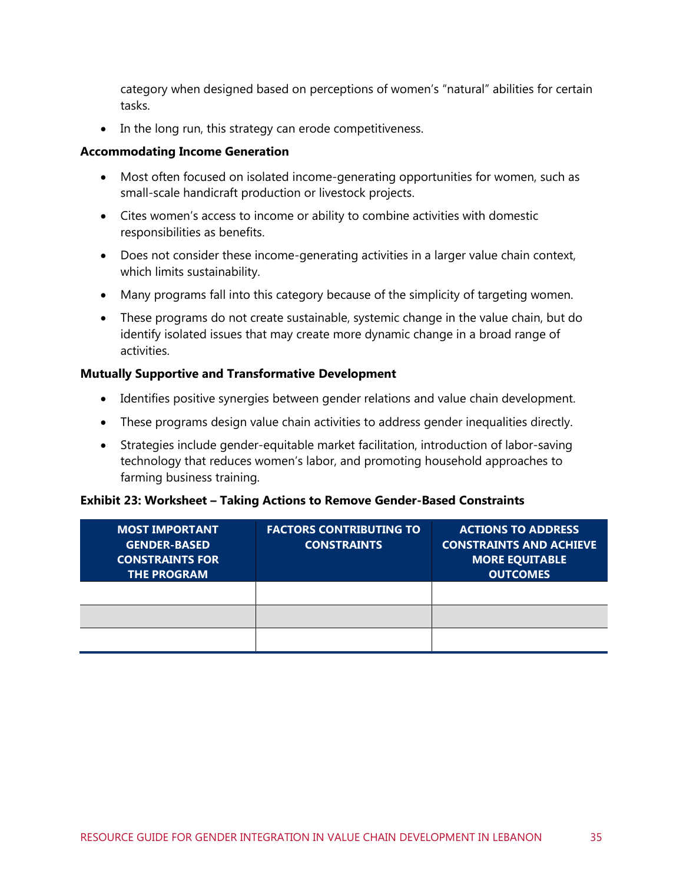category when designed based on perceptions of women's "natural" abilities for certain tasks.

- In the long run, this strategy can erode competitiveness.

**Accommodating Income Generation**

- Most often focused on isolated income-generating opportunities for women, such as small-scale handicraft production or livestock projects.
- Cites women's access to income or ability to combine activities with domestic responsibilities as benefits.
- Does not consider these income-generating activities in a larger value chain context, which limits sustainability.
- Many programs fall into this category because of the simplicity of targeting women.
- These programs do not create sustainable, systemic change in the value chain, but do identify isolated issues that may create more dynamic change in a broad range of activities.

**Mutually Supportive and Transformative Development**

- Identifies positive synergies between gender relations and value chain development.
- These programs design value chain activities to address gender inequalities directly.
- Strategies include gender-equitable market facilitation, introduction of labor-saving technology that reduces women's labor, and promoting household approaches to farming business training.

**Exhibit 23: Worksheet – Taking Actions to Remove Gender-Based Constraints**

| MOST IMPORTANT GENDER-BASED CONSTRAINTS FOR THE PROGRAM | FACTORS CONTRIBUTING TO CONSTRAINTS | ACTIONS TO ADDRESS CONSTRAINTS AND ACHIEVE MORE EQUITABLE OUTCOMES |
|---|---|---|
| | | |
| | | |
| | | |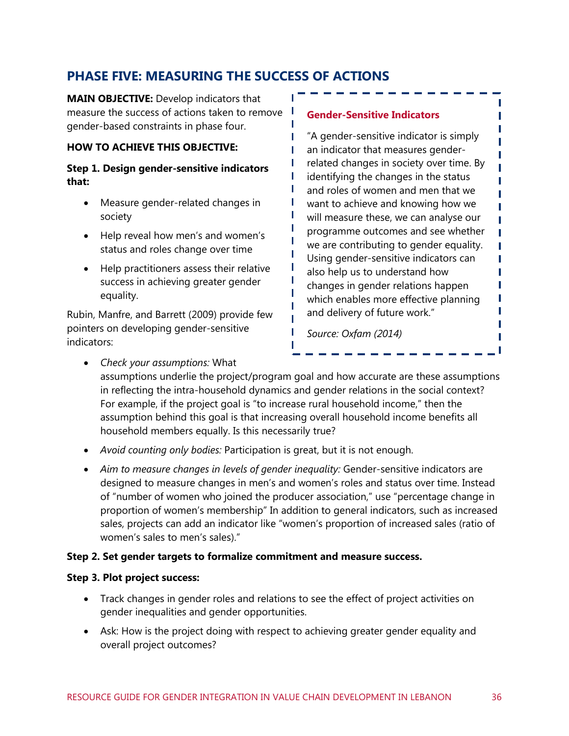## PHASE FIVE: MEASURING THE SUCCESS OF ACTIONS

**MAIN OBJECTIVE:** Develop indicators that measure the success of actions taken to remove gender-based constraints in phase four.

**HOW TO ACHIEVE THIS OBJECTIVE:**

**Step 1. Design gender-sensitive indicators that:**

- Measure gender-related changes in society
- Help reveal how men's and women's status and roles change over time
- Help practitioners assess their relative success in achieving greater gender equality.

Rubin, Manfre, and Barrett (2009) provide few pointers on developing gender-sensitive indicators:

- *Check your assumptions:* What assumptions underlie the project/program goal and how accurate are these assumptions in reflecting the intra-household dynamics and gender relations in the social context? For example, if the project goal is "to increase rural household income," then the assumption behind this goal is that increasing overall household income benefits all household members equally. Is this necessarily true?
- *Avoid counting only bodies:* Participation is great, but it is not enough.
- *Aim to measure changes in levels of gender inequality:* Gender-sensitive indicators are designed to measure changes in men's and women's roles and status over time. Instead of "number of women who joined the producer association," use "percentage change in proportion of women's membership" In addition to general indicators, such as increased sales, projects can add an indicator like "women's proportion of increased sales (ratio of women's sales to men's sales)."

> **Gender-Sensitive Indicators**
>
> "A gender-sensitive indicator is simply an indicator that measures gender-related changes in society over time. By identifying the changes in the status and roles of women and men that we want to achieve and knowing how we will measure these, we can analyse our programme outcomes and see whether we are contributing to gender equality. Using gender-sensitive indicators can also help us to understand how changes in gender relations happen which enables more effective planning and delivery of future work."
>
> *Source: Oxfam (2014)*

**Step 2. Set gender targets to formalize commitment and measure success.**

**Step 3. Plot project success:**

- Track changes in gender roles and relations to see the effect of project activities on gender inequalities and gender opportunities.
- Ask: How is the project doing with respect to achieving greater gender equality and overall project outcomes?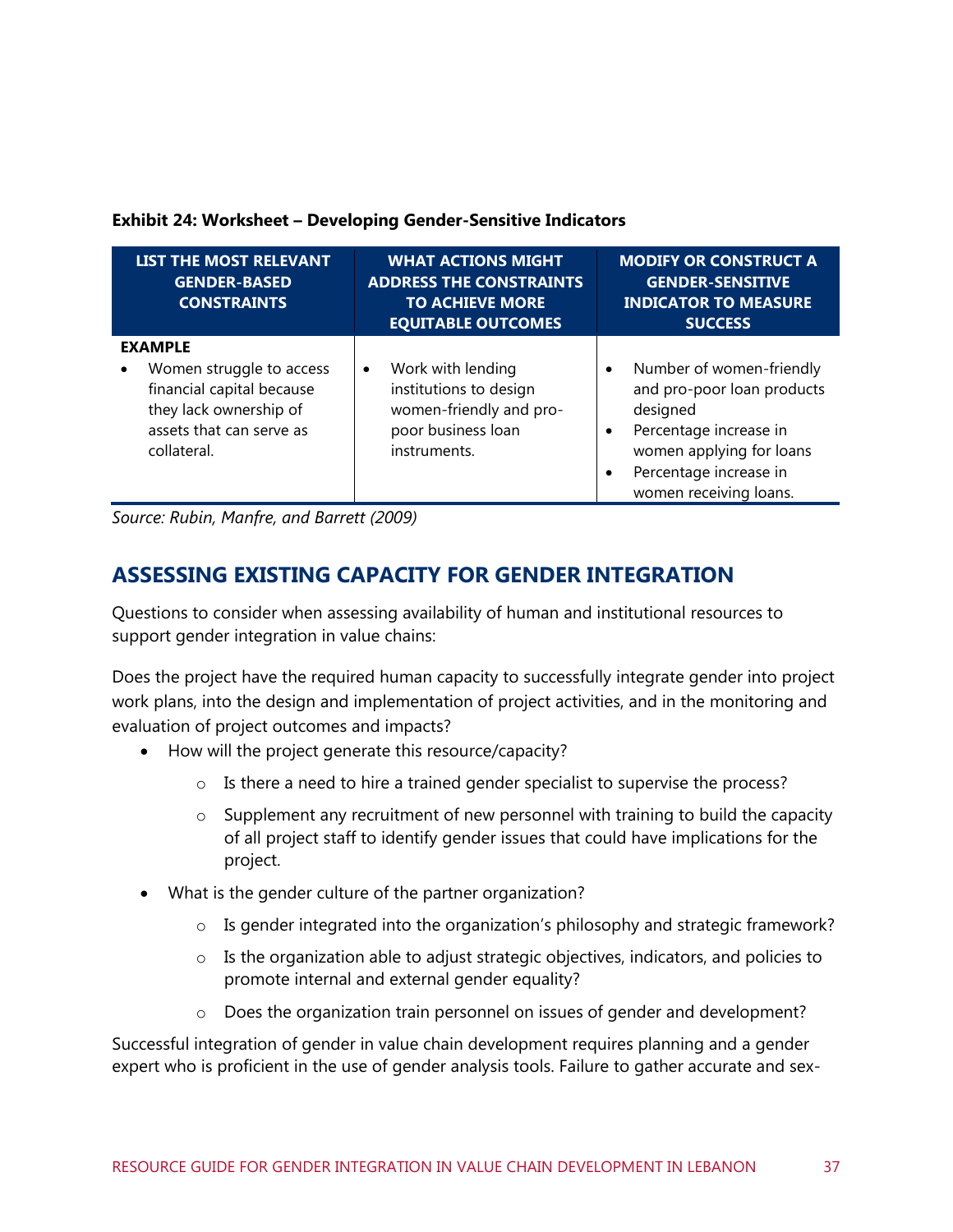**Exhibit 24: Worksheet – Developing Gender-Sensitive Indicators**

| LIST THE MOST RELEVANT GENDER-BASED CONSTRAINTS | WHAT ACTIONS MIGHT ADDRESS THE CONSTRAINTS TO ACHIEVE MORE EQUITABLE OUTCOMES | MODIFY OR CONSTRUCT A GENDER-SENSITIVE INDICATOR TO MEASURE SUCCESS |
|---|---|---|
| **EXAMPLE**<br>• Women struggle to access financial capital because they lack ownership of assets that can serve as collateral. | • Work with lending institutions to design women-friendly and pro-poor business loan instruments. | • Number of women-friendly and pro-poor loan products designed<br>• Percentage increase in women applying for loans<br>• Percentage increase in women receiving loans. |

*Source: Rubin, Manfre, and Barrett (2009)*

## ASSESSING EXISTING CAPACITY FOR GENDER INTEGRATION

Questions to consider when assessing availability of human and institutional resources to support gender integration in value chains:

Does the project have the required human capacity to successfully integrate gender into project work plans, into the design and implementation of project activities, and in the monitoring and evaluation of project outcomes and impacts?

- How will the project generate this resource/capacity?
  - Is there a need to hire a trained gender specialist to supervise the process?
  - Supplement any recruitment of new personnel with training to build the capacity of all project staff to identify gender issues that could have implications for the project.
- What is the gender culture of the partner organization?
  - Is gender integrated into the organization's philosophy and strategic framework?
  - Is the organization able to adjust strategic objectives, indicators, and policies to promote internal and external gender equality?
  - Does the organization train personnel on issues of gender and development?

Successful integration of gender in value chain development requires planning and a gender expert who is proficient in the use of gender analysis tools. Failure to gather accurate and sex-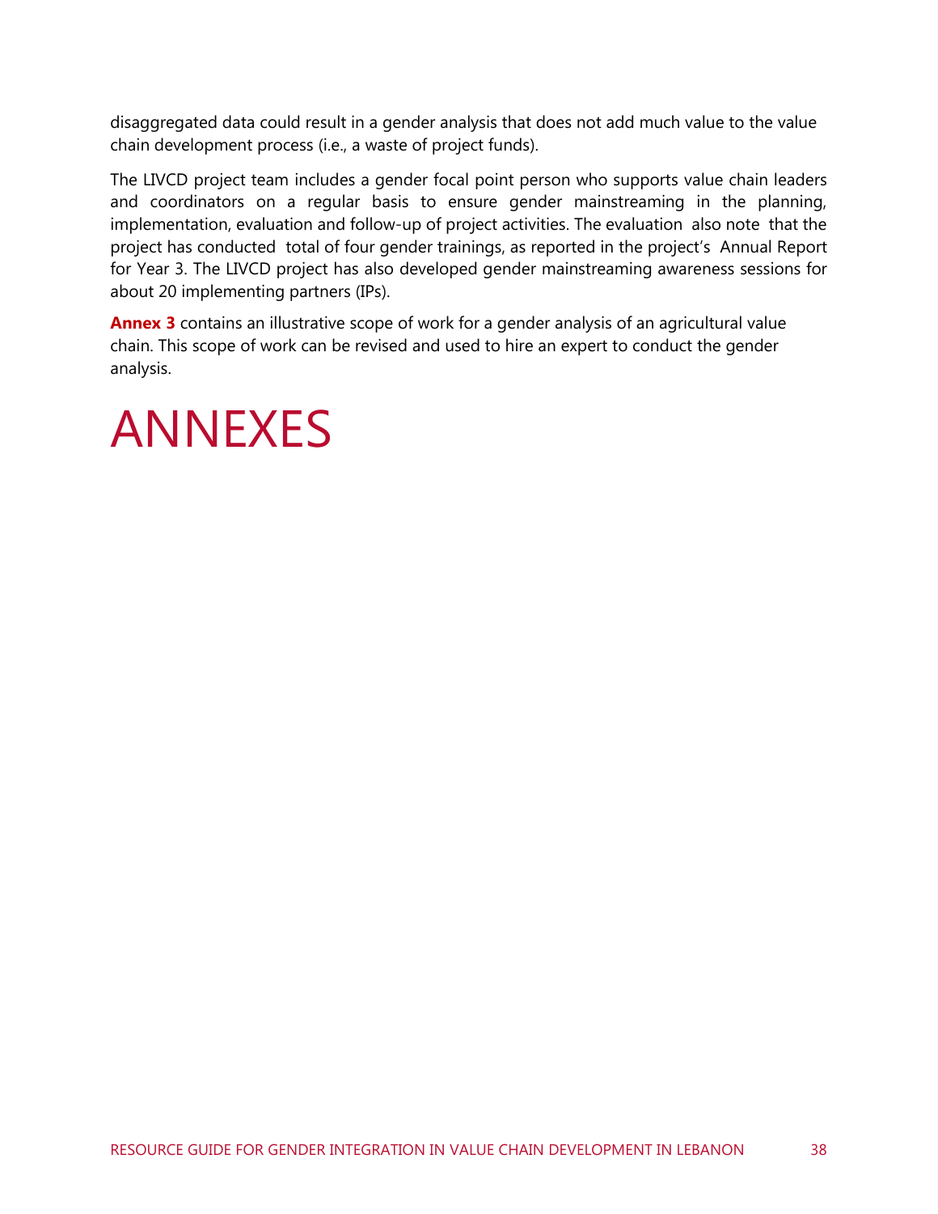disaggregated data could result in a gender analysis that does not add much value to the value chain development process (i.e., a waste of project funds).

The LIVCD project team includes a gender focal point person who supports value chain leaders and coordinators on a regular basis to ensure gender mainstreaming in the planning, implementation, evaluation and follow-up of project activities. The evaluation also note that the project has conducted total of four gender trainings, as reported in the project's Annual Report for Year 3. The LIVCD project has also developed gender mainstreaming awareness sessions for about 20 implementing partners (IPs).

**Annex 3** contains an illustrative scope of work for a gender analysis of an agricultural value chain. This scope of work can be revised and used to hire an expert to conduct the gender analysis.

# ANNEXES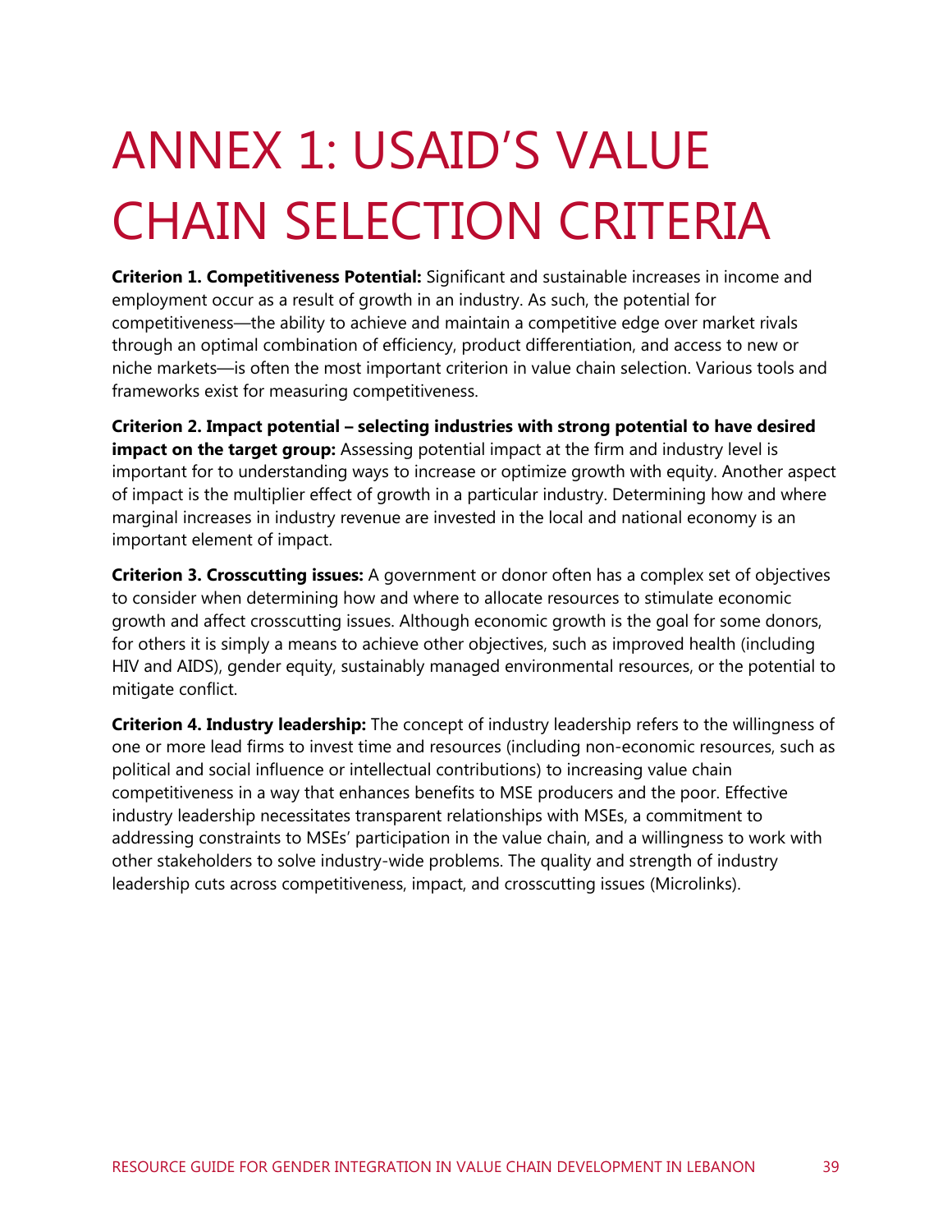# ANNEX 1: USAID'S VALUE CHAIN SELECTION CRITERIA

**Criterion 1. Competitiveness Potential:** Significant and sustainable increases in income and employment occur as a result of growth in an industry. As such, the potential for competitiveness—the ability to achieve and maintain a competitive edge over market rivals through an optimal combination of efficiency, product differentiation, and access to new or niche markets—is often the most important criterion in value chain selection. Various tools and frameworks exist for measuring competitiveness.

**Criterion 2. Impact potential – selecting industries with strong potential to have desired impact on the target group:** Assessing potential impact at the firm and industry level is important for to understanding ways to increase or optimize growth with equity. Another aspect of impact is the multiplier effect of growth in a particular industry. Determining how and where marginal increases in industry revenue are invested in the local and national economy is an important element of impact.

**Criterion 3. Crosscutting issues:** A government or donor often has a complex set of objectives to consider when determining how and where to allocate resources to stimulate economic growth and affect crosscutting issues. Although economic growth is the goal for some donors, for others it is simply a means to achieve other objectives, such as improved health (including HIV and AIDS), gender equity, sustainably managed environmental resources, or the potential to mitigate conflict.

**Criterion 4. Industry leadership:** The concept of industry leadership refers to the willingness of one or more lead firms to invest time and resources (including non-economic resources, such as political and social influence or intellectual contributions) to increasing value chain competitiveness in a way that enhances benefits to MSE producers and the poor. Effective industry leadership necessitates transparent relationships with MSEs, a commitment to addressing constraints to MSEs' participation in the value chain, and a willingness to work with other stakeholders to solve industry-wide problems. The quality and strength of industry leadership cuts across competitiveness, impact, and crosscutting issues (Microlinks).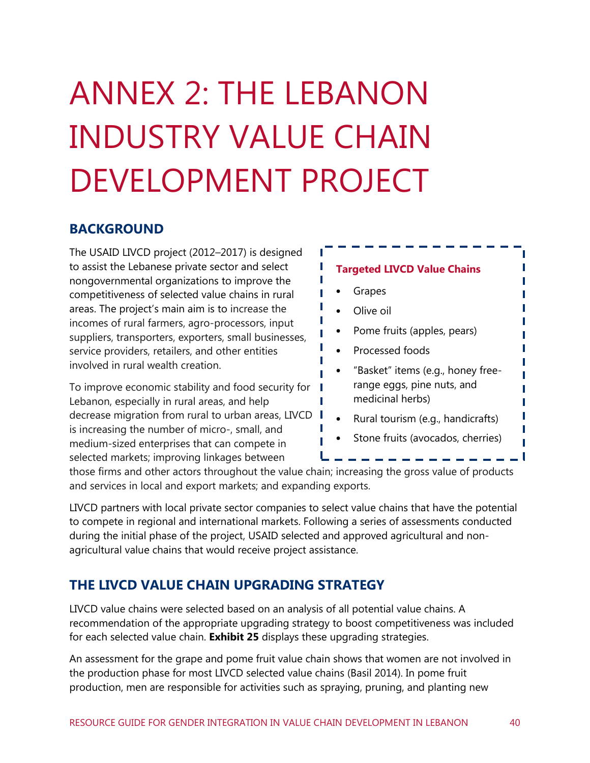# ANNEX 2: THE LEBANON INDUSTRY VALUE CHAIN DEVELOPMENT PROJECT

## BACKGROUND

The USAID LIVCD project (2012–2017) is designed to assist the Lebanese private sector and select nongovernmental organizations to improve the competitiveness of selected value chains in rural areas. The project's main aim is to increase the incomes of rural farmers, agro-processors, input suppliers, transporters, exporters, small businesses, service providers, retailers, and other entities involved in rural wealth creation.

To improve economic stability and food security for Lebanon, especially in rural areas, and help decrease migration from rural to urban areas, LIVCD is increasing the number of micro-, small, and medium-sized enterprises that can compete in selected markets; improving linkages between those firms and other actors throughout the value chain; increasing the gross value of products and services in local and export markets; and expanding exports.

**Targeted LIVCD Value Chains**

- Grapes
- Olive oil
- Pome fruits (apples, pears)
- Processed foods
- "Basket" items (e.g., honey free-range eggs, pine nuts, and medicinal herbs)
- Rural tourism (e.g., handicrafts)
- Stone fruits (avocados, cherries)

LIVCD partners with local private sector companies to select value chains that have the potential to compete in regional and international markets. Following a series of assessments conducted during the initial phase of the project, USAID selected and approved agricultural and non-agricultural value chains that would receive project assistance.

## THE LIVCD VALUE CHAIN UPGRADING STRATEGY

LIVCD value chains were selected based on an analysis of all potential value chains. A recommendation of the appropriate upgrading strategy to boost competitiveness was included for each selected value chain. **Exhibit 25** displays these upgrading strategies.

An assessment for the grape and pome fruit value chain shows that women are not involved in the production phase for most LIVCD selected value chains (Basil 2014). In pome fruit production, men are responsible for activities such as spraying, pruning, and planting new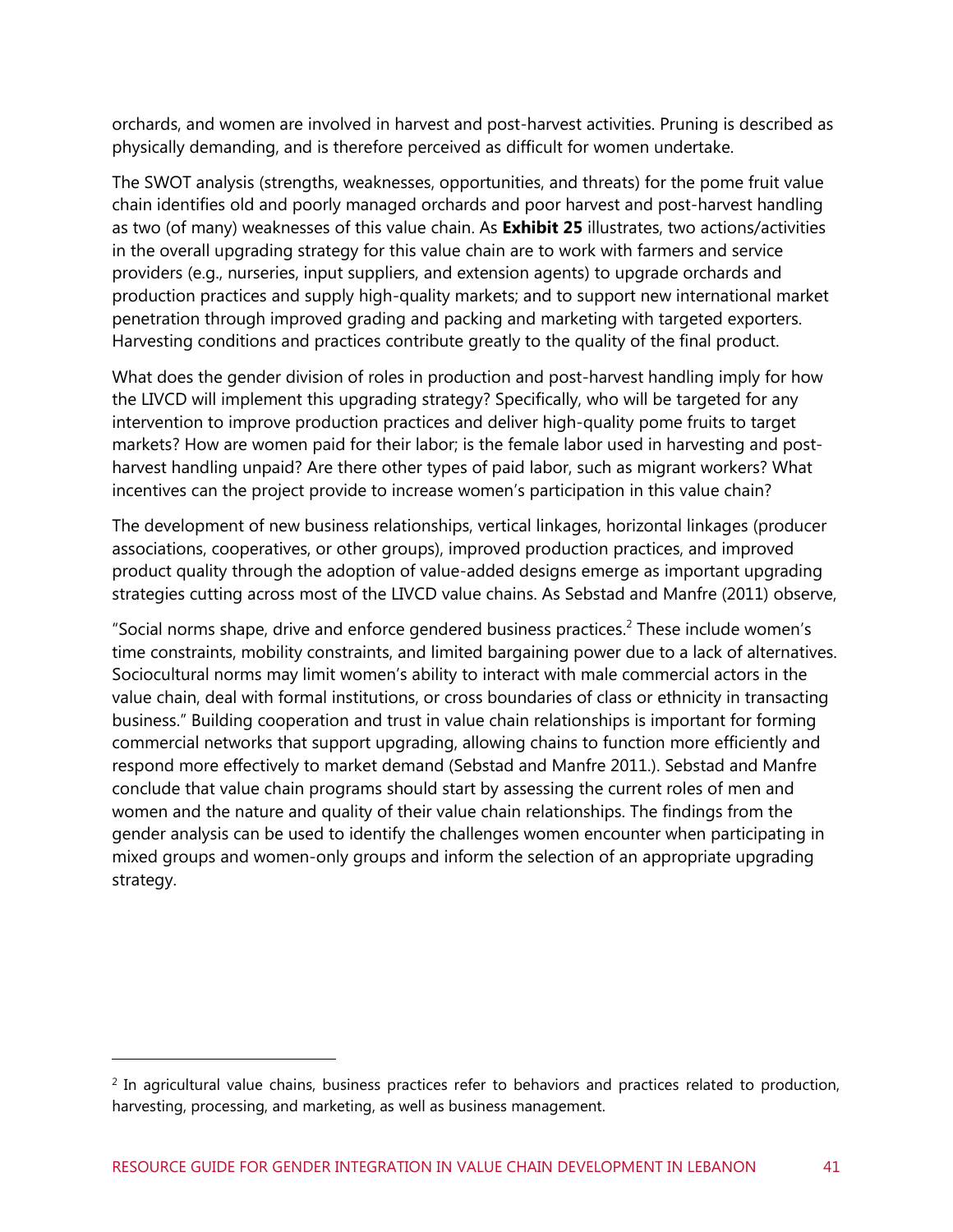orchards, and women are involved in harvest and post-harvest activities. Pruning is described as physically demanding, and is therefore perceived as difficult for women undertake.

The SWOT analysis (strengths, weaknesses, opportunities, and threats) for the pome fruit value chain identifies old and poorly managed orchards and poor harvest and post-harvest handling as two (of many) weaknesses of this value chain. As **Exhibit 25** illustrates, two actions/activities in the overall upgrading strategy for this value chain are to work with farmers and service providers (e.g., nurseries, input suppliers, and extension agents) to upgrade orchards and production practices and supply high-quality markets; and to support new international market penetration through improved grading and packing and marketing with targeted exporters. Harvesting conditions and practices contribute greatly to the quality of the final product.

What does the gender division of roles in production and post-harvest handling imply for how the LIVCD will implement this upgrading strategy? Specifically, who will be targeted for any intervention to improve production practices and deliver high-quality pome fruits to target markets? How are women paid for their labor; is the female labor used in harvesting and post-harvest handling unpaid? Are there other types of paid labor, such as migrant workers? What incentives can the project provide to increase women's participation in this value chain?

The development of new business relationships, vertical linkages, horizontal linkages (producer associations, cooperatives, or other groups), improved production practices, and improved product quality through the adoption of value-added designs emerge as important upgrading strategies cutting across most of the LIVCD value chains. As Sebstad and Manfre (2011) observe,

"Social norms shape, drive and enforce gendered business practices.[2] These include women's time constraints, mobility constraints, and limited bargaining power due to a lack of alternatives. Sociocultural norms may limit women's ability to interact with male commercial actors in the value chain, deal with formal institutions, or cross boundaries of class or ethnicity in transacting business." Building cooperation and trust in value chain relationships is important for forming commercial networks that support upgrading, allowing chains to function more efficiently and respond more effectively to market demand (Sebstad and Manfre 2011.). Sebstad and Manfre conclude that value chain programs should start by assessing the current roles of men and women and the nature and quality of their value chain relationships. The findings from the gender analysis can be used to identify the challenges women encounter when participating in mixed groups and women-only groups and inform the selection of an appropriate upgrading strategy.

---

[2] In agricultural value chains, business practices refer to behaviors and practices related to production, harvesting, processing, and marketing, as well as business management.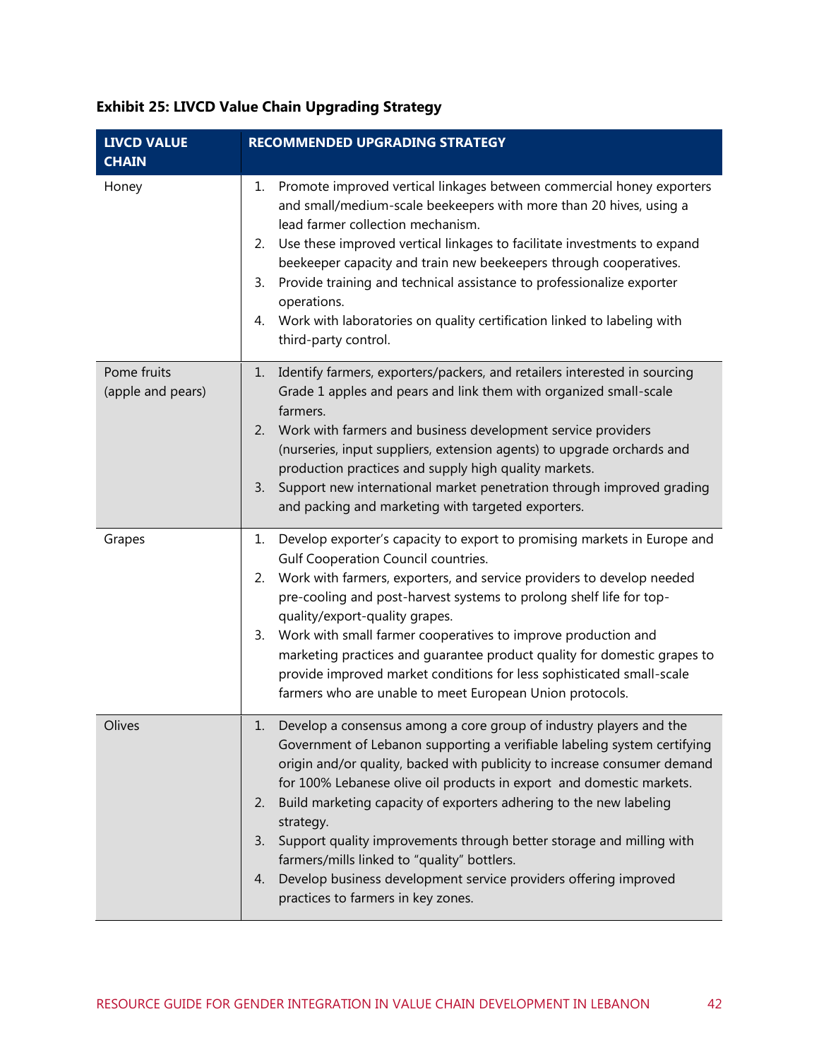**Exhibit 25: LIVCD Value Chain Upgrading Strategy**

| LIVCD VALUE CHAIN | RECOMMENDED UPGRADING STRATEGY |
|---|---|
| Honey | 1. Promote improved vertical linkages between commercial honey exporters and small/medium-scale beekeepers with more than 20 hives, using a lead farmer collection mechanism.<br>2. Use these improved vertical linkages to facilitate investments to expand beekeeper capacity and train new beekeepers through cooperatives.<br>3. Provide training and technical assistance to professionalize exporter operations.<br>4. Work with laboratories on quality certification linked to labeling with third-party control. |
| Pome fruits (apple and pears) | 1. Identify farmers, exporters/packers, and retailers interested in sourcing Grade 1 apples and pears and link them with organized small-scale farmers.<br>2. Work with farmers and business development service providers (nurseries, input suppliers, extension agents) to upgrade orchards and production practices and supply high quality markets.<br>3. Support new international market penetration through improved grading and packing and marketing with targeted exporters. |
| Grapes | 1. Develop exporter's capacity to export to promising markets in Europe and Gulf Cooperation Council countries.<br>2. Work with farmers, exporters, and service providers to develop needed pre-cooling and post-harvest systems to prolong shelf life for top-quality/export-quality grapes.<br>3. Work with small farmer cooperatives to improve production and marketing practices and guarantee product quality for domestic grapes to provide improved market conditions for less sophisticated small-scale farmers who are unable to meet European Union protocols. |
| Olives | 1. Develop a consensus among a core group of industry players and the Government of Lebanon supporting a verifiable labeling system certifying origin and/or quality, backed with publicity to increase consumer demand for 100% Lebanese olive oil products in export and domestic markets.<br>2. Build marketing capacity of exporters adhering to the new labeling strategy.<br>3. Support quality improvements through better storage and milling with farmers/mills linked to "quality" bottlers.<br>4. Develop business development service providers offering improved practices to farmers in key zones. |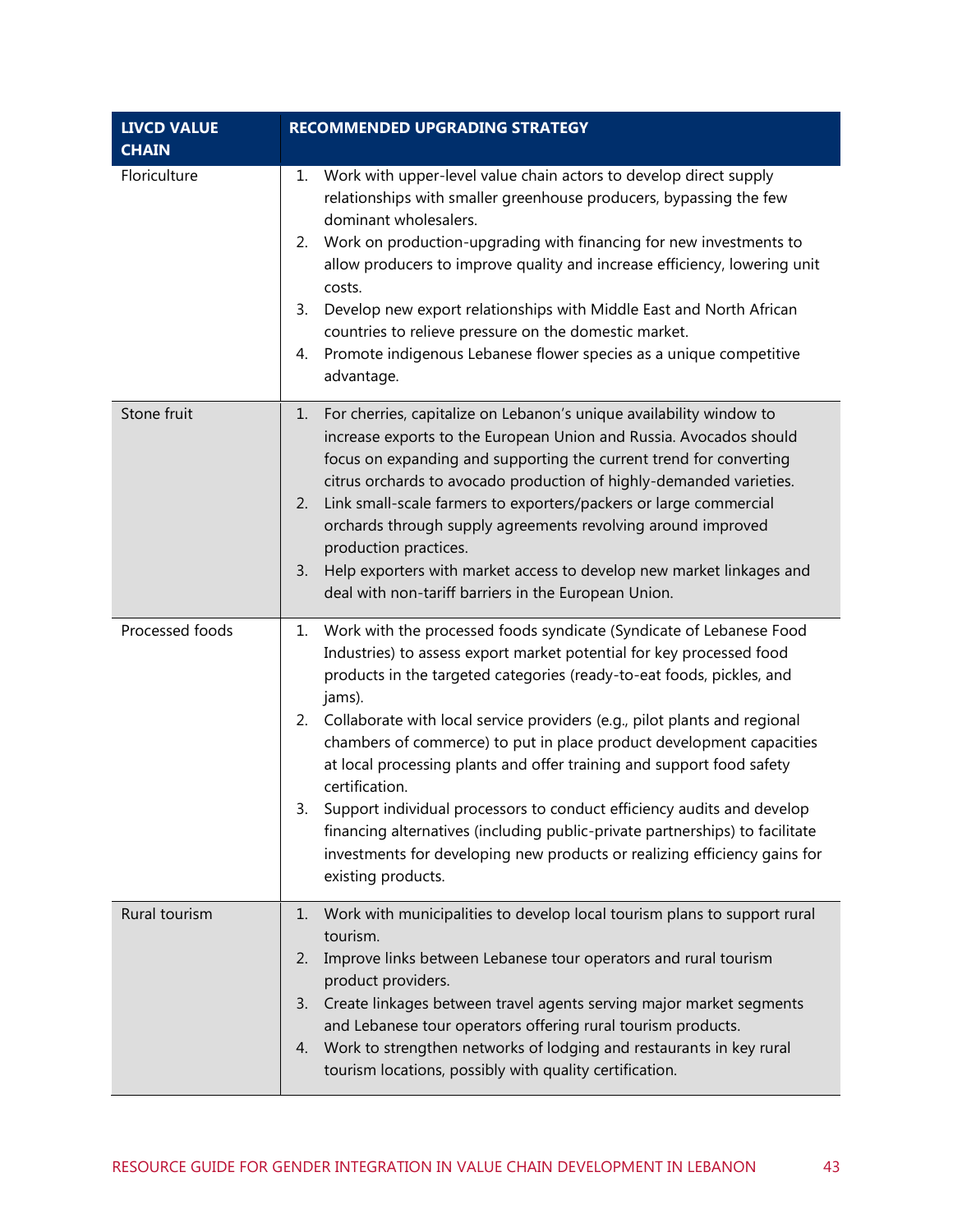| LIVCD VALUE CHAIN | RECOMMENDED UPGRADING STRATEGY |
| --- | --- |
| Floriculture | 1. Work with upper-level value chain actors to develop direct supply relationships with smaller greenhouse producers, bypassing the few dominant wholesalers.<br>2. Work on production-upgrading with financing for new investments to allow producers to improve quality and increase efficiency, lowering unit costs.<br>3. Develop new export relationships with Middle East and North African countries to relieve pressure on the domestic market.<br>4. Promote indigenous Lebanese flower species as a unique competitive advantage. |
| Stone fruit | 1. For cherries, capitalize on Lebanon's unique availability window to increase exports to the European Union and Russia. Avocados should focus on expanding and supporting the current trend for converting citrus orchards to avocado production of highly-demanded varieties.<br>2. Link small-scale farmers to exporters/packers or large commercial orchards through supply agreements revolving around improved production practices.<br>3. Help exporters with market access to develop new market linkages and deal with non-tariff barriers in the European Union. |
| Processed foods | 1. Work with the processed foods syndicate (Syndicate of Lebanese Food Industries) to assess export market potential for key processed food products in the targeted categories (ready-to-eat foods, pickles, and jams).<br>2. Collaborate with local service providers (e.g., pilot plants and regional chambers of commerce) to put in place product development capacities at local processing plants and offer training and support food safety certification.<br>3. Support individual processors to conduct efficiency audits and develop financing alternatives (including public-private partnerships) to facilitate investments for developing new products or realizing efficiency gains for existing products. |
| Rural tourism | 1. Work with municipalities to develop local tourism plans to support rural tourism.<br>2. Improve links between Lebanese tour operators and rural tourism product providers.<br>3. Create linkages between travel agents serving major market segments and Lebanese tour operators offering rural tourism products.<br>4. Work to strengthen networks of lodging and restaurants in key rural tourism locations, possibly with quality certification. |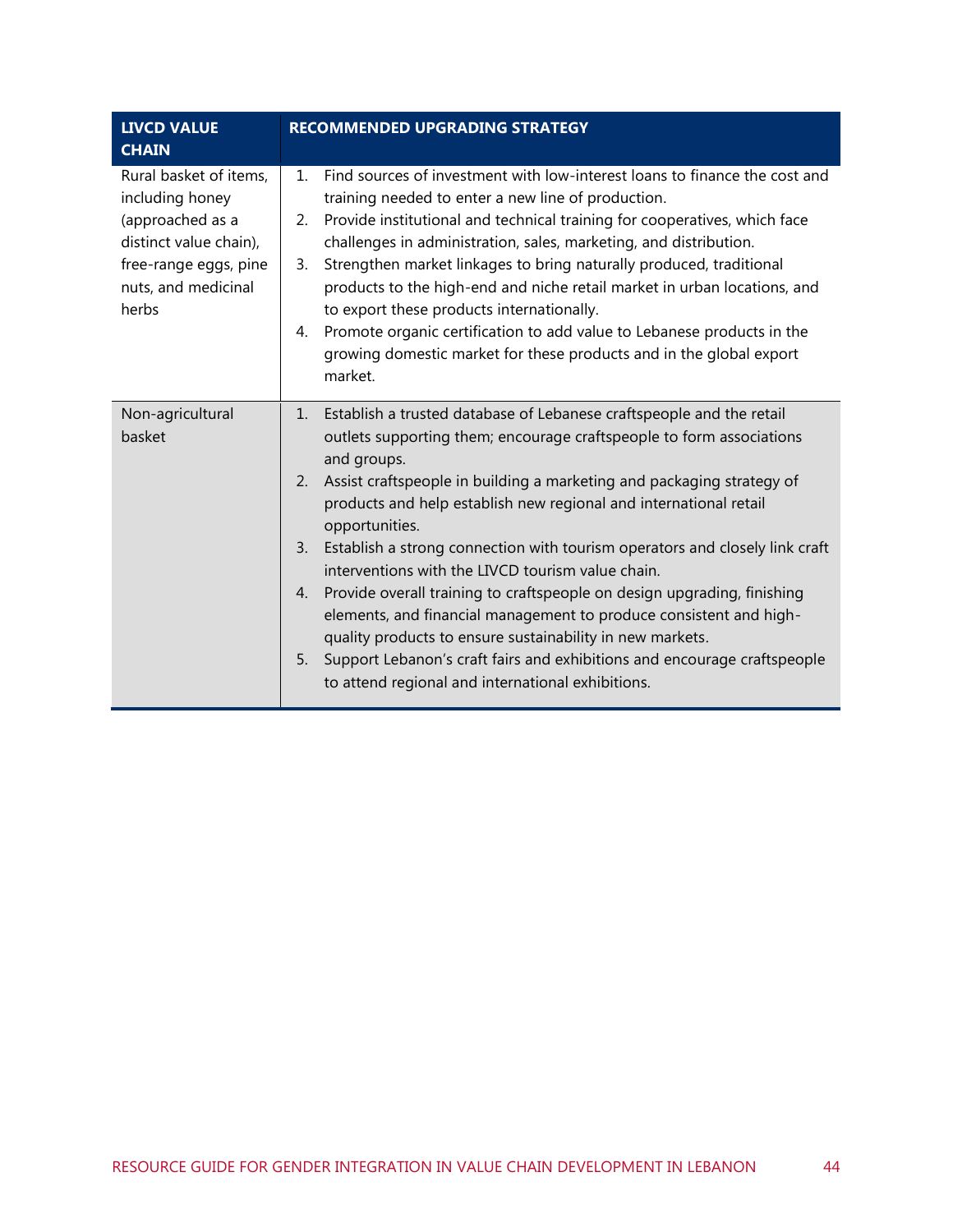| LIVCD VALUE CHAIN | RECOMMENDED UPGRADING STRATEGY |
| --- | --- |
| Rural basket of items, including honey (approached as a distinct value chain), free-range eggs, pine nuts, and medicinal herbs | 1. Find sources of investment with low-interest loans to finance the cost and training needed to enter a new line of production.<br>2. Provide institutional and technical training for cooperatives, which face challenges in administration, sales, marketing, and distribution.<br>3. Strengthen market linkages to bring naturally produced, traditional products to the high-end and niche retail market in urban locations, and to export these products internationally.<br>4. Promote organic certification to add value to Lebanese products in the growing domestic market for these products and in the global export market. |
| Non-agricultural basket | 1. Establish a trusted database of Lebanese craftspeople and the retail outlets supporting them; encourage craftspeople to form associations and groups.<br>2. Assist craftspeople in building a marketing and packaging strategy of products and help establish new regional and international retail opportunities.<br>3. Establish a strong connection with tourism operators and closely link craft interventions with the LIVCD tourism value chain.<br>4. Provide overall training to craftspeople on design upgrading, finishing elements, and financial management to produce consistent and high-quality products to ensure sustainability in new markets.<br>5. Support Lebanon's craft fairs and exhibitions and encourage craftspeople to attend regional and international exhibitions. |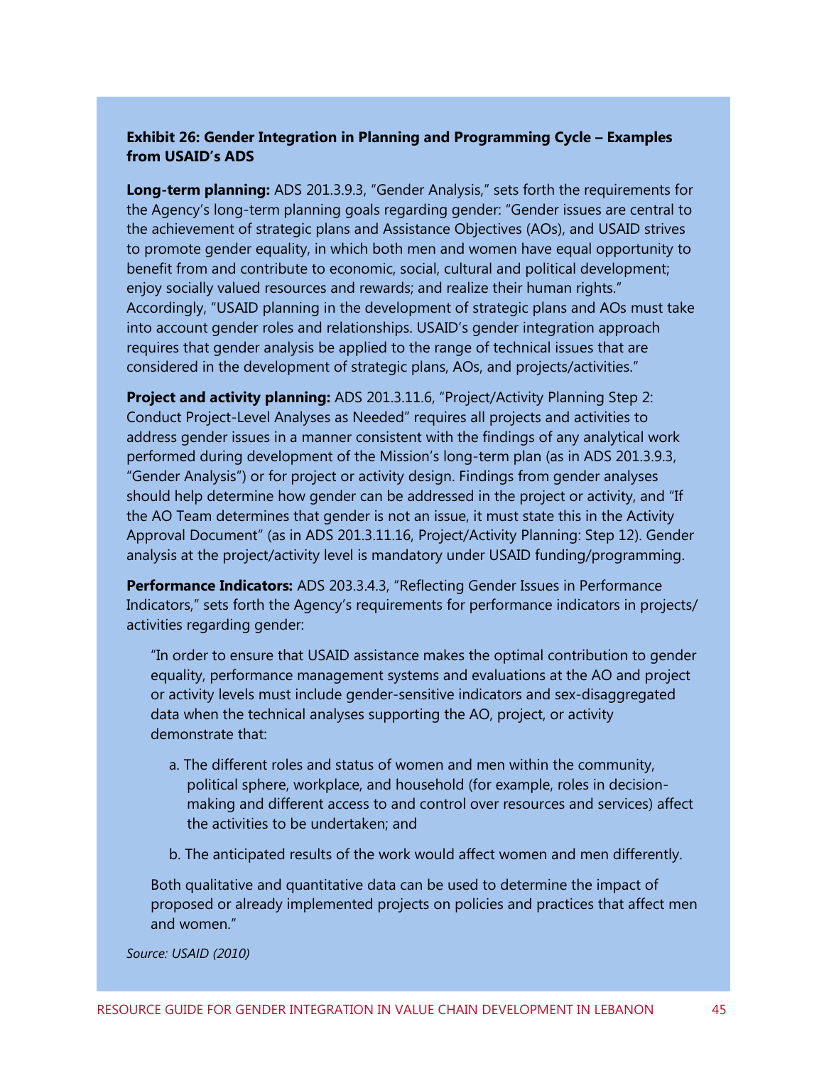**Exhibit 26: Gender Integration in Planning and Programming Cycle – Examples from USAID's ADS**

**Long-term planning:** ADS 201.3.9.3, "Gender Analysis," sets forth the requirements for the Agency's long-term planning goals regarding gender: "Gender issues are central to the achievement of strategic plans and Assistance Objectives (AOs), and USAID strives to promote gender equality, in which both men and women have equal opportunity to benefit from and contribute to economic, social, cultural and political development; enjoy socially valued resources and rewards; and realize their human rights." Accordingly, "USAID planning in the development of strategic plans and AOs must take into account gender roles and relationships. USAID's gender integration approach requires that gender analysis be applied to the range of technical issues that are considered in the development of strategic plans, AOs, and projects/activities."

**Project and activity planning:** ADS 201.3.11.6, "Project/Activity Planning Step 2: Conduct Project-Level Analyses as Needed" requires all projects and activities to address gender issues in a manner consistent with the findings of any analytical work performed during development of the Mission's long-term plan (as in ADS 201.3.9.3, "Gender Analysis") or for project or activity design. Findings from gender analyses should help determine how gender can be addressed in the project or activity, and "If the AO Team determines that gender is not an issue, it must state this in the Activity Approval Document" (as in ADS 201.3.11.16, Project/Activity Planning: Step 12). Gender analysis at the project/activity level is mandatory under USAID funding/programming.

**Performance Indicators:** ADS 203.3.4.3, "Reflecting Gender Issues in Performance Indicators," sets forth the Agency's requirements for performance indicators in projects/ activities regarding gender:

> "In order to ensure that USAID assistance makes the optimal contribution to gender equality, performance management systems and evaluations at the AO and project or activity levels must include gender-sensitive indicators and sex-disaggregated data when the technical analyses supporting the AO, project, or activity demonstrate that:
>
> a. The different roles and status of women and men within the community, political sphere, workplace, and household (for example, roles in decision-making and different access to and control over resources and services) affect the activities to be undertaken; and
>
> b. The anticipated results of the work would affect women and men differently.
>
> Both qualitative and quantitative data can be used to determine the impact of proposed or already implemented projects on policies and practices that affect men and women."

*Source: USAID (2010)*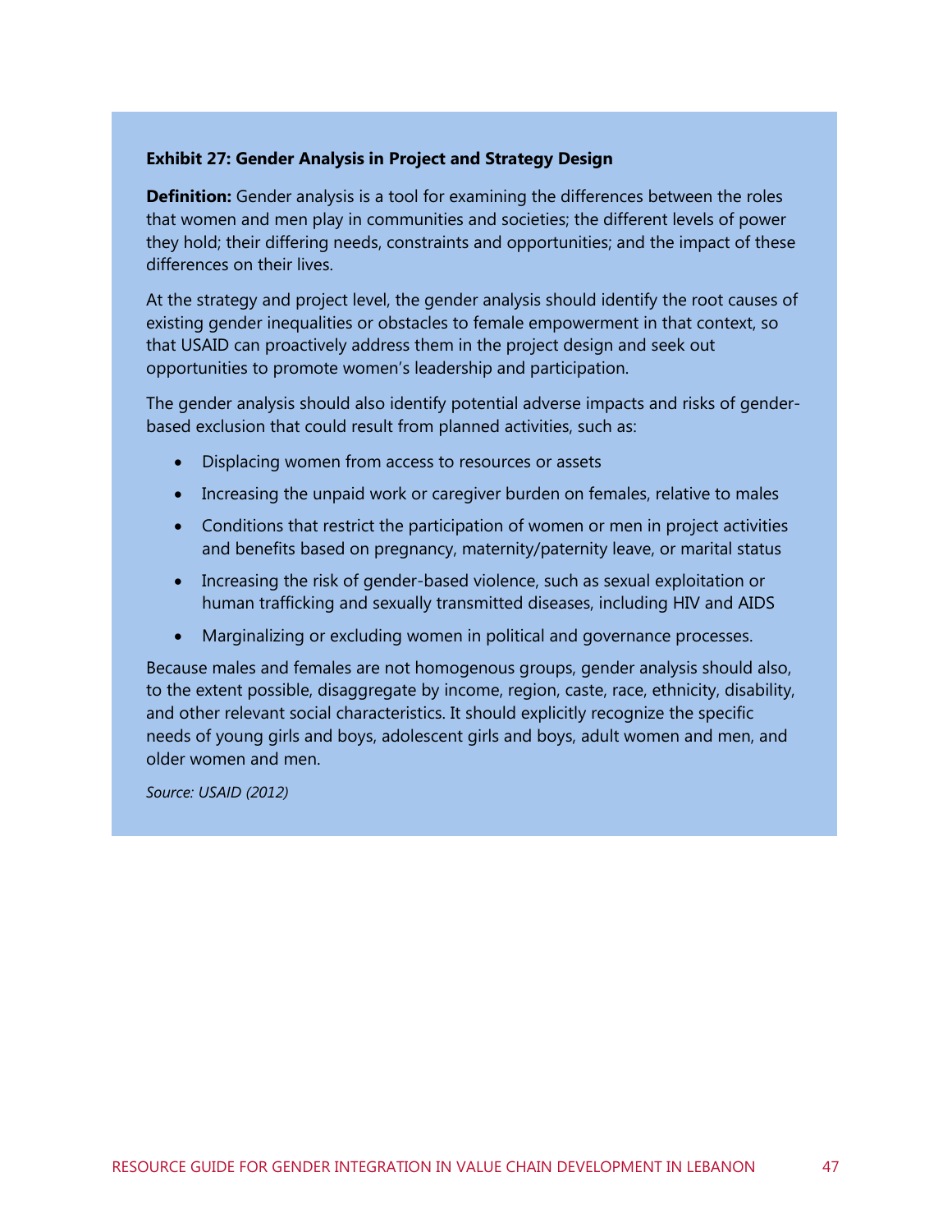**Exhibit 27: Gender Analysis in Project and Strategy Design**

**Definition:** Gender analysis is a tool for examining the differences between the roles that women and men play in communities and societies; the different levels of power they hold; their differing needs, constraints and opportunities; and the impact of these differences on their lives.

At the strategy and project level, the gender analysis should identify the root causes of existing gender inequalities or obstacles to female empowerment in that context, so that USAID can proactively address them in the project design and seek out opportunities to promote women's leadership and participation.

The gender analysis should also identify potential adverse impacts and risks of gender-based exclusion that could result from planned activities, such as:

- Displacing women from access to resources or assets
- Increasing the unpaid work or caregiver burden on females, relative to males
- Conditions that restrict the participation of women or men in project activities and benefits based on pregnancy, maternity/paternity leave, or marital status
- Increasing the risk of gender-based violence, such as sexual exploitation or human trafficking and sexually transmitted diseases, including HIV and AIDS
- Marginalizing or excluding women in political and governance processes.

Because males and females are not homogenous groups, gender analysis should also, to the extent possible, disaggregate by income, region, caste, race, ethnicity, disability, and other relevant social characteristics. It should explicitly recognize the specific needs of young girls and boys, adolescent girls and boys, adult women and men, and older women and men.

*Source: USAID (2012)*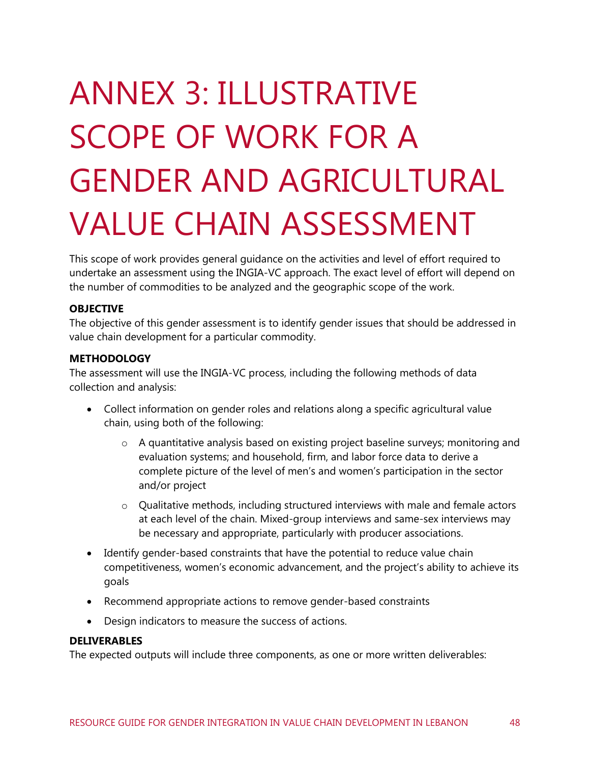# ANNEX 3: ILLUSTRATIVE SCOPE OF WORK FOR A GENDER AND AGRICULTURAL VALUE CHAIN ASSESSMENT

This scope of work provides general guidance on the activities and level of effort required to undertake an assessment using the INGIA-VC approach. The exact level of effort will depend on the number of commodities to be analyzed and the geographic scope of the work.

**OBJECTIVE**

The objective of this gender assessment is to identify gender issues that should be addressed in value chain development for a particular commodity.

**METHODOLOGY**

The assessment will use the INGIA-VC process, including the following methods of data collection and analysis:

- Collect information on gender roles and relations along a specific agricultural value chain, using both of the following:
  - A quantitative analysis based on existing project baseline surveys; monitoring and evaluation systems; and household, firm, and labor force data to derive a complete picture of the level of men's and women's participation in the sector and/or project
  - Qualitative methods, including structured interviews with male and female actors at each level of the chain. Mixed-group interviews and same-sex interviews may be necessary and appropriate, particularly with producer associations.
- Identify gender-based constraints that have the potential to reduce value chain competitiveness, women's economic advancement, and the project's ability to achieve its goals
- Recommend appropriate actions to remove gender-based constraints
- Design indicators to measure the success of actions.

**DELIVERABLES**

The expected outputs will include three components, as one or more written deliverables: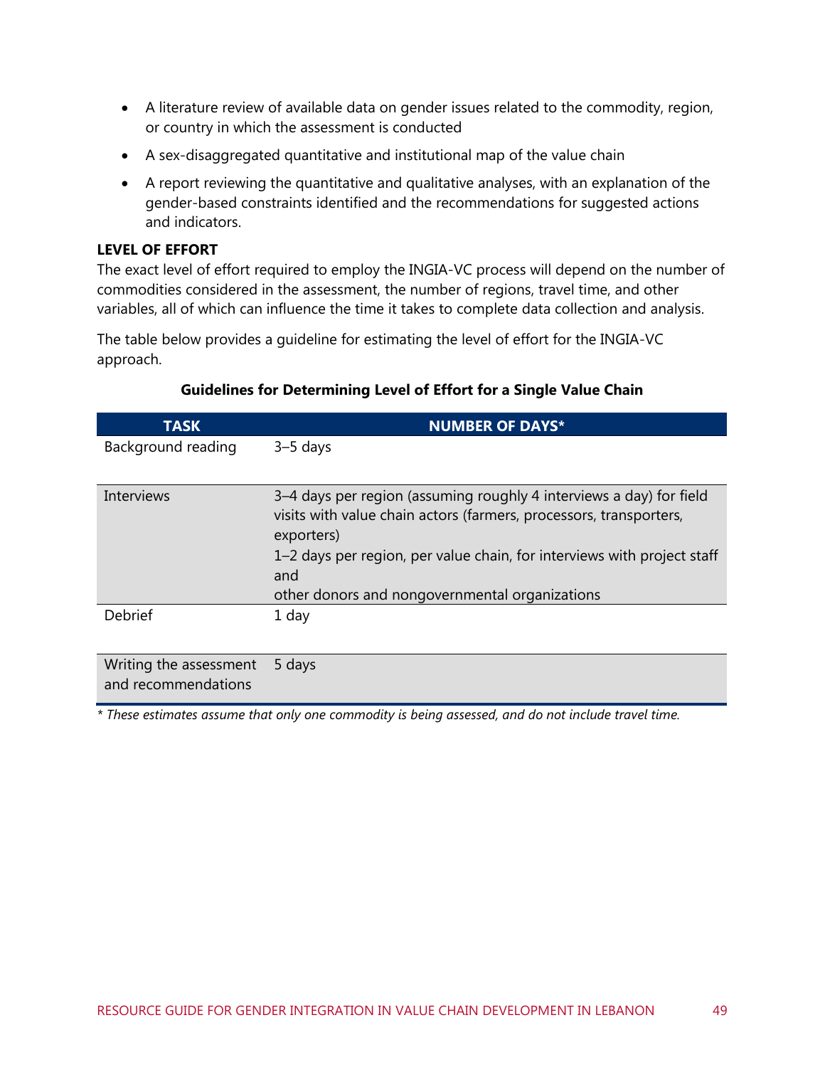- A literature review of available data on gender issues related to the commodity, region, or country in which the assessment is conducted
- A sex-disaggregated quantitative and institutional map of the value chain
- A report reviewing the quantitative and qualitative analyses, with an explanation of the gender-based constraints identified and the recommendations for suggested actions and indicators.

**LEVEL OF EFFORT**

The exact level of effort required to employ the INGIA-VC process will depend on the number of commodities considered in the assessment, the number of regions, travel time, and other variables, all of which can influence the time it takes to complete data collection and analysis.

The table below provides a guideline for estimating the level of effort for the INGIA-VC approach.

**Guidelines for Determining Level of Effort for a Single Value Chain**

| TASK | NUMBER OF DAYS* |
|---|---|
| Background reading | 3–5 days |
| Interviews | 3–4 days per region (assuming roughly 4 interviews a day) for field visits with value chain actors (farmers, processors, transporters, exporters)<br>1–2 days per region, per value chain, for interviews with project staff and<br>other donors and nongovernmental organizations |
| Debrief | 1 day |
| Writing the assessment and recommendations | 5 days |

*\* These estimates assume that only one commodity is being assessed, and do not include travel time.*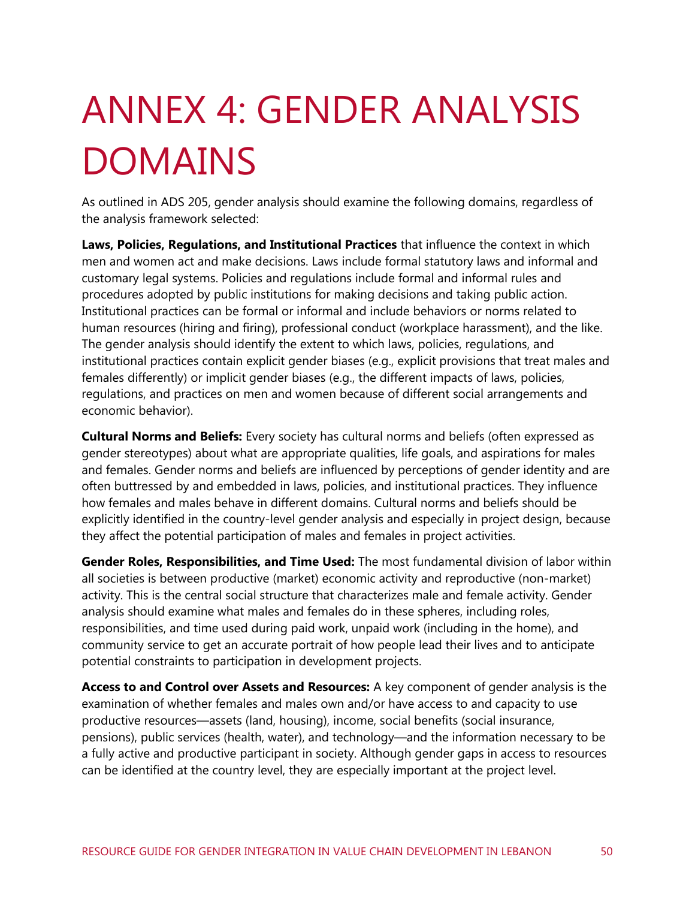# ANNEX 4: GENDER ANALYSIS DOMAINS

As outlined in ADS 205, gender analysis should examine the following domains, regardless of the analysis framework selected:

**Laws, Policies, Regulations, and Institutional Practices** that influence the context in which men and women act and make decisions. Laws include formal statutory laws and informal and customary legal systems. Policies and regulations include formal and informal rules and procedures adopted by public institutions for making decisions and taking public action. Institutional practices can be formal or informal and include behaviors or norms related to human resources (hiring and firing), professional conduct (workplace harassment), and the like. The gender analysis should identify the extent to which laws, policies, regulations, and institutional practices contain explicit gender biases (e.g., explicit provisions that treat males and females differently) or implicit gender biases (e.g., the different impacts of laws, policies, regulations, and practices on men and women because of different social arrangements and economic behavior).

**Cultural Norms and Beliefs:** Every society has cultural norms and beliefs (often expressed as gender stereotypes) about what are appropriate qualities, life goals, and aspirations for males and females. Gender norms and beliefs are influenced by perceptions of gender identity and are often buttressed by and embedded in laws, policies, and institutional practices. They influence how females and males behave in different domains. Cultural norms and beliefs should be explicitly identified in the country-level gender analysis and especially in project design, because they affect the potential participation of males and females in project activities.

**Gender Roles, Responsibilities, and Time Used:** The most fundamental division of labor within all societies is between productive (market) economic activity and reproductive (non-market) activity. This is the central social structure that characterizes male and female activity. Gender analysis should examine what males and females do in these spheres, including roles, responsibilities, and time used during paid work, unpaid work (including in the home), and community service to get an accurate portrait of how people lead their lives and to anticipate potential constraints to participation in development projects.

**Access to and Control over Assets and Resources:** A key component of gender analysis is the examination of whether females and males own and/or have access to and capacity to use productive resources—assets (land, housing), income, social benefits (social insurance, pensions), public services (health, water), and technology—and the information necessary to be a fully active and productive participant in society. Although gender gaps in access to resources can be identified at the country level, they are especially important at the project level.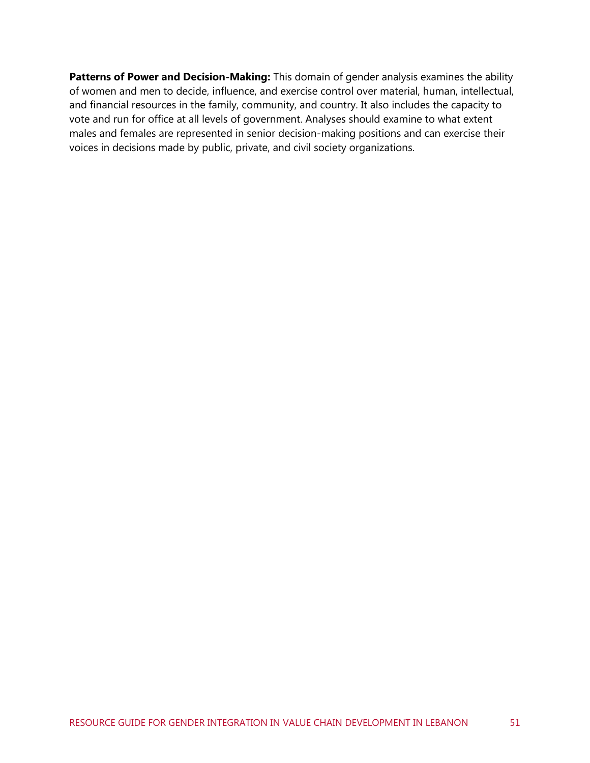**Patterns of Power and Decision-Making:** This domain of gender analysis examines the ability of women and men to decide, influence, and exercise control over material, human, intellectual, and financial resources in the family, community, and country. It also includes the capacity to vote and run for office at all levels of government. Analyses should examine to what extent males and females are represented in senior decision-making positions and can exercise their voices in decisions made by public, private, and civil society organizations.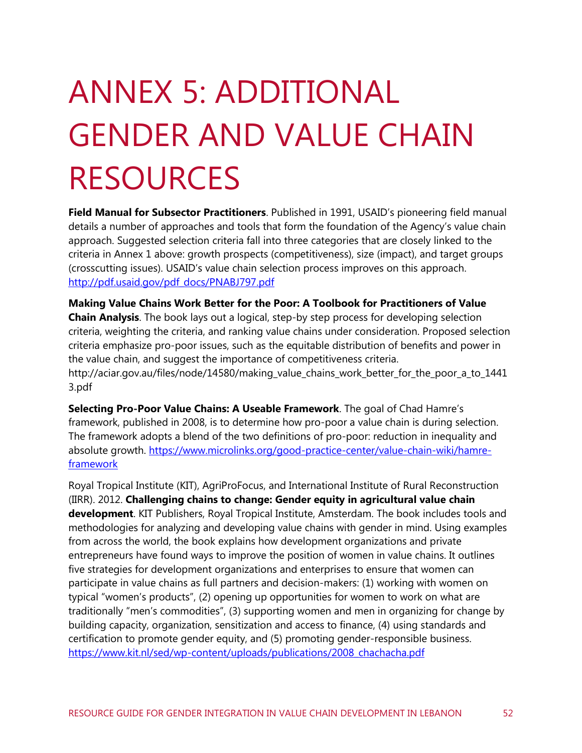# ANNEX 5: ADDITIONAL GENDER AND VALUE CHAIN RESOURCES

**Field Manual for Subsector Practitioners**. Published in 1991, USAID's pioneering field manual details a number of approaches and tools that form the foundation of the Agency's value chain approach. Suggested selection criteria fall into three categories that are closely linked to the criteria in Annex 1 above: growth prospects (competitiveness), size (impact), and target groups (crosscutting issues). USAID's value chain selection process improves on this approach. http://pdf.usaid.gov/pdf_docs/PNABJ797.pdf

**Making Value Chains Work Better for the Poor: A Toolbook for Practitioners of Value Chain Analysis**. The book lays out a logical, step-by step process for developing selection criteria, weighting the criteria, and ranking value chains under consideration. Proposed selection criteria emphasize pro-poor issues, such as the equitable distribution of benefits and power in the value chain, and suggest the importance of competitiveness criteria. http://aciar.gov.au/files/node/14580/making_value_chains_work_better_for_the_poor_a_to_14413.pdf

**Selecting Pro-Poor Value Chains: A Useable Framework**. The goal of Chad Hamre's framework, published in 2008, is to determine how pro-poor a value chain is during selection. The framework adopts a blend of the two definitions of pro-poor: reduction in inequality and absolute growth. https://www.microlinks.org/good-practice-center/value-chain-wiki/hamre-framework

Royal Tropical Institute (KIT), AgriProFocus, and International Institute of Rural Reconstruction (IIRR). 2012. **Challenging chains to change: Gender equity in agricultural value chain development**. KIT Publishers, Royal Tropical Institute, Amsterdam. The book includes tools and methodologies for analyzing and developing value chains with gender in mind. Using examples from across the world, the book explains how development organizations and private entrepreneurs have found ways to improve the position of women in value chains. It outlines five strategies for development organizations and enterprises to ensure that women can participate in value chains as full partners and decision-makers: (1) working with women on typical "women's products", (2) opening up opportunities for women to work on what are traditionally "men's commodities", (3) supporting women and men in organizing for change by building capacity, organization, sensitization and access to finance, (4) using standards and certification to promote gender equity, and (5) promoting gender-responsible business. https://www.kit.nl/sed/wp-content/uploads/publications/2008_chachacha.pdf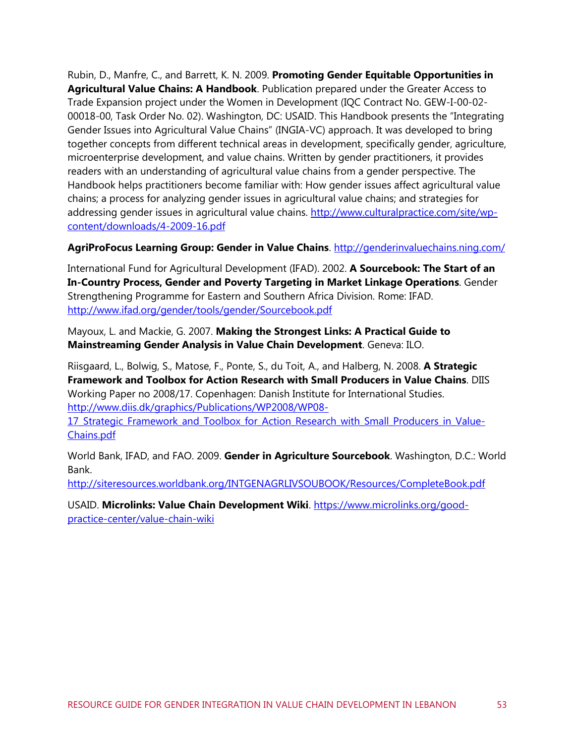Rubin, D., Manfre, C., and Barrett, K. N. 2009. **Promoting Gender Equitable Opportunities in Agricultural Value Chains: A Handbook**. Publication prepared under the Greater Access to Trade Expansion project under the Women in Development (IQC Contract No. GEW-I-00-02-00018-00, Task Order No. 02). Washington, DC: USAID. This Handbook presents the "Integrating Gender Issues into Agricultural Value Chains" (INGIA-VC) approach. It was developed to bring together concepts from different technical areas in development, specifically gender, agriculture, microenterprise development, and value chains. Written by gender practitioners, it provides readers with an understanding of agricultural value chains from a gender perspective. The Handbook helps practitioners become familiar with: How gender issues affect agricultural value chains; a process for analyzing gender issues in agricultural value chains; and strategies for addressing gender issues in agricultural value chains. http://www.culturalpractice.com/site/wp-content/downloads/4-2009-16.pdf

**AgriProFocus Learning Group: Gender in Value Chains**. http://genderinvaluechains.ning.com/

International Fund for Agricultural Development (IFAD). 2002. **A Sourcebook: The Start of an In-Country Process, Gender and Poverty Targeting in Market Linkage Operations**. Gender Strengthening Programme for Eastern and Southern Africa Division. Rome: IFAD. http://www.ifad.org/gender/tools/gender/Sourcebook.pdf

Mayoux, L. and Mackie, G. 2007. **Making the Strongest Links: A Practical Guide to Mainstreaming Gender Analysis in Value Chain Development**. Geneva: ILO.

Riisgaard, L., Bolwig, S., Matose, F., Ponte, S., du Toit, A., and Halberg, N. 2008. **A Strategic Framework and Toolbox for Action Research with Small Producers in Value Chains**. DIIS Working Paper no 2008/17. Copenhagen: Danish Institute for International Studies. http://www.diis.dk/graphics/Publications/WP2008/WP08-17_Strategic_Framework_and_Toolbox_for_Action_Research_with_Small_Producers_in_Value-Chains.pdf

World Bank, IFAD, and FAO. 2009. **Gender in Agriculture Sourcebook**. Washington, D.C.: World Bank. http://siteresources.worldbank.org/INTGENAGRLIVSOUBOOK/Resources/CompleteBook.pdf

USAID. **Microlinks: Value Chain Development Wiki**. https://www.microlinks.org/good-practice-center/value-chain-wiki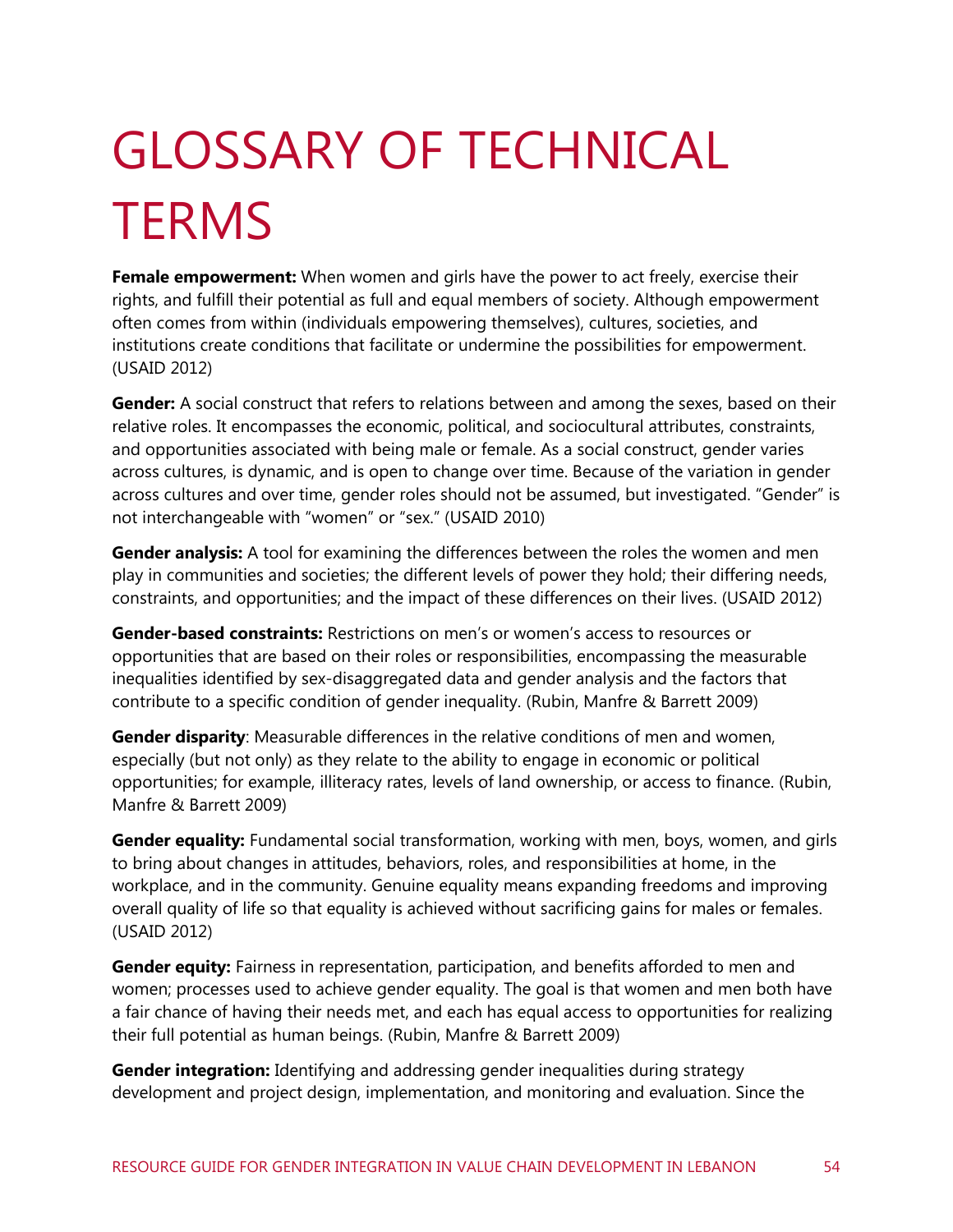# GLOSSARY OF TECHNICAL TERMS

**Female empowerment:** When women and girls have the power to act freely, exercise their rights, and fulfill their potential as full and equal members of society. Although empowerment often comes from within (individuals empowering themselves), cultures, societies, and institutions create conditions that facilitate or undermine the possibilities for empowerment. (USAID 2012)

**Gender:** A social construct that refers to relations between and among the sexes, based on their relative roles. It encompasses the economic, political, and sociocultural attributes, constraints, and opportunities associated with being male or female. As a social construct, gender varies across cultures, is dynamic, and is open to change over time. Because of the variation in gender across cultures and over time, gender roles should not be assumed, but investigated. "Gender" is not interchangeable with "women" or "sex." (USAID 2010)

**Gender analysis:** A tool for examining the differences between the roles the women and men play in communities and societies; the different levels of power they hold; their differing needs, constraints, and opportunities; and the impact of these differences on their lives. (USAID 2012)

**Gender-based constraints:** Restrictions on men's or women's access to resources or opportunities that are based on their roles or responsibilities, encompassing the measurable inequalities identified by sex-disaggregated data and gender analysis and the factors that contribute to a specific condition of gender inequality. (Rubin, Manfre & Barrett 2009)

**Gender disparity**: Measurable differences in the relative conditions of men and women, especially (but not only) as they relate to the ability to engage in economic or political opportunities; for example, illiteracy rates, levels of land ownership, or access to finance. (Rubin, Manfre & Barrett 2009)

**Gender equality:** Fundamental social transformation, working with men, boys, women, and girls to bring about changes in attitudes, behaviors, roles, and responsibilities at home, in the workplace, and in the community. Genuine equality means expanding freedoms and improving overall quality of life so that equality is achieved without sacrificing gains for males or females. (USAID 2012)

**Gender equity:** Fairness in representation, participation, and benefits afforded to men and women; processes used to achieve gender equality. The goal is that women and men both have a fair chance of having their needs met, and each has equal access to opportunities for realizing their full potential as human beings. (Rubin, Manfre & Barrett 2009)

**Gender integration:** Identifying and addressing gender inequalities during strategy development and project design, implementation, and monitoring and evaluation. Since the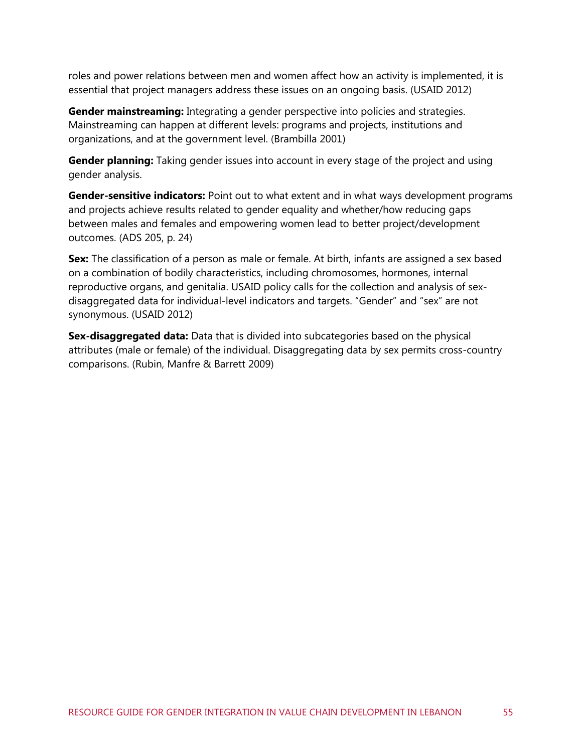roles and power relations between men and women affect how an activity is implemented, it is essential that project managers address these issues on an ongoing basis. (USAID 2012)

**Gender mainstreaming:** Integrating a gender perspective into policies and strategies. Mainstreaming can happen at different levels: programs and projects, institutions and organizations, and at the government level. (Brambilla 2001)

**Gender planning:** Taking gender issues into account in every stage of the project and using gender analysis.

**Gender-sensitive indicators:** Point out to what extent and in what ways development programs and projects achieve results related to gender equality and whether/how reducing gaps between males and females and empowering women lead to better project/development outcomes. (ADS 205, p. 24)

**Sex:** The classification of a person as male or female. At birth, infants are assigned a sex based on a combination of bodily characteristics, including chromosomes, hormones, internal reproductive organs, and genitalia. USAID policy calls for the collection and analysis of sex-disaggregated data for individual-level indicators and targets. "Gender" and "sex" are not synonymous. (USAID 2012)

**Sex-disaggregated data:** Data that is divided into subcategories based on the physical attributes (male or female) of the individual. Disaggregating data by sex permits cross-country comparisons. (Rubin, Manfre & Barrett 2009)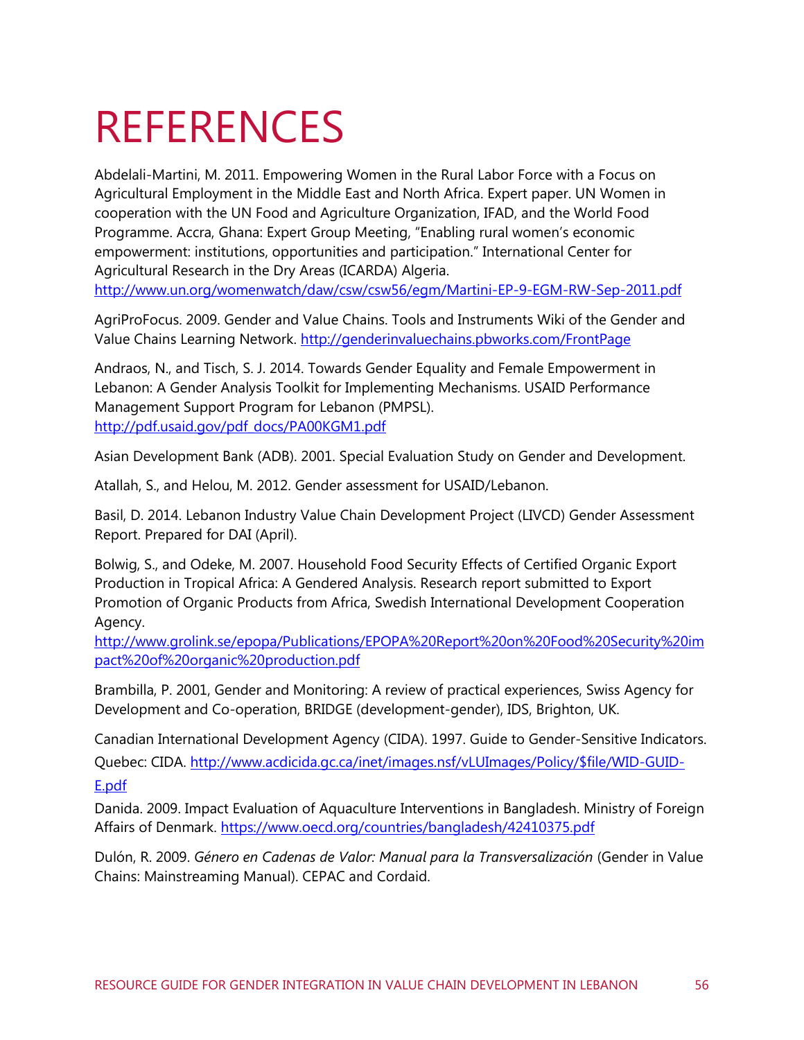# REFERENCES

Abdelali-Martini, M. 2011. Empowering Women in the Rural Labor Force with a Focus on Agricultural Employment in the Middle East and North Africa. Expert paper. UN Women in cooperation with the UN Food and Agriculture Organization, IFAD, and the World Food Programme. Accra, Ghana: Expert Group Meeting, "Enabling rural women's economic empowerment: institutions, opportunities and participation." International Center for Agricultural Research in the Dry Areas (ICARDA) Algeria. http://www.un.org/womenwatch/daw/csw/csw56/egm/Martini-EP-9-EGM-RW-Sep-2011.pdf

AgriProFocus. 2009. Gender and Value Chains. Tools and Instruments Wiki of the Gender and Value Chains Learning Network. http://genderinvaluechains.pbworks.com/FrontPage

Andraos, N., and Tisch, S. J. 2014. Towards Gender Equality and Female Empowerment in Lebanon: A Gender Analysis Toolkit for Implementing Mechanisms. USAID Performance Management Support Program for Lebanon (PMPSL). http://pdf.usaid.gov/pdf_docs/PA00KGM1.pdf

Asian Development Bank (ADB). 2001. Special Evaluation Study on Gender and Development.

Atallah, S., and Helou, M. 2012. Gender assessment for USAID/Lebanon.

Basil, D. 2014. Lebanon Industry Value Chain Development Project (LIVCD) Gender Assessment Report. Prepared for DAI (April).

Bolwig, S., and Odeke, M. 2007. Household Food Security Effects of Certified Organic Export Production in Tropical Africa: A Gendered Analysis. Research report submitted to Export Promotion of Organic Products from Africa, Swedish International Development Cooperation Agency. http://www.grolink.se/epopa/Publications/EPOPA%20Report%20on%20Food%20Security%20impact%20of%20organic%20production.pdf

Brambilla, P. 2001, Gender and Monitoring: A review of practical experiences, Swiss Agency for Development and Co-operation, BRIDGE (development-gender), IDS, Brighton, UK.

Canadian International Development Agency (CIDA). 1997. Guide to Gender-Sensitive Indicators. Quebec: CIDA. http://www.acdicida.gc.ca/inet/images.nsf/vLUImages/Policy/$file/WID-GUID-E.pdf

Danida. 2009. Impact Evaluation of Aquaculture Interventions in Bangladesh. Ministry of Foreign Affairs of Denmark. https://www.oecd.org/countries/bangladesh/42410375.pdf

Dulón, R. 2009. *Género en Cadenas de Valor: Manual para la Transversalización* (Gender in Value Chains: Mainstreaming Manual). CEPAC and Cordaid.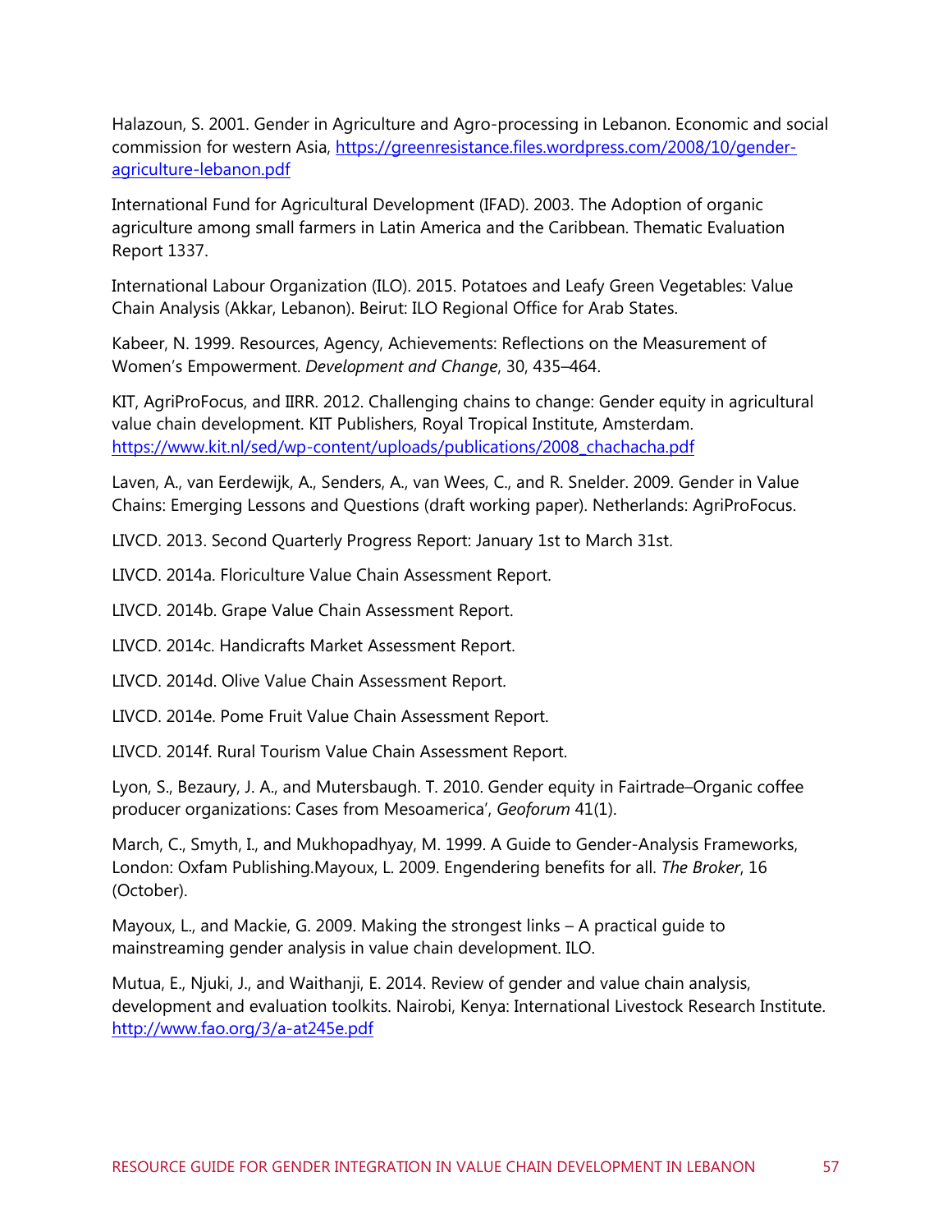Halazoun, S. 2001. Gender in Agriculture and Agro-processing in Lebanon. Economic and social commission for western Asia, https://greenresistance.files.wordpress.com/2008/10/gender-agriculture-lebanon.pdf

International Fund for Agricultural Development (IFAD). 2003. The Adoption of organic agriculture among small farmers in Latin America and the Caribbean. Thematic Evaluation Report 1337.

International Labour Organization (ILO). 2015. Potatoes and Leafy Green Vegetables: Value Chain Analysis (Akkar, Lebanon). Beirut: ILO Regional Office for Arab States.

Kabeer, N. 1999. Resources, Agency, Achievements: Reflections on the Measurement of Women's Empowerment. *Development and Change*, 30, 435–464.

KIT, AgriProFocus, and IIRR. 2012. Challenging chains to change: Gender equity in agricultural value chain development. KIT Publishers, Royal Tropical Institute, Amsterdam. https://www.kit.nl/sed/wp-content/uploads/publications/2008_chachacha.pdf

Laven, A., van Eerdewijk, A., Senders, A., van Wees, C., and R. Snelder. 2009. Gender in Value Chains: Emerging Lessons and Questions (draft working paper). Netherlands: AgriProFocus.

LIVCD. 2013. Second Quarterly Progress Report: January 1st to March 31st.

LIVCD. 2014a. Floriculture Value Chain Assessment Report.

LIVCD. 2014b. Grape Value Chain Assessment Report.

LIVCD. 2014c. Handicrafts Market Assessment Report.

LIVCD. 2014d. Olive Value Chain Assessment Report.

LIVCD. 2014e. Pome Fruit Value Chain Assessment Report.

LIVCD. 2014f. Rural Tourism Value Chain Assessment Report.

Lyon, S., Bezaury, J. A., and Mutersbaugh. T. 2010. Gender equity in Fairtrade–Organic coffee producer organizations: Cases from Mesoamerica', *Geoforum* 41(1).

March, C., Smyth, I., and Mukhopadhyay, M. 1999. A Guide to Gender-Analysis Frameworks, London: Oxfam Publishing.Mayoux, L. 2009. Engendering benefits for all. *The Broker*, 16 (October).

Mayoux, L., and Mackie, G. 2009. Making the strongest links – A practical guide to mainstreaming gender analysis in value chain development. ILO.

Mutua, E., Njuki, J., and Waithanji, E. 2014. Review of gender and value chain analysis, development and evaluation toolkits. Nairobi, Kenya: International Livestock Research Institute. http://www.fao.org/3/a-at245e.pdf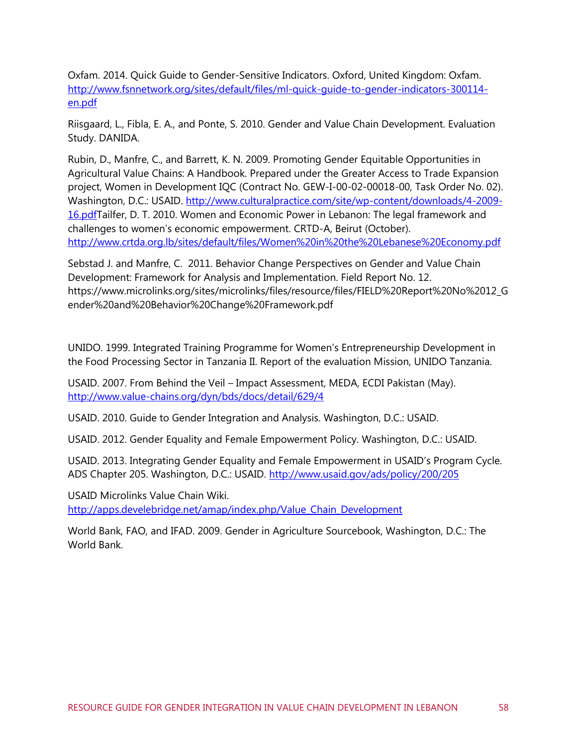Oxfam. 2014. Quick Guide to Gender-Sensitive Indicators. Oxford, United Kingdom: Oxfam. http://www.fsnnetwork.org/sites/default/files/ml-quick-guide-to-gender-indicators-300114-en.pdf

Riisgaard, L., Fibla, E. A., and Ponte, S. 2010. Gender and Value Chain Development. Evaluation Study. DANIDA.

Rubin, D., Manfre, C., and Barrett, K. N. 2009. Promoting Gender Equitable Opportunities in Agricultural Value Chains: A Handbook. Prepared under the Greater Access to Trade Expansion project, Women in Development IQC (Contract No. GEW-I-00-02-00018-00, Task Order No. 02). Washington, D.C.: USAID. http://www.culturalpractice.com/site/wp-content/downloads/4-2009-16.pdfTailfer, D. T. 2010. Women and Economic Power in Lebanon: The legal framework and challenges to women's economic empowerment. CRTD-A, Beirut (October). http://www.crtda.org.lb/sites/default/files/Women%20in%20the%20Lebanese%20Economy.pdf

Sebstad J. and Manfre, C. 2011. Behavior Change Perspectives on Gender and Value Chain Development: Framework for Analysis and Implementation. Field Report No. 12. https://www.microlinks.org/sites/microlinks/files/resource/files/FIELD%20Report%20No%2012_Gender%20and%20Behavior%20Change%20Framework.pdf

UNIDO. 1999. Integrated Training Programme for Women's Entrepreneurship Development in the Food Processing Sector in Tanzania II. Report of the evaluation Mission, UNIDO Tanzania.

USAID. 2007. From Behind the Veil – Impact Assessment, MEDA, ECDI Pakistan (May). http://www.value-chains.org/dyn/bds/docs/detail/629/4

USAID. 2010. Guide to Gender Integration and Analysis. Washington, D.C.: USAID.

USAID. 2012. Gender Equality and Female Empowerment Policy. Washington, D.C.: USAID.

USAID. 2013. Integrating Gender Equality and Female Empowerment in USAID's Program Cycle. ADS Chapter 205. Washington, D.C.: USAID. http://www.usaid.gov/ads/policy/200/205

USAID Microlinks Value Chain Wiki. http://apps.develebridge.net/amap/index.php/Value_Chain_Development

World Bank, FAO, and IFAD. 2009. Gender in Agriculture Sourcebook, Washington, D.C.: The World Bank.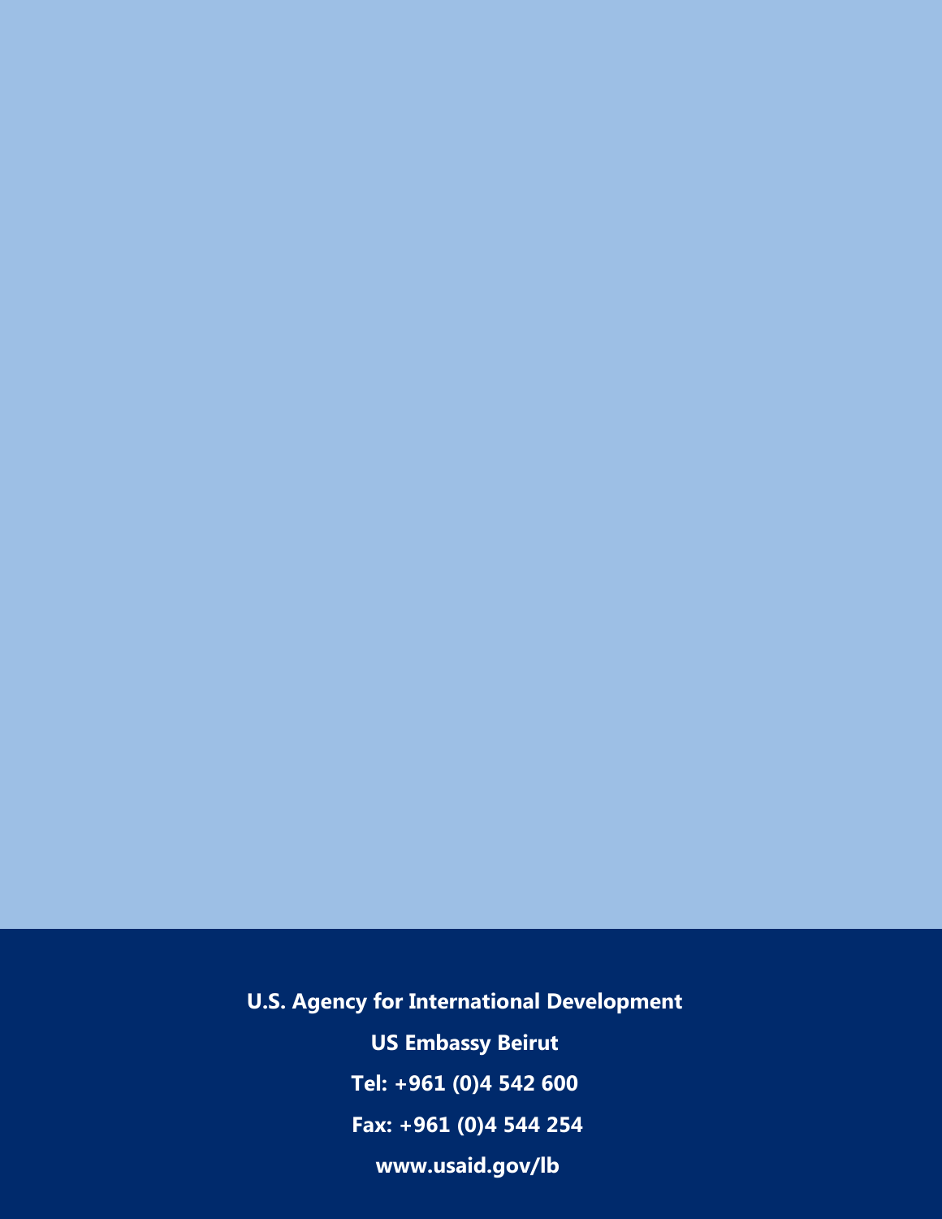**U.S. Agency for International Development**

**US Embassy Beirut**

**Tel: +961 (0)4 542 600**

**Fax: +961 (0)4 544 254**

**www.usaid.gov/lb**